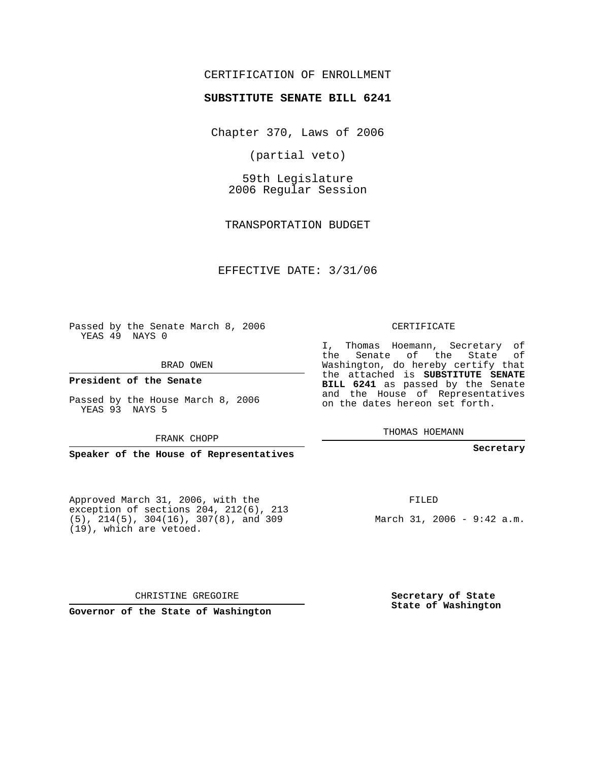CERTIFICATION OF ENROLLMENT

**SUBSTITUTE SENATE BILL 6241**

Chapter 370, Laws of 2006

(partial veto)

59th Legislature
2006 Regular Session

TRANSPORTATION BUDGET

EFFECTIVE DATE: 3/31/06

Passed by the Senate March 8, 2006
YEAS 49 NAYS 0

BRAD OWEN

**President of the Senate**

Passed by the House March 8, 2006
YEAS 93 NAYS 5

FRANK CHOPP

**Speaker of the House of Representatives**

CERTIFICATE

I, Thomas Hoemann, Secretary of the Senate of the State of Washington, do hereby certify that the attached is **SUBSTITUTE SENATE BILL 6241** as passed by the Senate and the House of Representatives on the dates hereon set forth.

THOMAS HOEMANN

**Secretary**

Approved March 31, 2006, with the exception of sections 204, 212(6), 213 (5), 214(5), 304(16), 307(8), and 309 (19), which are vetoed.

FILED

March 31, 2006 - 9:42 a.m.

CHRISTINE GREGOIRE

**Governor of the State of Washington**

**Secretary of State**
**State of Washington**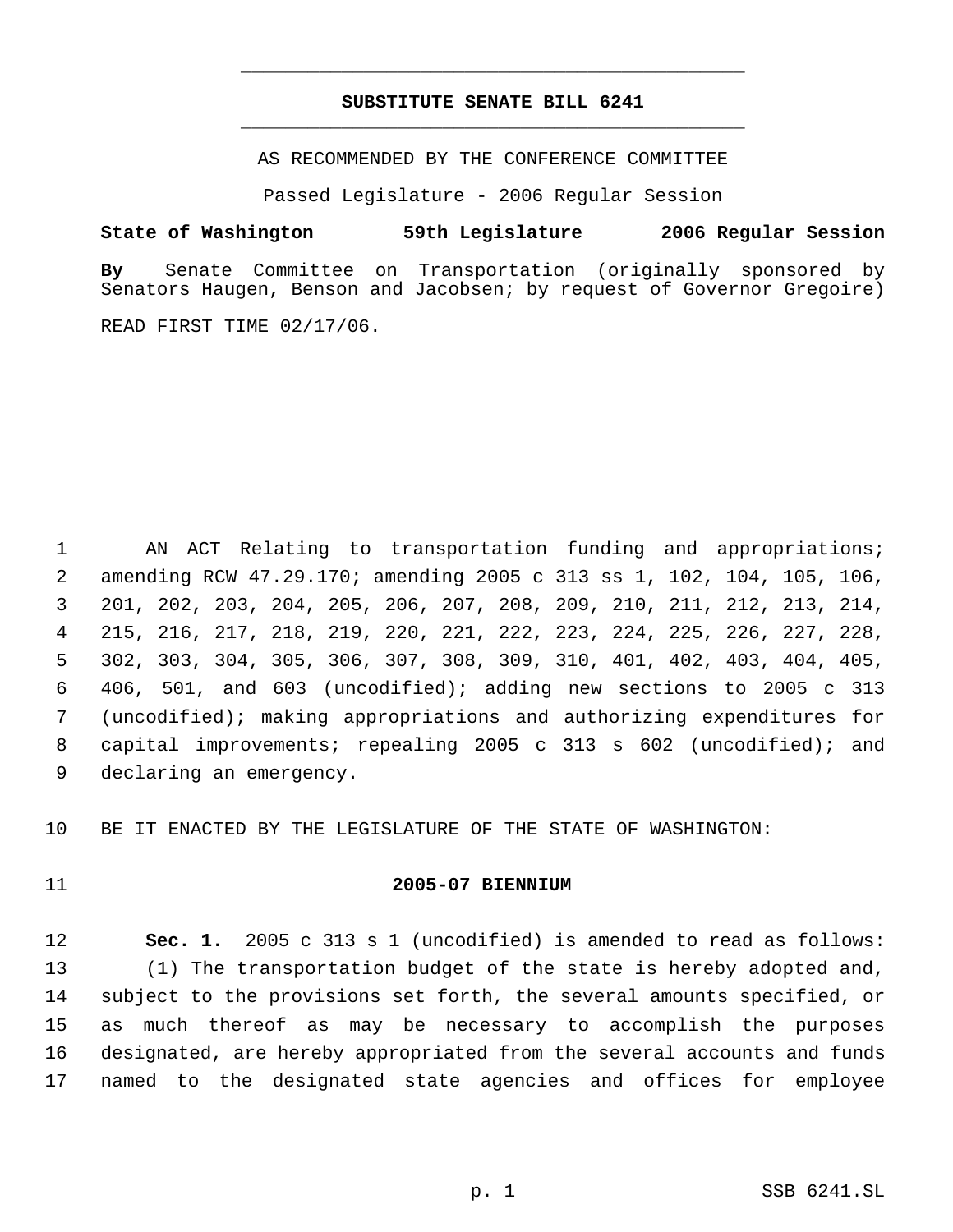**SUBSTITUTE SENATE BILL 6241**

AS RECOMMENDED BY THE CONFERENCE COMMITTEE

Passed Legislature - 2006 Regular Session

**State of Washington 59th Legislature 2006 Regular Session**

**By** Senate Committee on Transportation (originally sponsored by Senators Haugen, Benson and Jacobsen; by request of Governor Gregoire)

READ FIRST TIME 02/17/06.

AN ACT Relating to transportation funding and appropriations; amending RCW 47.29.170; amending 2005 c 313 ss 1, 102, 104, 105, 106, 201, 202, 203, 204, 205, 206, 207, 208, 209, 210, 211, 212, 213, 214, 215, 216, 217, 218, 219, 220, 221, 222, 223, 224, 225, 226, 227, 228, 302, 303, 304, 305, 306, 307, 308, 309, 310, 401, 402, 403, 404, 405, 406, 501, and 603 (uncodified); adding new sections to 2005 c 313 (uncodified); making appropriations and authorizing expenditures for capital improvements; repealing 2005 c 313 s 602 (uncodified); and declaring an emergency.

BE IT ENACTED BY THE LEGISLATURE OF THE STATE OF WASHINGTON:

**2005-07 BIENNIUM**

**Sec. 1.** 2005 c 313 s 1 (uncodified) is amended to read as follows:

(1) The transportation budget of the state is hereby adopted and, subject to the provisions set forth, the several amounts specified, or as much thereof as may be necessary to accomplish the purposes designated, are hereby appropriated from the several accounts and funds named to the designated state agencies and offices for employee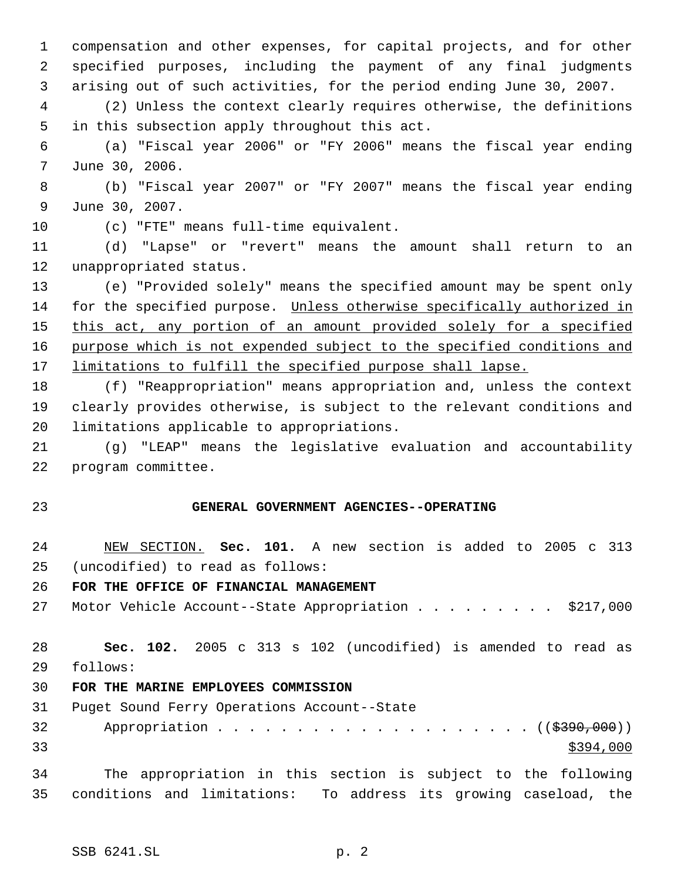compensation and other expenses, for capital projects, and for other specified purposes, including the payment of any final judgments arising out of such activities, for the period ending June 30, 2007.

(2) Unless the context clearly requires otherwise, the definitions in this subsection apply throughout this act.

(a) "Fiscal year 2006" or "FY 2006" means the fiscal year ending June 30, 2006.

(b) "Fiscal year 2007" or "FY 2007" means the fiscal year ending June 30, 2007.

(c) "FTE" means full-time equivalent.

(d) "Lapse" or "revert" means the amount shall return to an unappropriated status.

(e) "Provided solely" means the specified amount may be spent only for the specified purpose. <u>Unless otherwise specifically authorized in this act, any portion of an amount provided solely for a specified purpose which is not expended subject to the specified conditions and limitations to fulfill the specified purpose shall lapse.</u>

(f) "Reappropriation" means appropriation and, unless the context clearly provides otherwise, is subject to the relevant conditions and limitations applicable to appropriations.

(g) "LEAP" means the legislative evaluation and accountability program committee.

## GENERAL GOVERNMENT AGENCIES--OPERATING

<u>NEW SECTION.</u> **Sec. 101.** A new section is added to 2005 c 313 (uncodified) to read as follows:

**FOR THE OFFICE OF FINANCIAL MANAGEMENT**

Motor Vehicle Account--State Appropriation . . . . . . . . . $217,000

**Sec. 102.** 2005 c 313 s 102 (uncodified) is amended to read as follows:

**FOR THE MARINE EMPLOYEES COMMISSION**

Puget Sound Ferry Operations Account--State Appropriation . . . . . . . . . . . . . . . . . . . . . (( ~~$390,000~~ )) <u>$394,000</u>

The appropriation in this section is subject to the following conditions and limitations: To address its growing caseload, the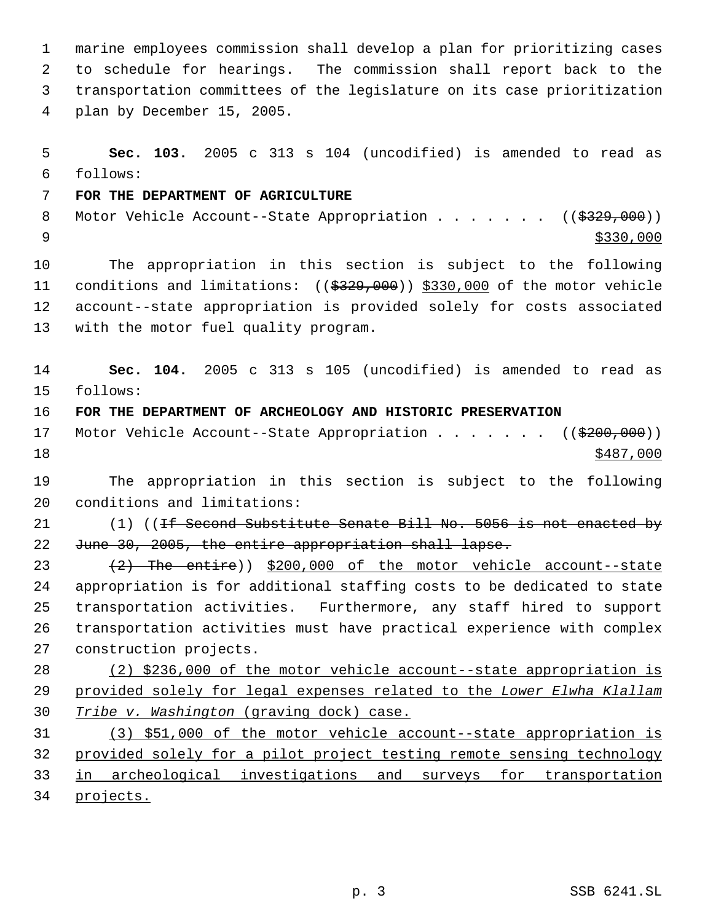marine employees commission shall develop a plan for prioritizing cases to schedule for hearings. The commission shall report back to the transportation committees of the legislature on its case prioritization plan by December 15, 2005.

**Sec. 103.** 2005 c 313 s 104 (uncodified) is amended to read as follows:

**FOR THE DEPARTMENT OF AGRICULTURE**

Motor Vehicle Account--State Appropriation . . . . . . . ((~~$329,000~~)) $330,000

The appropriation in this section is subject to the following conditions and limitations: ((~~$329,000~~)) $330,000 of the motor vehicle account--state appropriation is provided solely for costs associated with the motor fuel quality program.

**Sec. 104.** 2005 c 313 s 105 (uncodified) is amended to read as follows:

**FOR THE DEPARTMENT OF ARCHEOLOGY AND HISTORIC PRESERVATION**

Motor Vehicle Account--State Appropriation . . . . . . . ((~~$200,000~~)) $487,000

The appropriation in this section is subject to the following conditions and limitations:

(1) ((~~If Second Substitute Senate Bill No. 5056 is not enacted by June 30, 2005, the entire appropriation shall lapse.~~

~~(2) The entire~~)) $200,000 of the motor vehicle account--state appropriation is for additional staffing costs to be dedicated to state transportation activities. Furthermore, any staff hired to support transportation activities must have practical experience with complex construction projects.

(2) $236,000 of the motor vehicle account--state appropriation is provided solely for legal expenses related to the *Lower Elwha Klallam Tribe v. Washington* (graving dock) case.

(3) $51,000 of the motor vehicle account--state appropriation is provided solely for a pilot project testing remote sensing technology in archeological investigations and surveys for transportation projects.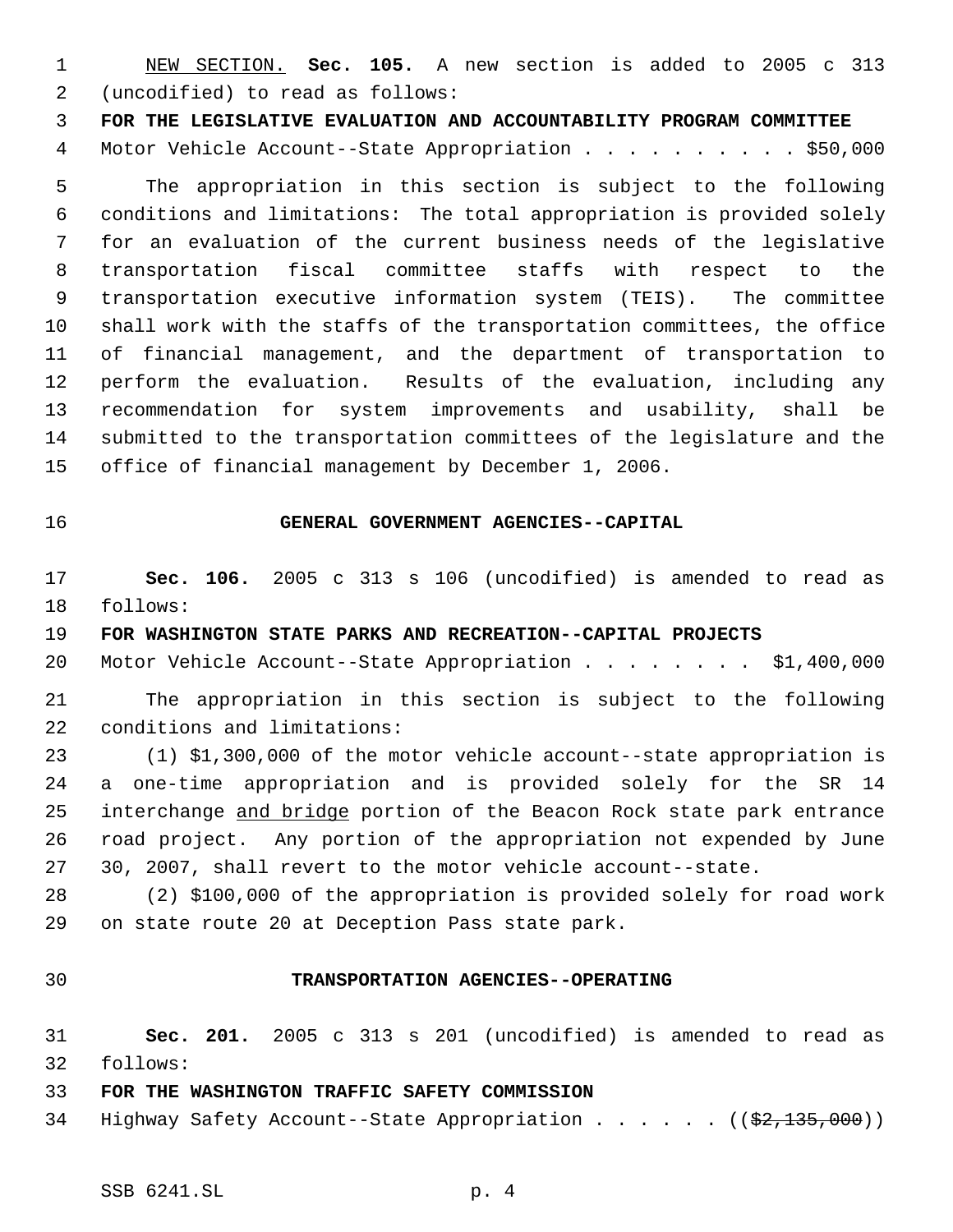NEW SECTION. **Sec. 105.** A new section is added to 2005 c 313 (uncodified) to read as follows:

**FOR THE LEGISLATIVE EVALUATION AND ACCOUNTABILITY PROGRAM COMMITTEE**

Motor Vehicle Account--State Appropriation . . . . . . . . . . $50,000

The appropriation in this section is subject to the following conditions and limitations: The total appropriation is provided solely for an evaluation of the current business needs of the legislative transportation fiscal committee staffs with respect to the transportation executive information system (TEIS). The committee shall work with the staffs of the transportation committees, the office of financial management, and the department of transportation to perform the evaluation. Results of the evaluation, including any recommendation for system improvements and usability, shall be submitted to the transportation committees of the legislature and the office of financial management by December 1, 2006.

## GENERAL GOVERNMENT AGENCIES--CAPITAL

**Sec. 106.** 2005 c 313 s 106 (uncodified) is amended to read as follows:

**FOR WASHINGTON STATE PARKS AND RECREATION--CAPITAL PROJECTS**

Motor Vehicle Account--State Appropriation . . . . . . . . $1,400,000

The appropriation in this section is subject to the following conditions and limitations:

(1) $1,300,000 of the motor vehicle account--state appropriation is a one-time appropriation and is provided solely for the SR 14 interchange and bridge portion of the Beacon Rock state park entrance road project. Any portion of the appropriation not expended by June 30, 2007, shall revert to the motor vehicle account--state.

(2) $100,000 of the appropriation is provided solely for road work on state route 20 at Deception Pass state park.

## TRANSPORTATION AGENCIES--OPERATING

**Sec. 201.** 2005 c 313 s 201 (uncodified) is amended to read as follows:

**FOR THE WASHINGTON TRAFFIC SAFETY COMMISSION**

Highway Safety Account--State Appropriation . . . . . . ((~~$2,135,000~~))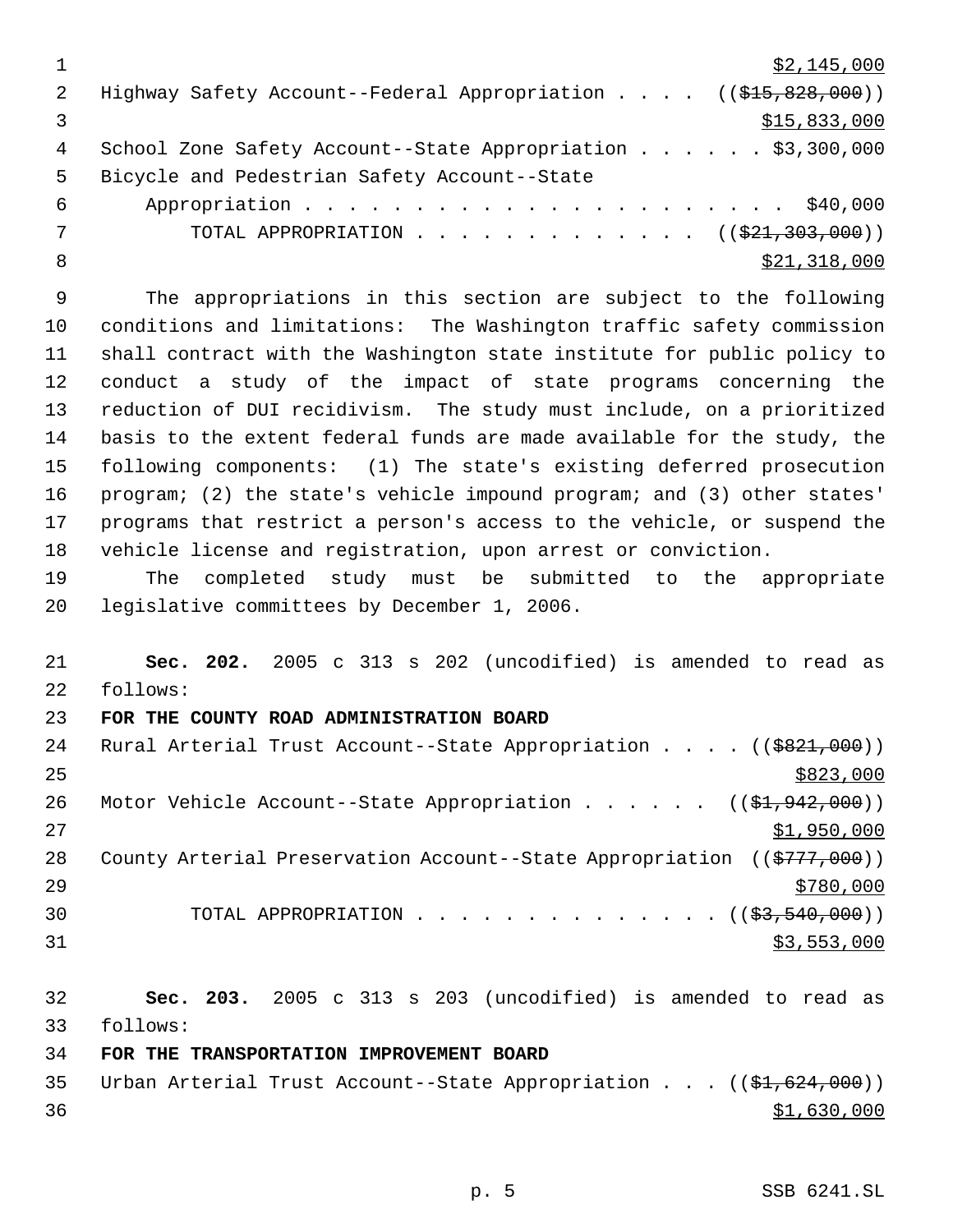$2,145,000

Highway Safety Account--Federal Appropriation . . . . ((~~$15,828,000~~))
$15,833,000

School Zone Safety Account--State Appropriation . . . . . . $3,300,000

Bicycle and Pedestrian Safety Account--State Appropriation . . . . . . . . . . . . . . . . . . . . . . $40,000

TOTAL APPROPRIATION . . . . . . . . . . . . . . ((~~$21,303,000~~))
$21,318,000

The appropriations in this section are subject to the following conditions and limitations: The Washington traffic safety commission shall contract with the Washington state institute for public policy to conduct a study of the impact of state programs concerning the reduction of DUI recidivism. The study must include, on a prioritized basis to the extent federal funds are made available for the study, the following components: (1) The state's existing deferred prosecution program; (2) the state's vehicle impound program; and (3) other states' programs that restrict a person's access to the vehicle, or suspend the vehicle license and registration, upon arrest or conviction.

The completed study must be submitted to the appropriate legislative committees by December 1, 2006.

**Sec. 202.** 2005 c 313 s 202 (uncodified) is amended to read as follows:

**FOR THE COUNTY ROAD ADMINISTRATION BOARD**

Rural Arterial Trust Account--State Appropriation . . . . ((~~$821,000~~))
$823,000

Motor Vehicle Account--State Appropriation . . . . . . ((~~$1,942,000~~))
$1,950,000

County Arterial Preservation Account--State Appropriation ((~~$777,000~~))
$780,000

TOTAL APPROPRIATION . . . . . . . . . . . . . . ((~~$3,540,000~~))
$3,553,000

**Sec. 203.** 2005 c 313 s 203 (uncodified) is amended to read as follows:

**FOR THE TRANSPORTATION IMPROVEMENT BOARD**

Urban Arterial Trust Account--State Appropriation . . . ((~~$1,624,000~~))
$1,630,000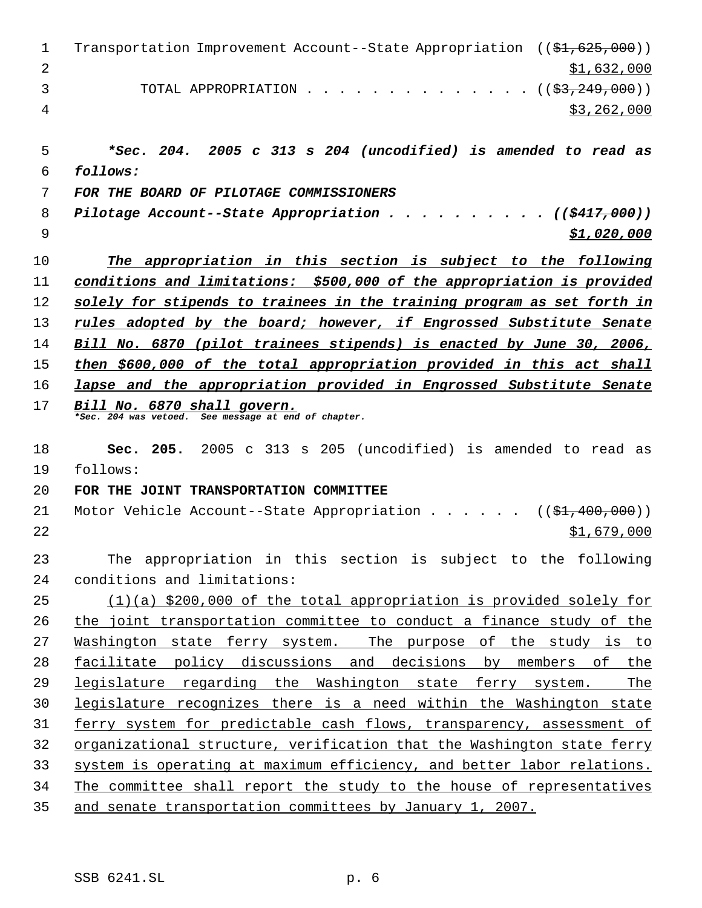Transportation Improvement Account--State Appropriation ((~~$1,625,000~~)) <u>$1,632,000</u>

TOTAL APPROPRIATION . . . . . . . . . . . . . . ((~~$3,249,000~~)) <u>$3,262,000</u>

***Sec. 204. 2005 c 313 s 204 (uncodified) is amended to read as follows:***

***FOR THE BOARD OF PILOTAGE COMMISSIONERS***

***Pilotage Account--State Appropriation . . . . . . . . . . ((~~$417,000~~))*** ***<u>$1,020,000</u>***

***<u>The appropriation in this section is subject to the following conditions and limitations: $500,000 of the appropriation is provided solely for stipends to trainees in the training program as set forth in rules adopted by the board; however, if Engrossed Substitute Senate Bill No. 6870 (pilot trainees stipends) is enacted by June 30, 2006, then $600,000 of the total appropriation provided in this act shall lapse and the appropriation provided in Engrossed Substitute Senate Bill No. 6870 shall govern.</u>***

****Sec. 204 was vetoed. See message at end of chapter.***

**Sec. 205.** 2005 c 313 s 205 (uncodified) is amended to read as follows:

**FOR THE JOINT TRANSPORTATION COMMITTEE**

Motor Vehicle Account--State Appropriation . . . . . . ((~~$1,400,000~~)) <u>$1,679,000</u>

The appropriation in this section is subject to the following conditions and limitations:

<u>(1)(a) $200,000 of the total appropriation is provided solely for the joint transportation committee to conduct a finance study of the Washington state ferry system. The purpose of the study is to facilitate policy discussions and decisions by members of the legislature regarding the Washington state ferry system. The legislature recognizes there is a need within the Washington state ferry system for predictable cash flows, transparency, assessment of organizational structure, verification that the Washington state ferry system is operating at maximum efficiency, and better labor relations. The committee shall report the study to the house of representatives and senate transportation committees by January 1, 2007.</u>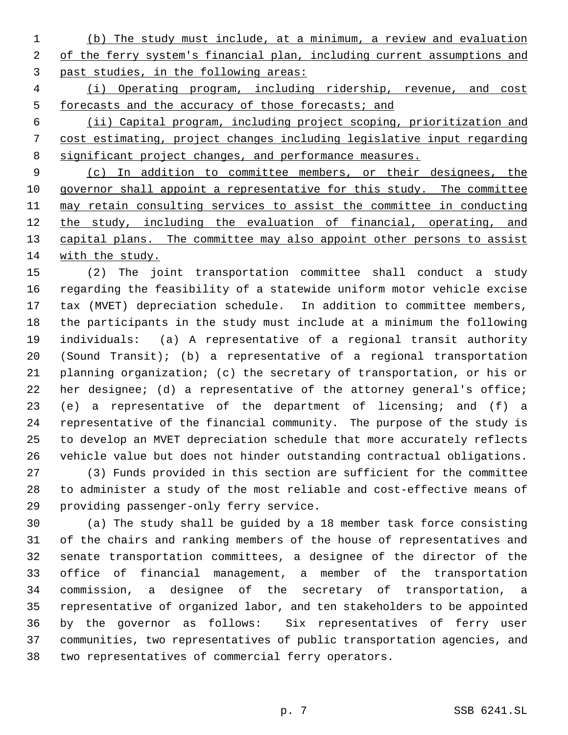(b) The study must include, at a minimum, a review and evaluation of the ferry system's financial plan, including current assumptions and past studies, in the following areas:

(i) Operating program, including ridership, revenue, and cost forecasts and the accuracy of those forecasts; and

(ii) Capital program, including project scoping, prioritization and cost estimating, project changes including legislative input regarding significant project changes, and performance measures.

(c) In addition to committee members, or their designees, the governor shall appoint a representative for this study. The committee may retain consulting services to assist the committee in conducting the study, including the evaluation of financial, operating, and capital plans. The committee may also appoint other persons to assist with the study.

(2) The joint transportation committee shall conduct a study regarding the feasibility of a statewide uniform motor vehicle excise tax (MVET) depreciation schedule. In addition to committee members, the participants in the study must include at a minimum the following individuals: (a) A representative of a regional transit authority (Sound Transit); (b) a representative of a regional transportation planning organization; (c) the secretary of transportation, or his or her designee; (d) a representative of the attorney general's office; (e) a representative of the department of licensing; and (f) a representative of the financial community. The purpose of the study is to develop an MVET depreciation schedule that more accurately reflects vehicle value but does not hinder outstanding contractual obligations.

(3) Funds provided in this section are sufficient for the committee to administer a study of the most reliable and cost-effective means of providing passenger-only ferry service.

(a) The study shall be guided by a 18 member task force consisting of the chairs and ranking members of the house of representatives and senate transportation committees, a designee of the director of the office of financial management, a member of the transportation commission, a designee of the secretary of transportation, a representative of organized labor, and ten stakeholders to be appointed by the governor as follows: Six representatives of ferry user communities, two representatives of public transportation agencies, and two representatives of commercial ferry operators.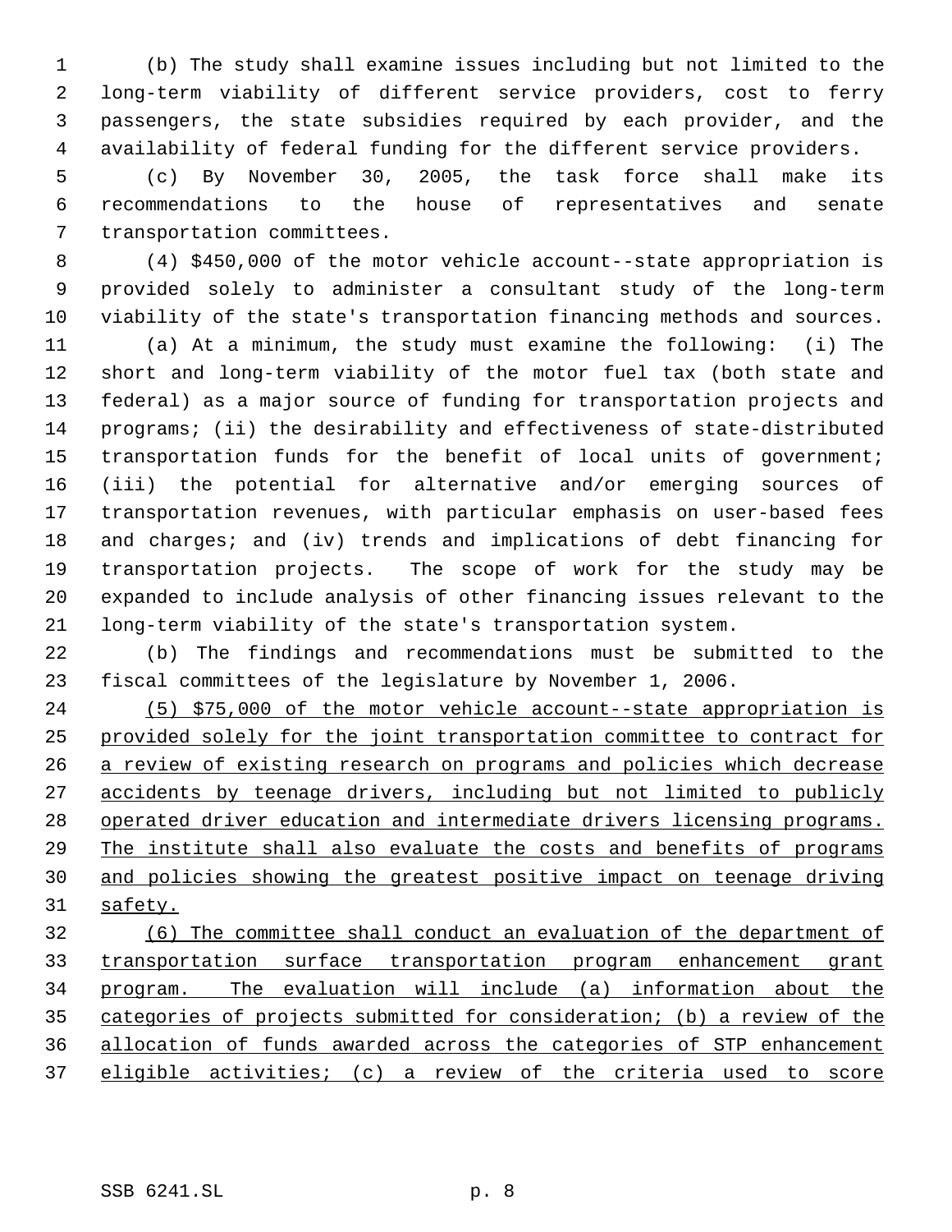(b) The study shall examine issues including but not limited to the long-term viability of different service providers, cost to ferry passengers, the state subsidies required by each provider, and the availability of federal funding for the different service providers.

(c) By November 30, 2005, the task force shall make its recommendations to the house of representatives and senate transportation committees.

(4) $450,000 of the motor vehicle account--state appropriation is provided solely to administer a consultant study of the long-term viability of the state's transportation financing methods and sources.

(a) At a minimum, the study must examine the following: (i) The short and long-term viability of the motor fuel tax (both state and federal) as a major source of funding for transportation projects and programs; (ii) the desirability and effectiveness of state-distributed transportation funds for the benefit of local units of government; (iii) the potential for alternative and/or emerging sources of transportation revenues, with particular emphasis on user-based fees and charges; and (iv) trends and implications of debt financing for transportation projects. The scope of work for the study may be expanded to include analysis of other financing issues relevant to the long-term viability of the state's transportation system.

(b) The findings and recommendations must be submitted to the fiscal committees of the legislature by November 1, 2006.

<u>(5) $75,000 of the motor vehicle account--state appropriation is provided solely for the joint transportation committee to contract for a review of existing research on programs and policies which decrease accidents by teenage drivers, including but not limited to publicly operated driver education and intermediate drivers licensing programs. The institute shall also evaluate the costs and benefits of programs and policies showing the greatest positive impact on teenage driving safety.</u>

<u>(6) The committee shall conduct an evaluation of the department of transportation surface transportation program enhancement grant program. The evaluation will include (a) information about the categories of projects submitted for consideration; (b) a review of the allocation of funds awarded across the categories of STP enhancement eligible activities; (c) a review of the criteria used to score</u>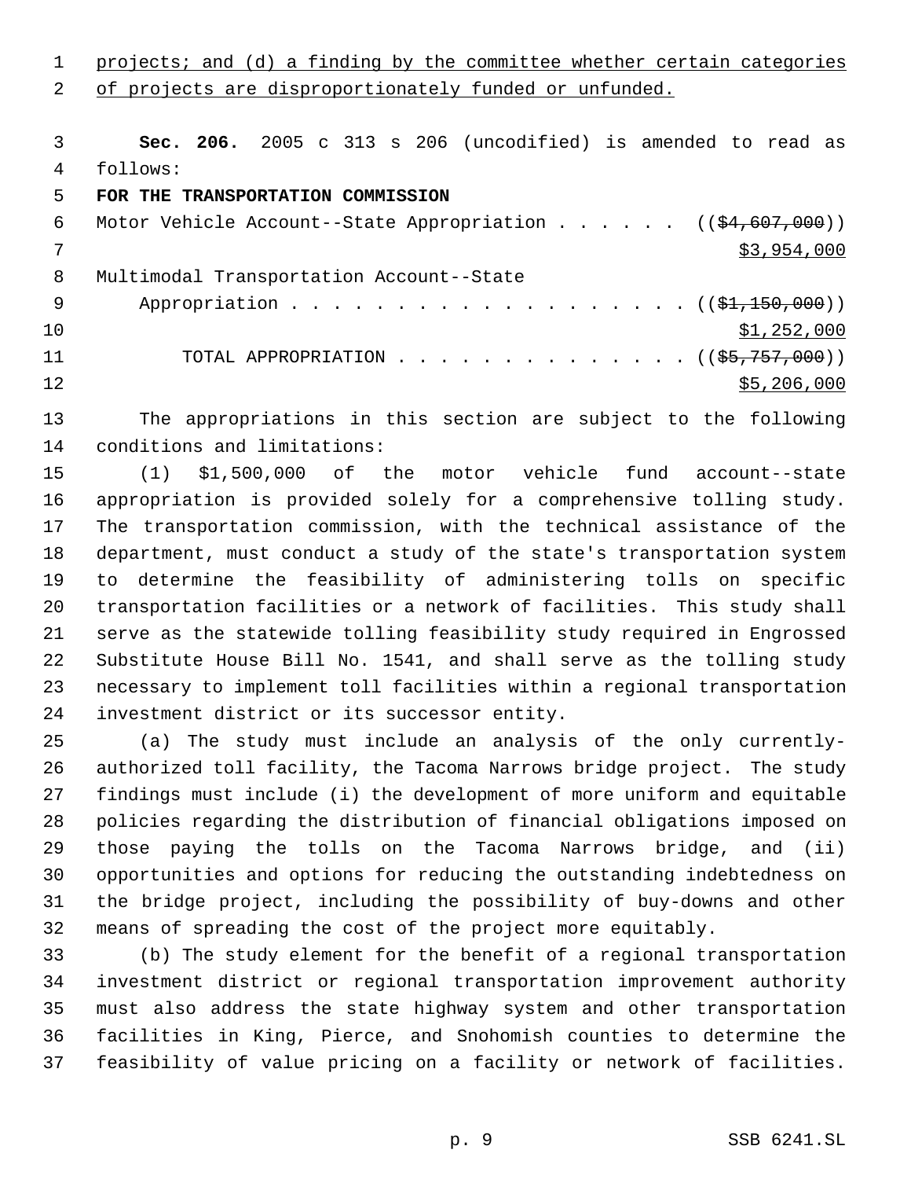projects; and (d) a finding by the committee whether certain categories of projects are disproportionately funded or unfunded.

**Sec. 206.** 2005 c 313 s 206 (uncodified) is amended to read as follows:

**FOR THE TRANSPORTATION COMMISSION**

Motor Vehicle Account--State Appropriation . . . . . . ((~~$4,607,000~~)) $3,954,000

Multimodal Transportation Account--State Appropriation . . . . . . . . . . . . . . . . . . . ((~~$1,150,000~~)) $1,252,000

TOTAL APPROPRIATION . . . . . . . . . . . . . . ((~~$5,757,000~~)) $5,206,000

The appropriations in this section are subject to the following conditions and limitations:

(1) $1,500,000 of the motor vehicle fund account--state appropriation is provided solely for a comprehensive tolling study. The transportation commission, with the technical assistance of the department, must conduct a study of the state's transportation system to determine the feasibility of administering tolls on specific transportation facilities or a network of facilities. This study shall serve as the statewide tolling feasibility study required in Engrossed Substitute House Bill No. 1541, and shall serve as the tolling study necessary to implement toll facilities within a regional transportation investment district or its successor entity.

(a) The study must include an analysis of the only currently-authorized toll facility, the Tacoma Narrows bridge project. The study findings must include (i) the development of more uniform and equitable policies regarding the distribution of financial obligations imposed on those paying the tolls on the Tacoma Narrows bridge, and (ii) opportunities and options for reducing the outstanding indebtedness on the bridge project, including the possibility of buy-downs and other means of spreading the cost of the project more equitably.

(b) The study element for the benefit of a regional transportation investment district or regional transportation improvement authority must also address the state highway system and other transportation facilities in King, Pierce, and Snohomish counties to determine the feasibility of value pricing on a facility or network of facilities.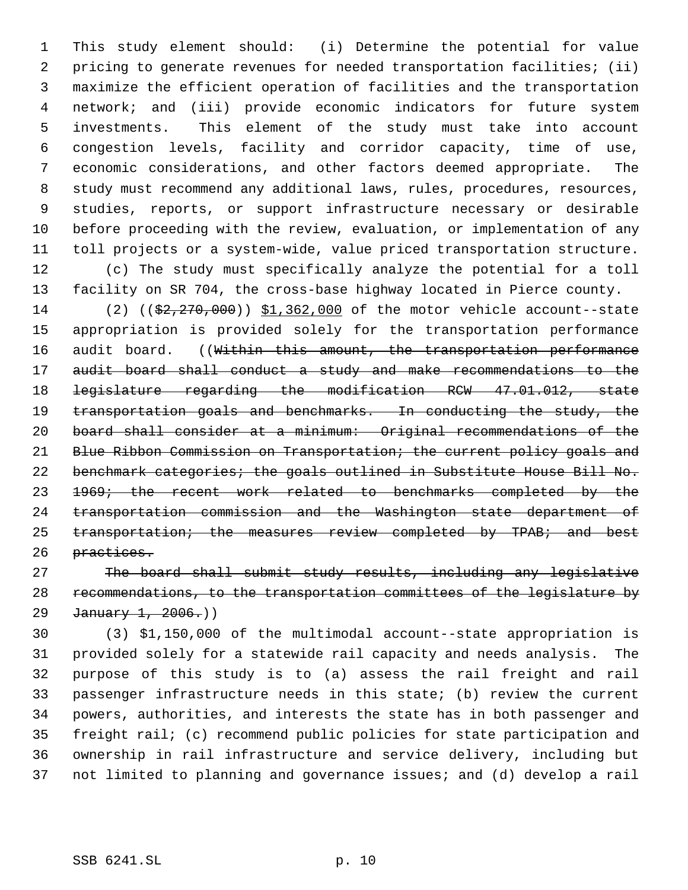This study element should: (i) Determine the potential for value pricing to generate revenues for needed transportation facilities; (ii) maximize the efficient operation of facilities and the transportation network; and (iii) provide economic indicators for future system investments. This element of the study must take into account congestion levels, facility and corridor capacity, time of use, economic considerations, and other factors deemed appropriate. The study must recommend any additional laws, rules, procedures, resources, studies, reports, or support infrastructure necessary or desirable before proceeding with the review, evaluation, or implementation of any toll projects or a system-wide, value priced transportation structure.

(c) The study must specifically analyze the potential for a toll facility on SR 704, the cross-base highway located in Pierce county.

(2) ((~~$2,270,000~~)) <u>$1,362,000</u> of the motor vehicle account--state appropriation is provided solely for the transportation performance audit board. ((~~Within this amount, the transportation performance audit board shall conduct a study and make recommendations to the legislature regarding the modification RCW 47.01.012, state transportation goals and benchmarks. In conducting the study, the board shall consider at a minimum: Original recommendations of the Blue Ribbon Commission on Transportation; the current policy goals and benchmark categories; the goals outlined in Substitute House Bill No. 1969; the recent work related to benchmarks completed by the transportation commission and the Washington state department of transportation; the measures review completed by TPAB; and best practices.~~

~~The board shall submit study results, including any legislative recommendations, to the transportation committees of the legislature by January 1, 2006.~~))

(3) $1,150,000 of the multimodal account--state appropriation is provided solely for a statewide rail capacity and needs analysis. The purpose of this study is to (a) assess the rail freight and rail passenger infrastructure needs in this state; (b) review the current powers, authorities, and interests the state has in both passenger and freight rail; (c) recommend public policies for state participation and ownership in rail infrastructure and service delivery, including but not limited to planning and governance issues; and (d) develop a rail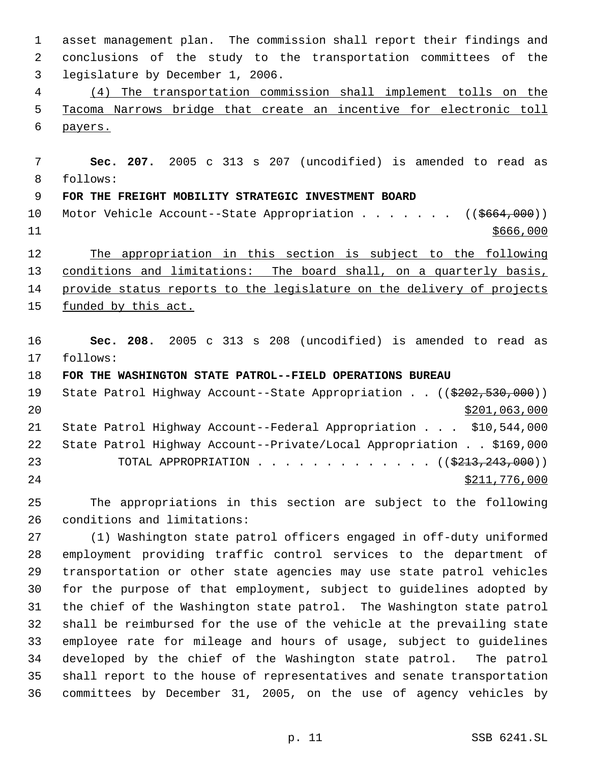asset management plan. The commission shall report their findings and conclusions of the study to the transportation committees of the legislature by December 1, 2006.

(4) The transportation commission shall implement tolls on the Tacoma Narrows bridge that create an incentive for electronic toll payers.

**Sec. 207.** 2005 c 313 s 207 (uncodified) is amended to read as follows:

**FOR THE FREIGHT MOBILITY STRATEGIC INVESTMENT BOARD**

Motor Vehicle Account--State Appropriation . . . . . . . (($664,000)) $666,000

The appropriation in this section is subject to the following conditions and limitations: The board shall, on a quarterly basis, provide status reports to the legislature on the delivery of projects funded by this act.

**Sec. 208.** 2005 c 313 s 208 (uncodified) is amended to read as follows:

**FOR THE WASHINGTON STATE PATROL--FIELD OPERATIONS BUREAU**

State Patrol Highway Account--State Appropriation . . (($202,530,000)) $201,063,000

State Patrol Highway Account--Federal Appropriation . . . $10,544,000

State Patrol Highway Account--Private/Local Appropriation . . $169,000

TOTAL APPROPRIATION . . . . . . . . . . . . . (($213,243,000)) $211,776,000

The appropriations in this section are subject to the following conditions and limitations:

(1) Washington state patrol officers engaged in off-duty uniformed employment providing traffic control services to the department of transportation or other state agencies may use state patrol vehicles for the purpose of that employment, subject to guidelines adopted by the chief of the Washington state patrol. The Washington state patrol shall be reimbursed for the use of the vehicle at the prevailing state employee rate for mileage and hours of usage, subject to guidelines developed by the chief of the Washington state patrol. The patrol shall report to the house of representatives and senate transportation committees by December 31, 2005, on the use of agency vehicles by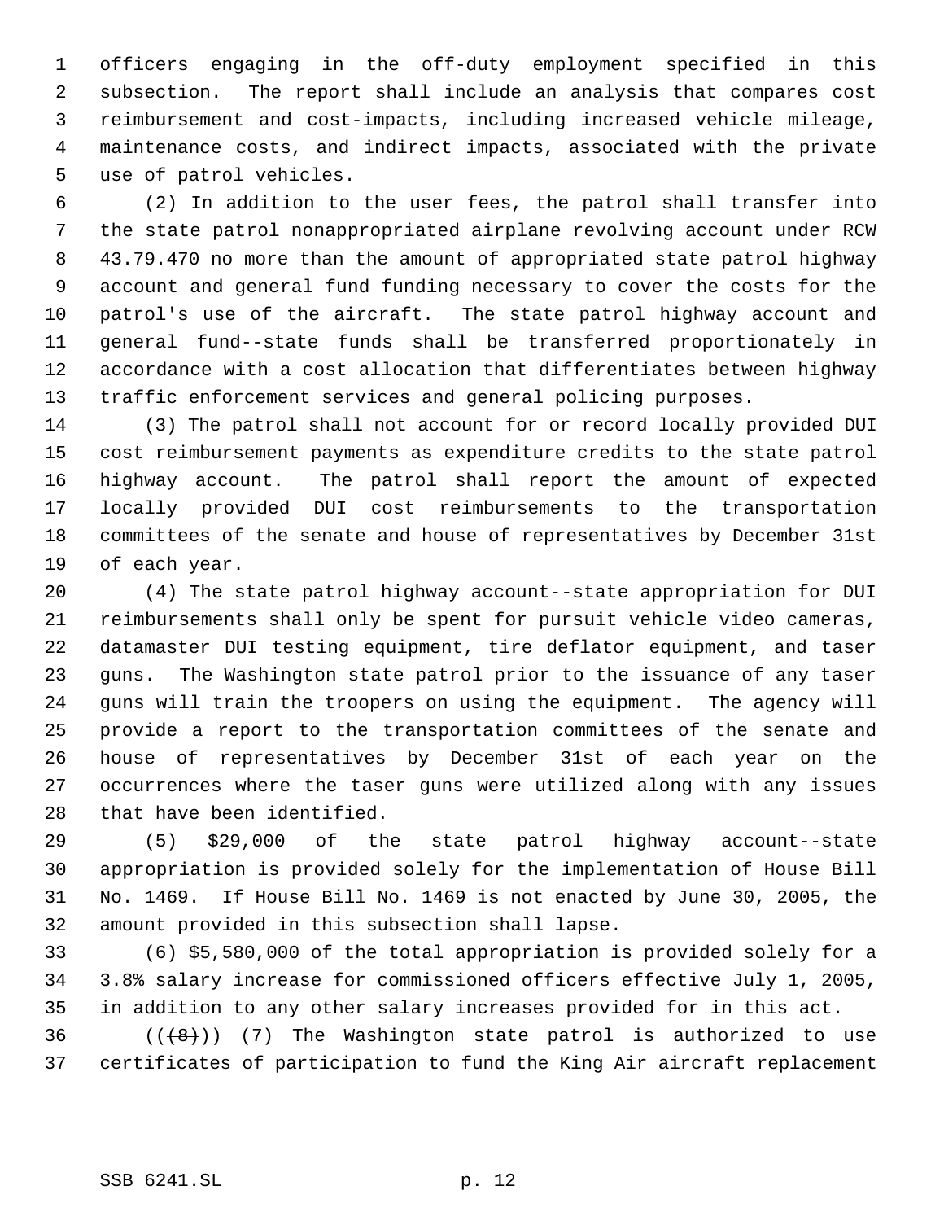officers engaging in the off-duty employment specified in this subsection. The report shall include an analysis that compares cost reimbursement and cost-impacts, including increased vehicle mileage, maintenance costs, and indirect impacts, associated with the private use of patrol vehicles.

(2) In addition to the user fees, the patrol shall transfer into the state patrol nonappropriated airplane revolving account under RCW 43.79.470 no more than the amount of appropriated state patrol highway account and general fund funding necessary to cover the costs for the patrol's use of the aircraft. The state patrol highway account and general fund--state funds shall be transferred proportionately in accordance with a cost allocation that differentiates between highway traffic enforcement services and general policing purposes.

(3) The patrol shall not account for or record locally provided DUI cost reimbursement payments as expenditure credits to the state patrol highway account. The patrol shall report the amount of expected locally provided DUI cost reimbursements to the transportation committees of the senate and house of representatives by December 31st of each year.

(4) The state patrol highway account--state appropriation for DUI reimbursements shall only be spent for pursuit vehicle video cameras, datamaster DUI testing equipment, tire deflator equipment, and taser guns. The Washington state patrol prior to the issuance of any taser guns will train the troopers on using the equipment. The agency will provide a report to the transportation committees of the senate and house of representatives by December 31st of each year on the occurrences where the taser guns were utilized along with any issues that have been identified.

(5) $29,000 of the state patrol highway account--state appropriation is provided solely for the implementation of House Bill No. 1469. If House Bill No. 1469 is not enacted by June 30, 2005, the amount provided in this subsection shall lapse.

(6) $5,580,000 of the total appropriation is provided solely for a 3.8% salary increase for commissioned officers effective July 1, 2005, in addition to any other salary increases provided for in this act.

((~~(8)~~)) (7) The Washington state patrol is authorized to use certificates of participation to fund the King Air aircraft replacement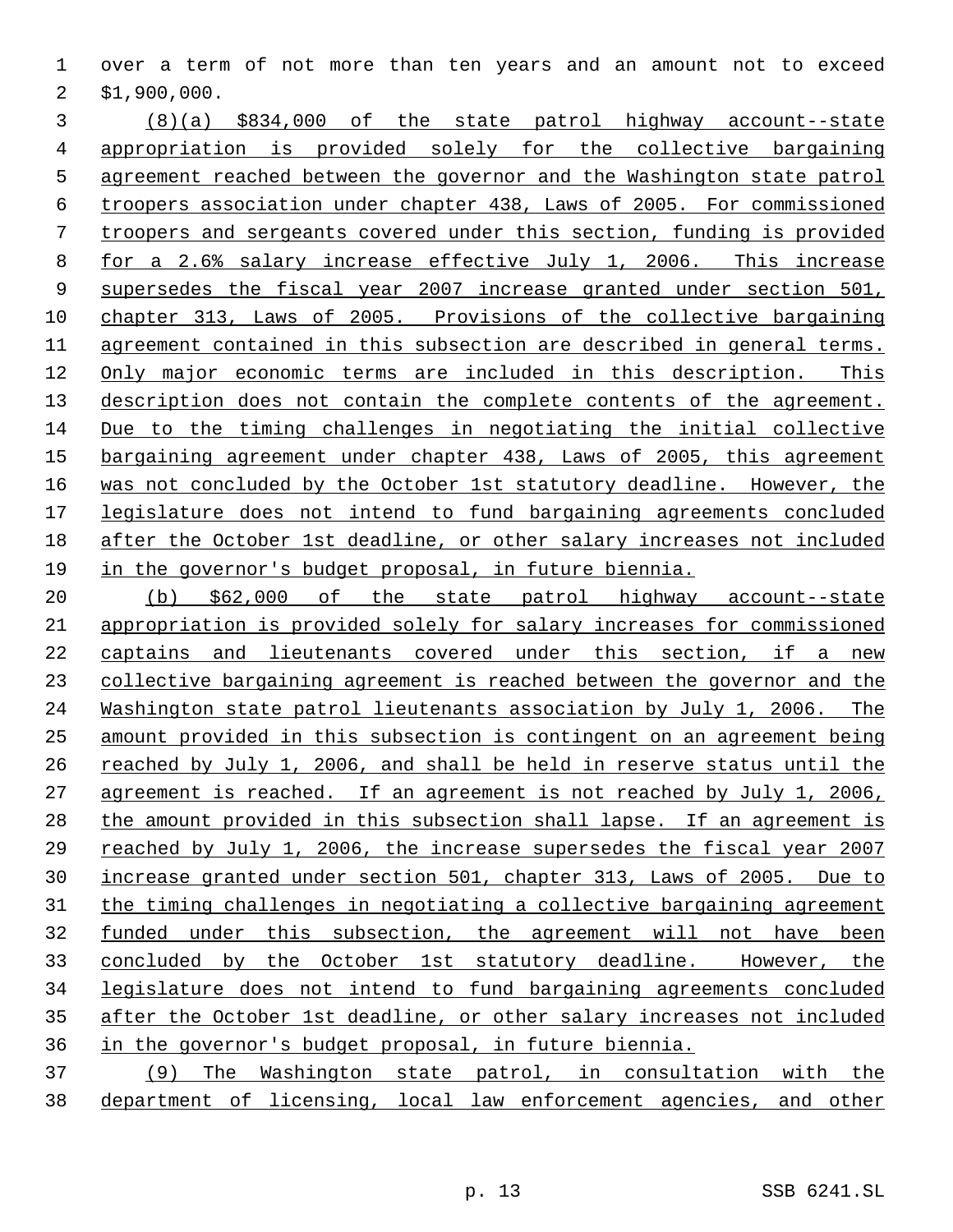over a term of not more than ten years and an amount not to exceed $1,900,000.

<u>(8)(a) $834,000 of the state patrol highway account--state appropriation is provided solely for the collective bargaining agreement reached between the governor and the Washington state patrol troopers association under chapter 438, Laws of 2005. For commissioned troopers and sergeants covered under this section, funding is provided for a 2.6% salary increase effective July 1, 2006. This increase supersedes the fiscal year 2007 increase granted under section 501, chapter 313, Laws of 2005. Provisions of the collective bargaining agreement contained in this subsection are described in general terms. Only major economic terms are included in this description. This description does not contain the complete contents of the agreement. Due to the timing challenges in negotiating the initial collective bargaining agreement under chapter 438, Laws of 2005, this agreement was not concluded by the October 1st statutory deadline. However, the legislature does not intend to fund bargaining agreements concluded after the October 1st deadline, or other salary increases not included in the governor's budget proposal, in future biennia.</u>

<u>(b) $62,000 of the state patrol highway account--state appropriation is provided solely for salary increases for commissioned captains and lieutenants covered under this section, if a new collective bargaining agreement is reached between the governor and the Washington state patrol lieutenants association by July 1, 2006. The amount provided in this subsection is contingent on an agreement being reached by July 1, 2006, and shall be held in reserve status until the agreement is reached. If an agreement is not reached by July 1, 2006, the amount provided in this subsection shall lapse. If an agreement is reached by July 1, 2006, the increase supersedes the fiscal year 2007 increase granted under section 501, chapter 313, Laws of 2005. Due to the timing challenges in negotiating a collective bargaining agreement funded under this subsection, the agreement will not have been concluded by the October 1st statutory deadline. However, the legislature does not intend to fund bargaining agreements concluded after the October 1st deadline, or other salary increases not included in the governor's budget proposal, in future biennia.</u>

<u>(9) The Washington state patrol, in consultation with the department of licensing, local law enforcement agencies, and other</u>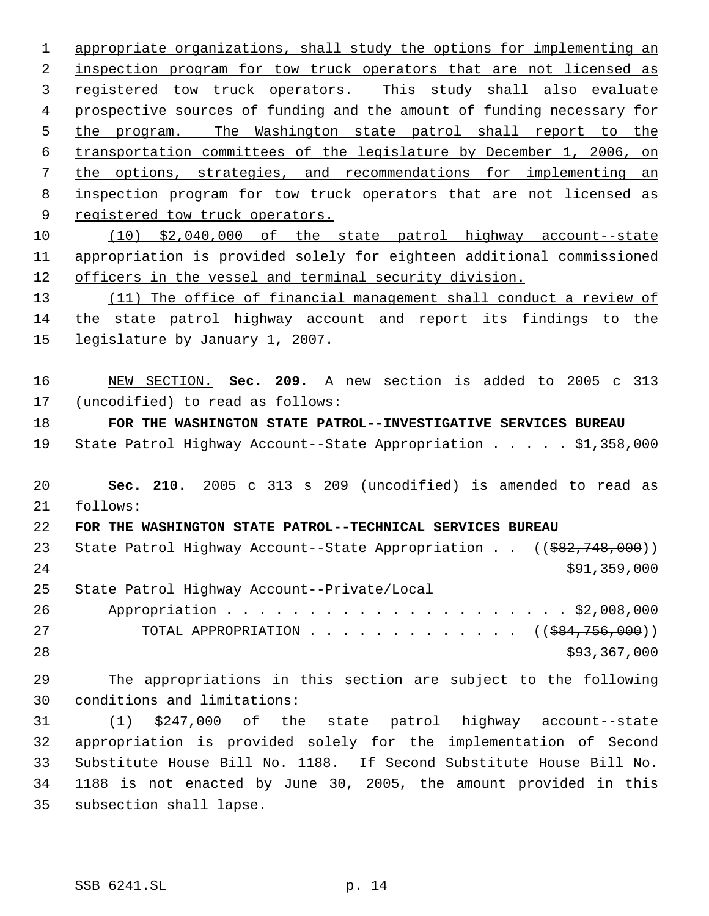appropriate organizations, shall study the options for implementing an inspection program for tow truck operators that are not licensed as registered tow truck operators. This study shall also evaluate prospective sources of funding and the amount of funding necessary for the program. The Washington state patrol shall report to the transportation committees of the legislature by December 1, 2006, on the options, strategies, and recommendations for implementing an inspection program for tow truck operators that are not licensed as registered tow truck operators.

(10) $2,040,000 of the state patrol highway account--state appropriation is provided solely for eighteen additional commissioned officers in the vessel and terminal security division.

(11) The office of financial management shall conduct a review of the state patrol highway account and report its findings to the legislature by January 1, 2007.

NEW SECTION. **Sec. 209.** A new section is added to 2005 c 313 (uncodified) to read as follows:

**FOR THE WASHINGTON STATE PATROL--INVESTIGATIVE SERVICES BUREAU**

State Patrol Highway Account--State Appropriation . . . . . $1,358,000

**Sec. 210.** 2005 c 313 s 209 (uncodified) is amended to read as follows:

**FOR THE WASHINGTON STATE PATROL--TECHNICAL SERVICES BUREAU**

State Patrol Highway Account--State Appropriation . . (($82,748,000)) $91,359,000

State Patrol Highway Account--Private/Local Appropriation . . . . . . . . . . . . . . . . . . . . . . $2,008,000

TOTAL APPROPRIATION . . . . . . . . . . . . . (($84,756,000)) $93,367,000

The appropriations in this section are subject to the following conditions and limitations:

(1) $247,000 of the state patrol highway account--state appropriation is provided solely for the implementation of Second Substitute House Bill No. 1188. If Second Substitute House Bill No. 1188 is not enacted by June 30, 2005, the amount provided in this subsection shall lapse.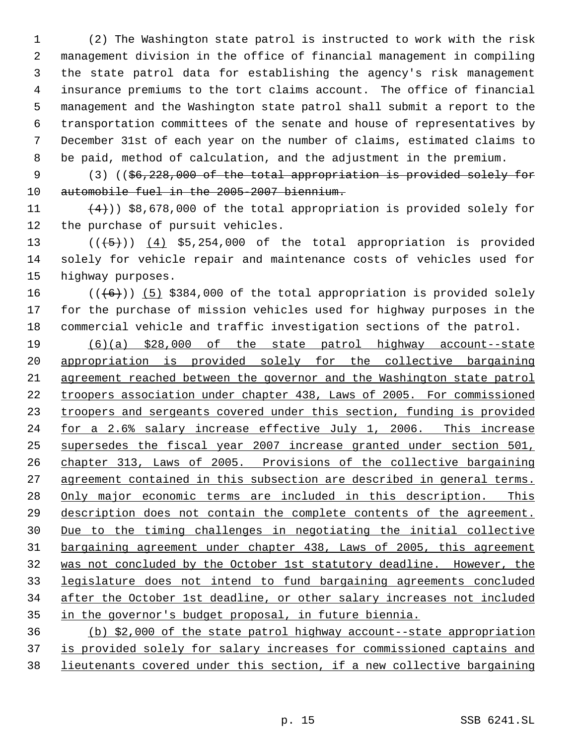(2) The Washington state patrol is instructed to work with the risk management division in the office of financial management in compiling the state patrol data for establishing the agency's risk management insurance premiums to the tort claims account. The office of financial management and the Washington state patrol shall submit a report to the transportation committees of the senate and house of representatives by December 31st of each year on the number of claims, estimated claims to be paid, method of calculation, and the adjustment in the premium.

(3) ((~~$6,228,000 of the total appropriation is provided solely for automobile fuel in the 2005-2007 biennium.~~

~~(4)~~)) $8,678,000 of the total appropriation is provided solely for the purchase of pursuit vehicles.

((~~(5)~~)) <u>(4)</u> $5,254,000 of the total appropriation is provided solely for vehicle repair and maintenance costs of vehicles used for highway purposes.

((~~(6)~~)) <u>(5)</u> $384,000 of the total appropriation is provided solely for the purchase of mission vehicles used for highway purposes in the commercial vehicle and traffic investigation sections of the patrol.

<u>(6)(a) $28,000 of the state patrol highway account--state appropriation is provided solely for the collective bargaining agreement reached between the governor and the Washington state patrol troopers association under chapter 438, Laws of 2005. For commissioned troopers and sergeants covered under this section, funding is provided for a 2.6% salary increase effective July 1, 2006. This increase supersedes the fiscal year 2007 increase granted under section 501, chapter 313, Laws of 2005. Provisions of the collective bargaining agreement contained in this subsection are described in general terms. Only major economic terms are included in this description. This description does not contain the complete contents of the agreement. Due to the timing challenges in negotiating the initial collective bargaining agreement under chapter 438, Laws of 2005, this agreement was not concluded by the October 1st statutory deadline. However, the legislature does not intend to fund bargaining agreements concluded after the October 1st deadline, or other salary increases not included in the governor's budget proposal, in future biennia.</u>

<u>(b) $2,000 of the state patrol highway account--state appropriation is provided solely for salary increases for commissioned captains and lieutenants covered under this section, if a new collective bargaining</u>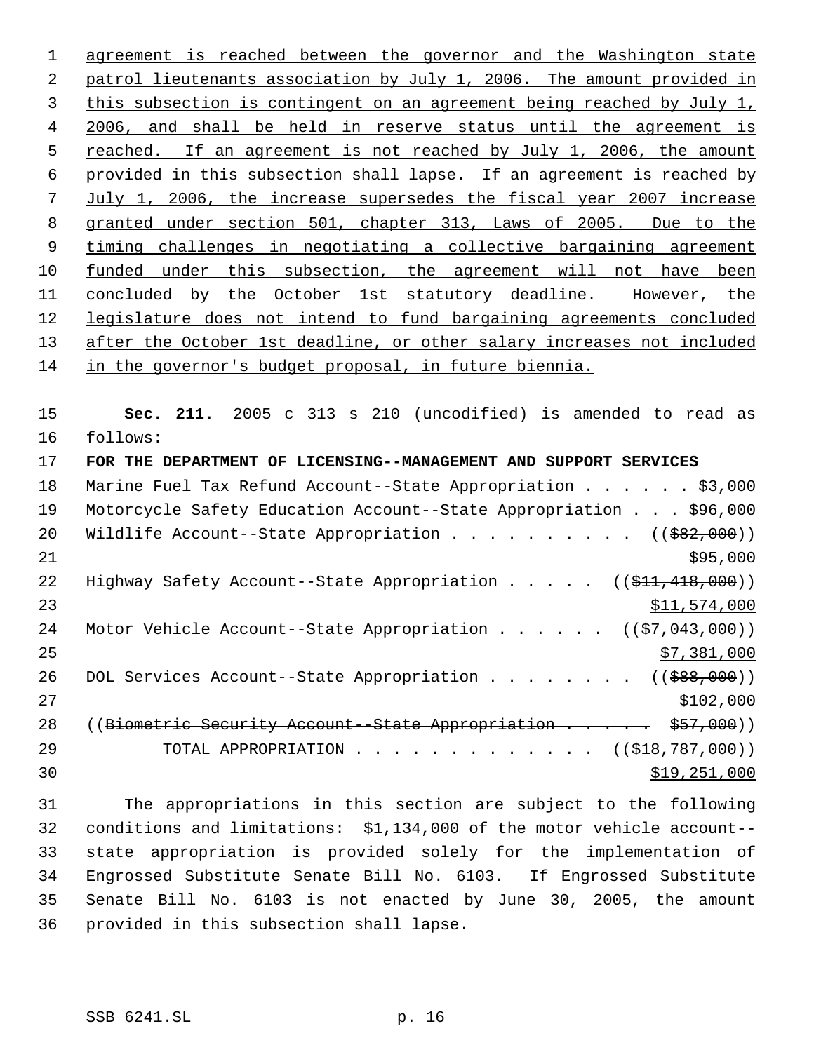agreement is reached between the governor and the Washington state patrol lieutenants association by July 1, 2006. The amount provided in this subsection is contingent on an agreement being reached by July 1, 2006, and shall be held in reserve status until the agreement is reached. If an agreement is not reached by July 1, 2006, the amount provided in this subsection shall lapse. If an agreement is reached by July 1, 2006, the increase supersedes the fiscal year 2007 increase granted under section 501, chapter 313, Laws of 2005. Due to the timing challenges in negotiating a collective bargaining agreement funded under this subsection, the agreement will not have been concluded by the October 1st statutory deadline. However, the legislature does not intend to fund bargaining agreements concluded after the October 1st deadline, or other salary increases not included in the governor's budget proposal, in future biennia.

**Sec. 211.** 2005 c 313 s 210 (uncodified) is amended to read as follows:

**FOR THE DEPARTMENT OF LICENSING--MANAGEMENT AND SUPPORT SERVICES**

Marine Fuel Tax Refund Account--State Appropriation . . . . . . $3,000
Motorcycle Safety Education Account--State Appropriation . . . $96,000
Wildlife Account--State Appropriation . . . . . . . . . . ((~~$82,000~~))
$95,000
Highway Safety Account--State Appropriation . . . . . ((~~$11,418,000~~))
$11,574,000
Motor Vehicle Account--State Appropriation . . . . . . ((~~$7,043,000~~))
$7,381,000
DOL Services Account--State Appropriation . . . . . . . . ((~~$88,000~~))
$102,000
((~~Biometric Security Account--State Appropriation . . . . . . $57,000~~))
TOTAL APPROPRIATION . . . . . . . . . . . . . ((~~$18,787,000~~))
$19,251,000

The appropriations in this section are subject to the following conditions and limitations: $1,134,000 of the motor vehicle account--state appropriation is provided solely for the implementation of Engrossed Substitute Senate Bill No. 6103. If Engrossed Substitute Senate Bill No. 6103 is not enacted by June 30, 2005, the amount provided in this subsection shall lapse.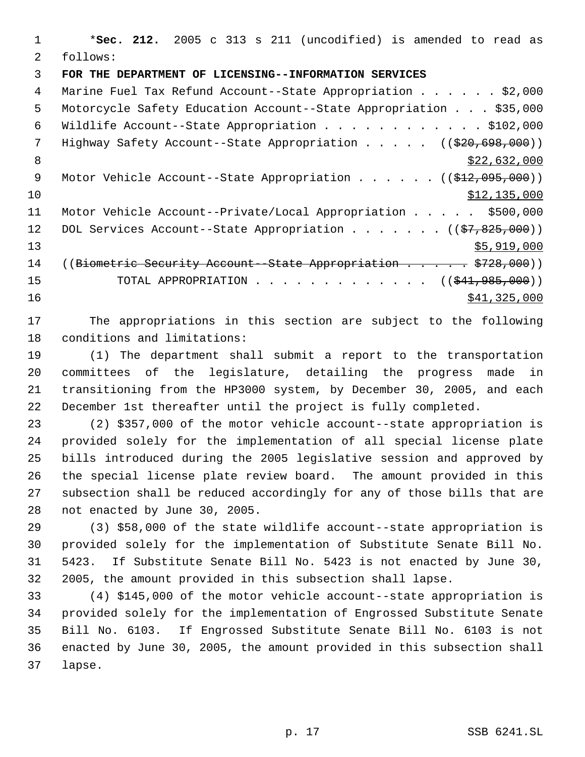*__Sec. 212.__ 2005 c 313 s 211 (uncodified) is amended to read as follows:

**FOR THE DEPARTMENT OF LICENSING--INFORMATION SERVICES**

Marine Fuel Tax Refund Account--State Appropriation . . . . . . $2,000
Motorcycle Safety Education Account--State Appropriation . . . $35,000
Wildlife Account--State Appropriation . . . . . . . . . . . . $102,000
Highway Safety Account--State Appropriation . . . . . ((~~$20,698,000~~))
<u>$22,632,000</u>
Motor Vehicle Account--State Appropriation . . . . . . ((~~$12,095,000~~))
<u>$12,135,000</u>
Motor Vehicle Account--Private/Local Appropriation . . . . . $500,000
DOL Services Account--State Appropriation . . . . . . . ((~~$7,825,000~~))
<u>$5,919,000</u>
((~~Biometric Security Account--State Appropriation . . . . . . $728,000~~))
TOTAL APPROPRIATION . . . . . . . . . . . . . ((~~$41,985,000~~))
<u>$41,325,000</u>

The appropriations in this section are subject to the following conditions and limitations:

(1) The department shall submit a report to the transportation committees of the legislature, detailing the progress made in transitioning from the HP3000 system, by December 30, 2005, and each December 1st thereafter until the project is fully completed.

(2) $357,000 of the motor vehicle account--state appropriation is provided solely for the implementation of all special license plate bills introduced during the 2005 legislative session and approved by the special license plate review board. The amount provided in this subsection shall be reduced accordingly for any of those bills that are not enacted by June 30, 2005.

(3) $58,000 of the state wildlife account--state appropriation is provided solely for the implementation of Substitute Senate Bill No. 5423. If Substitute Senate Bill No. 5423 is not enacted by June 30, 2005, the amount provided in this subsection shall lapse.

(4) $145,000 of the motor vehicle account--state appropriation is provided solely for the implementation of Engrossed Substitute Senate Bill No. 6103. If Engrossed Substitute Senate Bill No. 6103 is not enacted by June 30, 2005, the amount provided in this subsection shall lapse.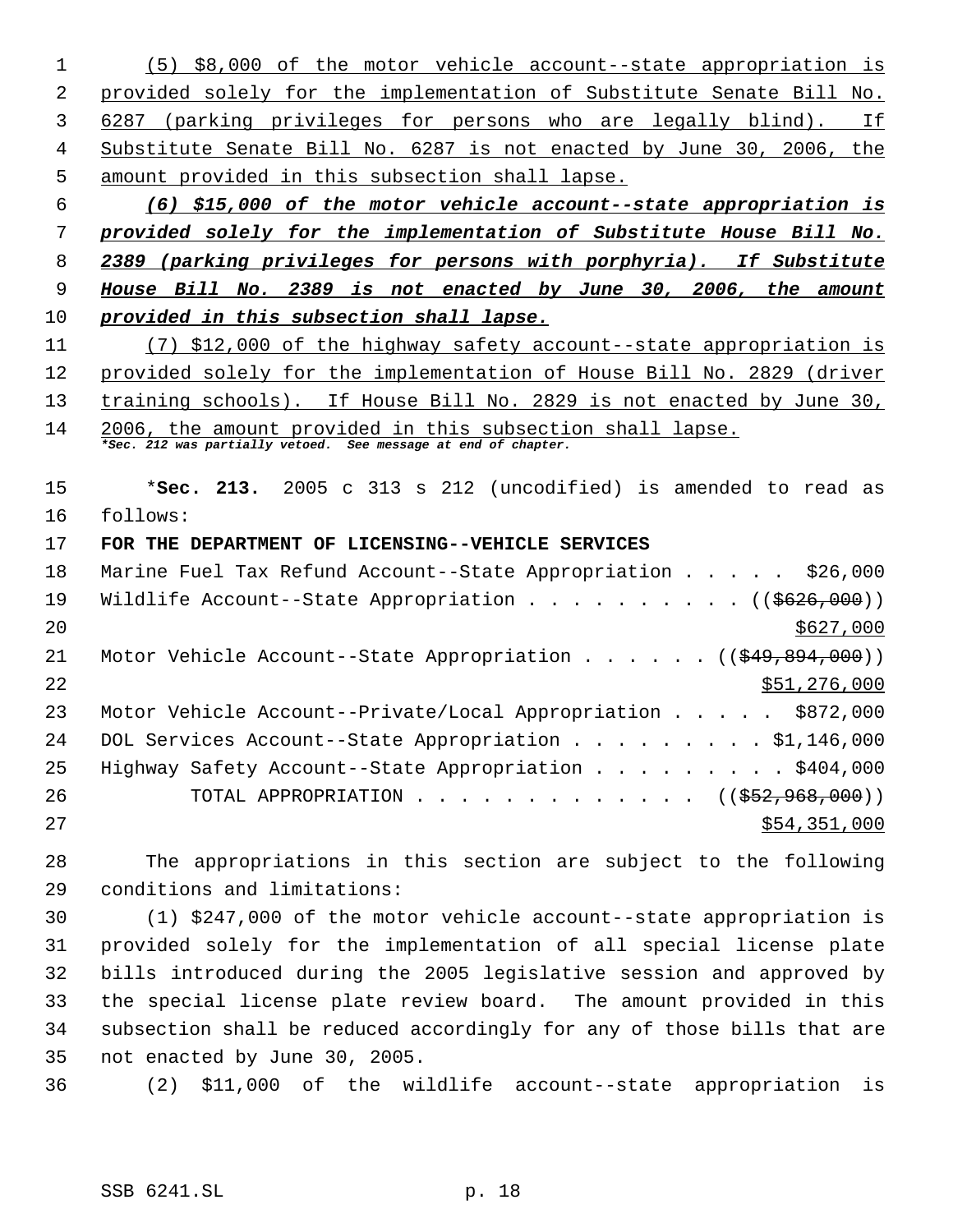(5) $8,000 of the motor vehicle account--state appropriation is provided solely for the implementation of Substitute Senate Bill No. 6287 (parking privileges for persons who are legally blind). If Substitute Senate Bill No. 6287 is not enacted by June 30, 2006, the amount provided in this subsection shall lapse.

***(6) $15,000 of the motor vehicle account--state appropriation is provided solely for the implementation of Substitute House Bill No. 2389 (parking privileges for persons with porphyria). If Substitute House Bill No. 2389 is not enacted by June 30, 2006, the amount provided in this subsection shall lapse.***

(7) $12,000 of the highway safety account--state appropriation is provided solely for the implementation of House Bill No. 2829 (driver training schools). If House Bill No. 2829 is not enacted by June 30, 2006, the amount provided in this subsection shall lapse.

***Sec. 212 was partially vetoed. See message at end of chapter.***

*__Sec. 213.__ 2005 c 313 s 212 (uncodified) is amended to read as follows:

**FOR THE DEPARTMENT OF LICENSING--VEHICLE SERVICES**

Marine Fuel Tax Refund Account--State Appropriation . . . . . $26,000
Wildlife Account--State Appropriation . . . . . . . . . . (($626,000))
$627,000
Motor Vehicle Account--State Appropriation . . . . . . (($49,894,000))
$51,276,000
Motor Vehicle Account--Private/Local Appropriation . . . . . $872,000
DOL Services Account--State Appropriation . . . . . . . . . $1,146,000
Highway Safety Account--State Appropriation . . . . . . . . . $404,000
TOTAL APPROPRIATION . . . . . . . . . . . . . (($52,968,000))
$54,351,000

The appropriations in this section are subject to the following conditions and limitations:

(1) $247,000 of the motor vehicle account--state appropriation is provided solely for the implementation of all special license plate bills introduced during the 2005 legislative session and approved by the special license plate review board. The amount provided in this subsection shall be reduced accordingly for any of those bills that are not enacted by June 30, 2005.

(2) $11,000 of the wildlife account--state appropriation is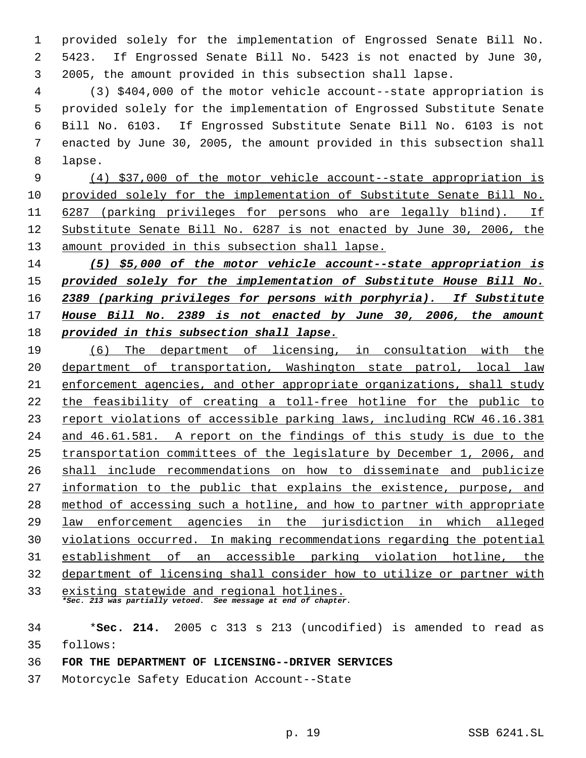provided solely for the implementation of Engrossed Senate Bill No. 5423. If Engrossed Senate Bill No. 5423 is not enacted by June 30, 2005, the amount provided in this subsection shall lapse.

(3) $404,000 of the motor vehicle account--state appropriation is provided solely for the implementation of Engrossed Substitute Senate Bill No. 6103. If Engrossed Substitute Senate Bill No. 6103 is not enacted by June 30, 2005, the amount provided in this subsection shall lapse.

(4) $37,000 of the motor vehicle account--state appropriation is provided solely for the implementation of Substitute Senate Bill No. 6287 (parking privileges for persons who are legally blind). If Substitute Senate Bill No. 6287 is not enacted by June 30, 2006, the amount provided in this subsection shall lapse.

***(5) $5,000 of the motor vehicle account--state appropriation is provided solely for the implementation of Substitute House Bill No. 2389 (parking privileges for persons with porphyria). If Substitute House Bill No. 2389 is not enacted by June 30, 2006, the amount provided in this subsection shall lapse.***

(6) The department of licensing, in consultation with the department of transportation, Washington state patrol, local law enforcement agencies, and other appropriate organizations, shall study the feasibility of creating a toll-free hotline for the public to report violations of accessible parking laws, including RCW 46.16.381 and 46.61.581. A report on the findings of this study is due to the transportation committees of the legislature by December 1, 2006, and shall include recommendations on how to disseminate and publicize information to the public that explains the existence, purpose, and method of accessing such a hotline, and how to partner with appropriate law enforcement agencies in the jurisdiction in which alleged violations occurred. In making recommendations regarding the potential establishment of an accessible parking violation hotline, the department of licensing shall consider how to utilize or partner with existing statewide and regional hotlines.

*\*Sec. 213 was partially vetoed. See message at end of chapter.*

\***Sec. 214.** 2005 c 313 s 213 (uncodified) is amended to read as follows:

**FOR THE DEPARTMENT OF LICENSING--DRIVER SERVICES**

Motorcycle Safety Education Account--State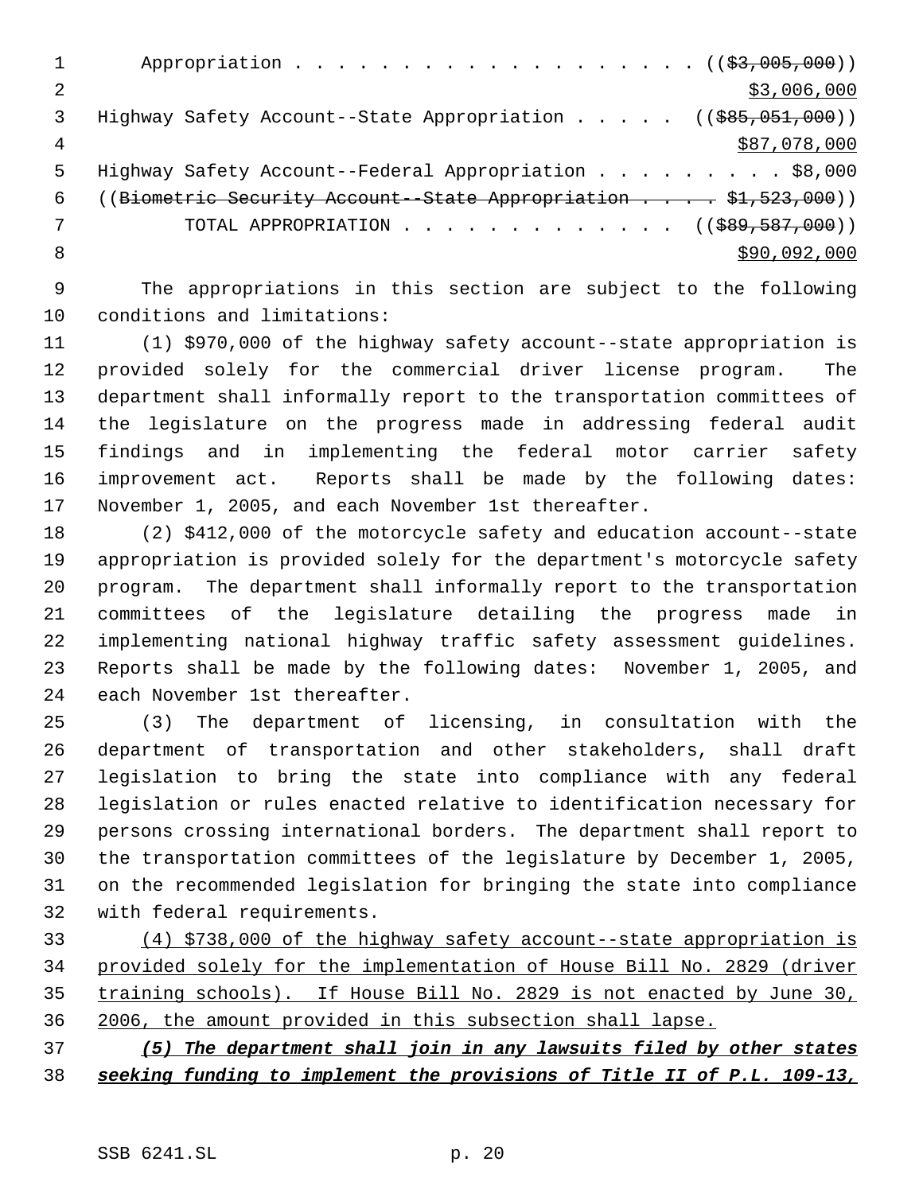Appropriation . . . . . . . . . . . . . . . . . . . (($3,005,000))
$3,006,000

Highway Safety Account--State Appropriation . . . . . (($85,051,000))
$87,078,000

Highway Safety Account--Federal Appropriation . . . . . . . . . $8,000

((Biometric Security Account--State Appropriation . . . . $1,523,000))

TOTAL APPROPRIATION . . . . . . . . . . . . . (($89,587,000))
$90,092,000

The appropriations in this section are subject to the following conditions and limitations:

(1) $970,000 of the highway safety account--state appropriation is provided solely for the commercial driver license program. The department shall informally report to the transportation committees of the legislature on the progress made in addressing federal audit findings and in implementing the federal motor carrier safety improvement act. Reports shall be made by the following dates: November 1, 2005, and each November 1st thereafter.

(2) $412,000 of the motorcycle safety and education account--state appropriation is provided solely for the department's motorcycle safety program. The department shall informally report to the transportation committees of the legislature detailing the progress made in implementing national highway traffic safety assessment guidelines. Reports shall be made by the following dates: November 1, 2005, and each November 1st thereafter.

(3) The department of licensing, in consultation with the department of transportation and other stakeholders, shall draft legislation to bring the state into compliance with any federal legislation or rules enacted relative to identification necessary for persons crossing international borders. The department shall report to the transportation committees of the legislature by December 1, 2005, on the recommended legislation for bringing the state into compliance with federal requirements.

(4) $738,000 of the highway safety account--state appropriation is provided solely for the implementation of House Bill No. 2829 (driver training schools). If House Bill No. 2829 is not enacted by June 30, 2006, the amount provided in this subsection shall lapse.

***(5) The department shall join in any lawsuits filed by other states seeking funding to implement the provisions of Title II of P.L. 109-13,***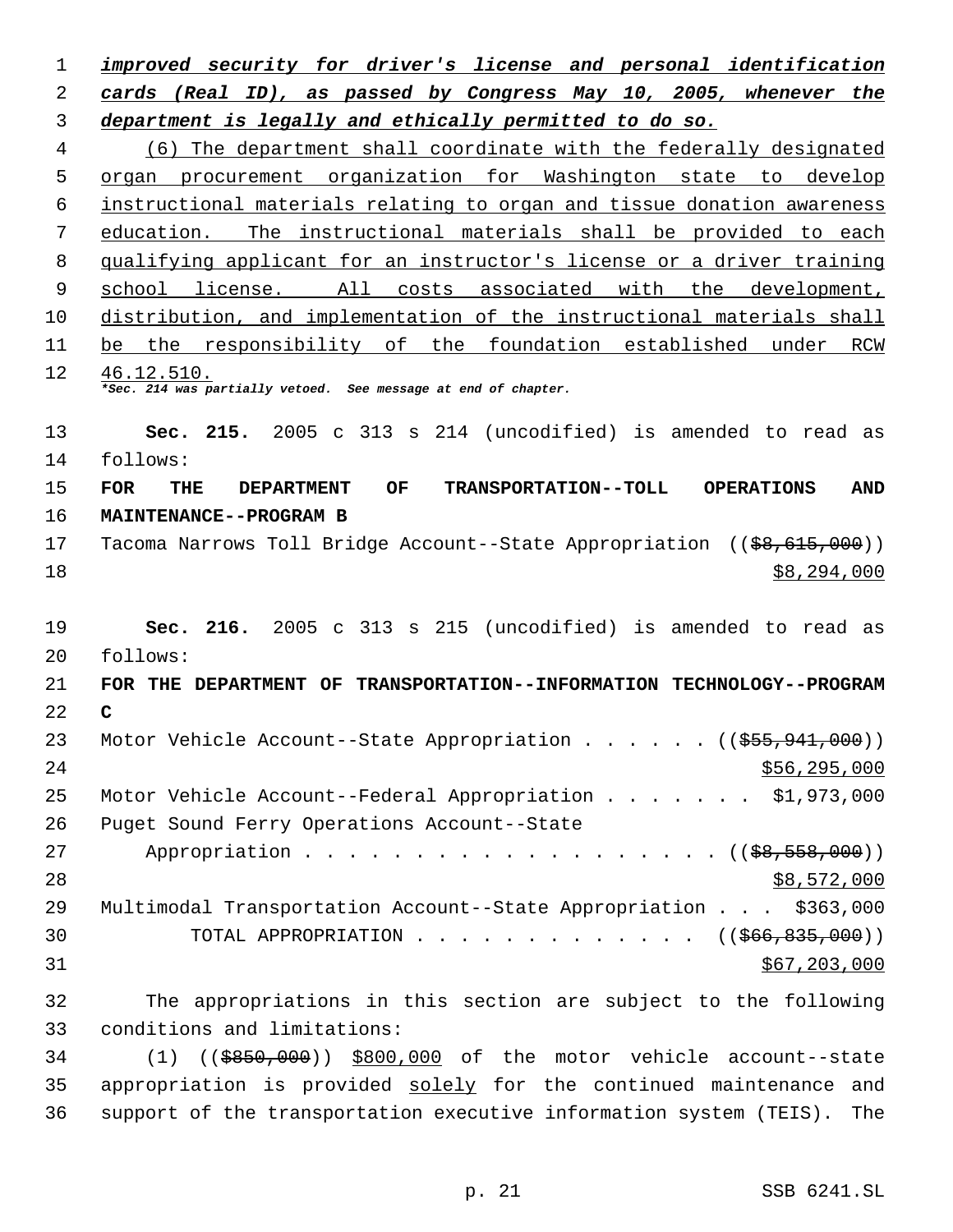***improved security for driver's license and personal identification cards (Real ID), as passed by Congress May 10, 2005, whenever the department is legally and ethically permitted to do so.***

(6) The department shall coordinate with the federally designated organ procurement organization for Washington state to develop instructional materials relating to organ and tissue donation awareness education. The instructional materials shall be provided to each qualifying applicant for an instructor's license or a driver training school license. All costs associated with the development, distribution, and implementation of the instructional materials shall be the responsibility of the foundation established under RCW 46.12.510.

****Sec. 214 was partially vetoed. See message at end of chapter.***

**Sec. 215.** 2005 c 313 s 214 (uncodified) is amended to read as follows:

**FOR THE DEPARTMENT OF TRANSPORTATION--TOLL OPERATIONS AND MAINTENANCE--PROGRAM B**

Tacoma Narrows Toll Bridge Account--State Appropriation ((~~$8,615,000~~)) $8,294,000

**Sec. 216.** 2005 c 313 s 215 (uncodified) is amended to read as follows:

**FOR THE DEPARTMENT OF TRANSPORTATION--INFORMATION TECHNOLOGY--PROGRAM C**

Motor Vehicle Account--State Appropriation . . . . . . ((~~$55,941,000~~)) $56,295,000

Motor Vehicle Account--Federal Appropriation . . . . . . . $1,973,000

Puget Sound Ferry Operations Account--State Appropriation . . . . . . . . . . . . . . . . . . . ((~~$8,558,000~~)) $8,572,000

Multimodal Transportation Account--State Appropriation . . . $363,000

TOTAL APPROPRIATION . . . . . . . . . . . . . ((~~$66,835,000~~)) $67,203,000

The appropriations in this section are subject to the following conditions and limitations:

(1) ((~~$850,000~~)) $800,000 of the motor vehicle account--state appropriation is provided solely for the continued maintenance and support of the transportation executive information system (TEIS). The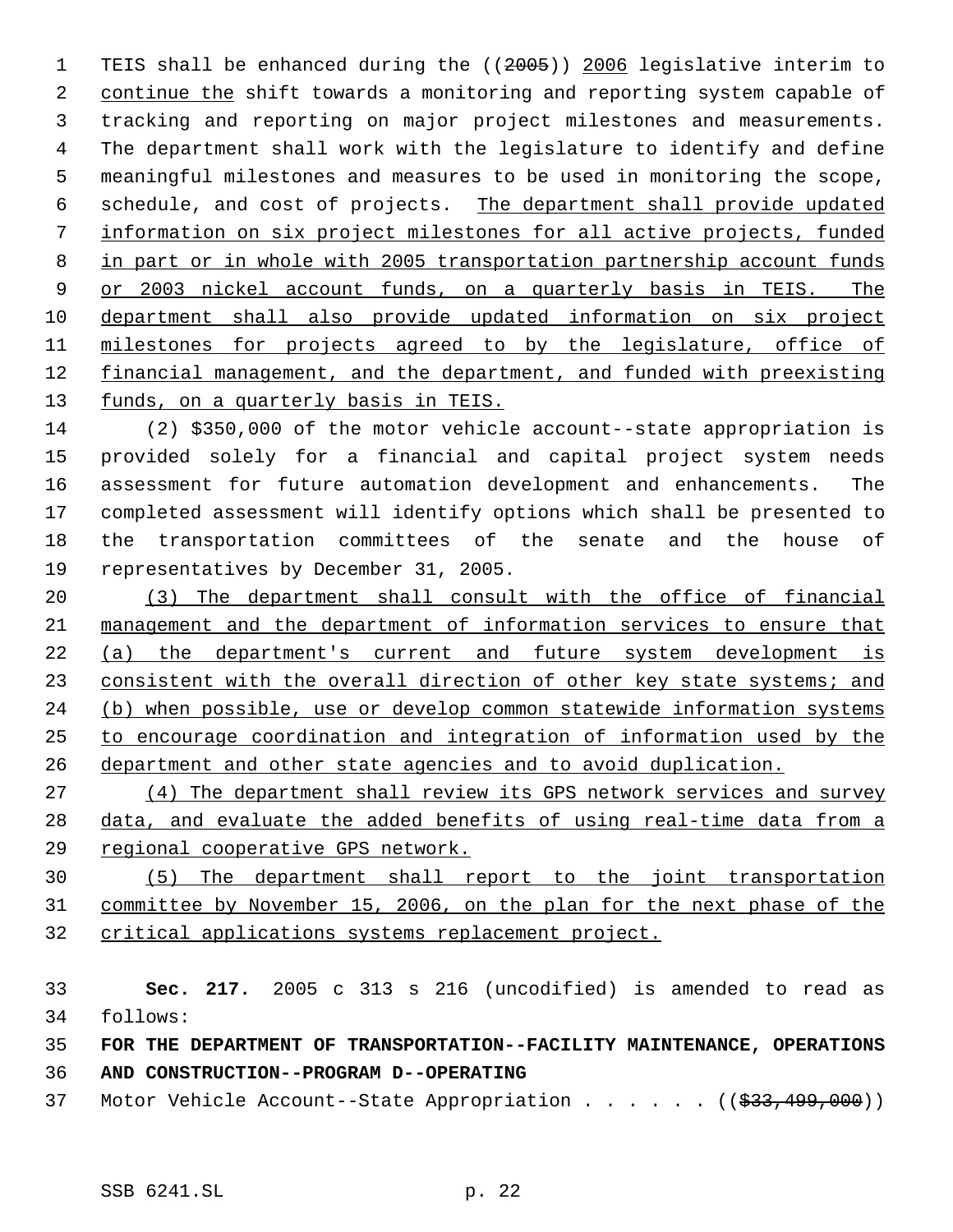TEIS shall be enhanced during the ((2005)) 2006 legislative interim to continue the shift towards a monitoring and reporting system capable of tracking and reporting on major project milestones and measurements. The department shall work with the legislature to identify and define meaningful milestones and measures to be used in monitoring the scope, schedule, and cost of projects. The department shall provide updated information on six project milestones for all active projects, funded in part or in whole with 2005 transportation partnership account funds or 2003 nickel account funds, on a quarterly basis in TEIS. The department shall also provide updated information on six project milestones for projects agreed to by the legislature, office of financial management, and the department, and funded with preexisting funds, on a quarterly basis in TEIS.

(2) $350,000 of the motor vehicle account--state appropriation is provided solely for a financial and capital project system needs assessment for future automation development and enhancements. The completed assessment will identify options which shall be presented to the transportation committees of the senate and the house of representatives by December 31, 2005.

(3) The department shall consult with the office of financial management and the department of information services to ensure that (a) the department's current and future system development is consistent with the overall direction of other key state systems; and (b) when possible, use or develop common statewide information systems to encourage coordination and integration of information used by the department and other state agencies and to avoid duplication.

(4) The department shall review its GPS network services and survey data, and evaluate the added benefits of using real-time data from a regional cooperative GPS network.

(5) The department shall report to the joint transportation committee by November 15, 2006, on the plan for the next phase of the critical applications systems replacement project.

**Sec. 217.** 2005 c 313 s 216 (uncodified) is amended to read as follows:

**FOR THE DEPARTMENT OF TRANSPORTATION--FACILITY MAINTENANCE, OPERATIONS AND CONSTRUCTION--PROGRAM D--OPERATING**

Motor Vehicle Account--State Appropriation . . . . . . (($33,499,000))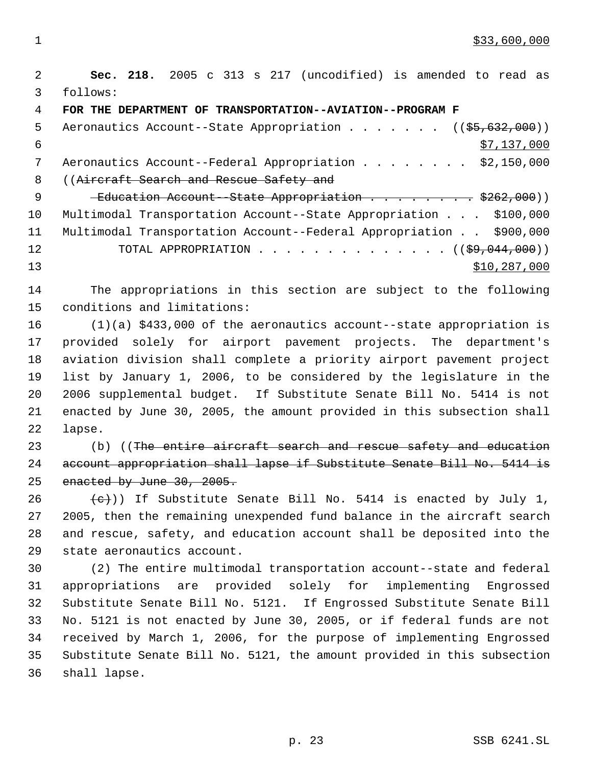$33,600,000

**Sec. 218.** 2005 c 313 s 217 (uncodified) is amended to read as follows:

**FOR THE DEPARTMENT OF TRANSPORTATION--AVIATION--PROGRAM F**

Aeronautics Account--State Appropriation . . . . . . . ((~~$5,632,000~~))
$7,137,000

Aeronautics Account--Federal Appropriation . . . . . . . . $2,150,000

((~~Aircraft Search and Rescue Safety and Education Account--State Appropriation . . . . . . . . . $262,000~~))

Multimodal Transportation Account--State Appropriation . . . $100,000

Multimodal Transportation Account--Federal Appropriation . . $900,000

TOTAL APPROPRIATION . . . . . . . . . . . . . . ((~~$9,044,000~~))
$10,287,000

The appropriations in this section are subject to the following conditions and limitations:

(1)(a) $433,000 of the aeronautics account--state appropriation is provided solely for airport pavement projects. The department's aviation division shall complete a priority airport pavement project list by January 1, 2006, to be considered by the legislature in the 2006 supplemental budget. If Substitute Senate Bill No. 5414 is not enacted by June 30, 2005, the amount provided in this subsection shall lapse.

(b) ((~~The entire aircraft search and rescue safety and education account appropriation shall lapse if Substitute Senate Bill No. 5414 is enacted by June 30, 2005.~~

~~(c)~~)) If Substitute Senate Bill No. 5414 is enacted by July 1, 2005, then the remaining unexpended fund balance in the aircraft search and rescue, safety, and education account shall be deposited into the state aeronautics account.

(2) The entire multimodal transportation account--state and federal appropriations are provided solely for implementing Engrossed Substitute Senate Bill No. 5121. If Engrossed Substitute Senate Bill No. 5121 is not enacted by June 30, 2005, or if federal funds are not received by March 1, 2006, for the purpose of implementing Engrossed Substitute Senate Bill No. 5121, the amount provided in this subsection shall lapse.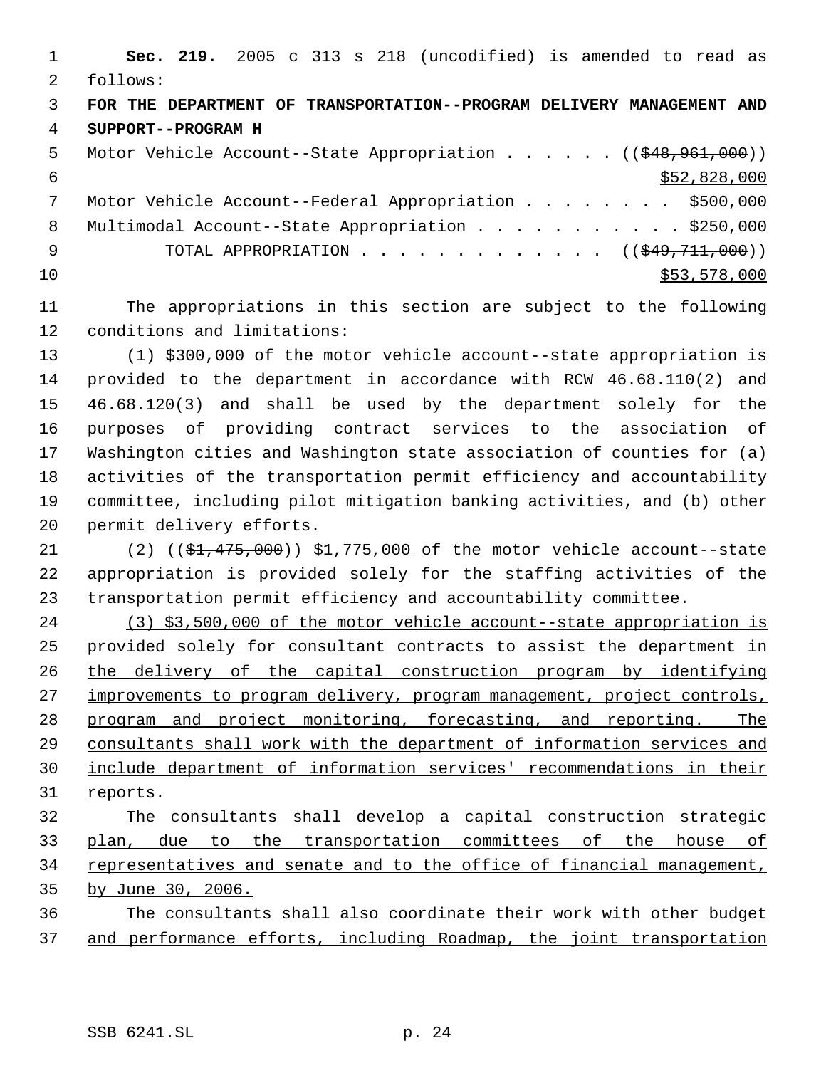**Sec. 219.** 2005 c 313 s 218 (uncodified) is amended to read as follows:

**FOR THE DEPARTMENT OF TRANSPORTATION--PROGRAM DELIVERY MANAGEMENT AND SUPPORT--PROGRAM H**

Motor Vehicle Account--State Appropriation . . . . . . ((~~$48,961,000~~)) $52,828,000

Motor Vehicle Account--Federal Appropriation . . . . . . . . $500,000

Multimodal Account--State Appropriation . . . . . . . . . . . $250,000

TOTAL APPROPRIATION . . . . . . . . . . . . . ((~~$49,711,000~~)) $53,578,000

The appropriations in this section are subject to the following conditions and limitations:

(1) $300,000 of the motor vehicle account--state appropriation is provided to the department in accordance with RCW 46.68.110(2) and 46.68.120(3) and shall be used by the department solely for the purposes of providing contract services to the association of Washington cities and Washington state association of counties for (a) activities of the transportation permit efficiency and accountability committee, including pilot mitigation banking activities, and (b) other permit delivery efforts.

(2) ((~~$1,475,000~~)) $1,775,000 of the motor vehicle account--state appropriation is provided solely for the staffing activities of the transportation permit efficiency and accountability committee.

(3) $3,500,000 of the motor vehicle account--state appropriation is provided solely for consultant contracts to assist the department in the delivery of the capital construction program by identifying improvements to program delivery, program management, project controls, program and project monitoring, forecasting, and reporting. The consultants shall work with the department of information services and include department of information services' recommendations in their reports.

The consultants shall develop a capital construction strategic plan, due to the transportation committees of the house of representatives and senate and to the office of financial management, by June 30, 2006.

The consultants shall also coordinate their work with other budget and performance efforts, including Roadmap, the joint transportation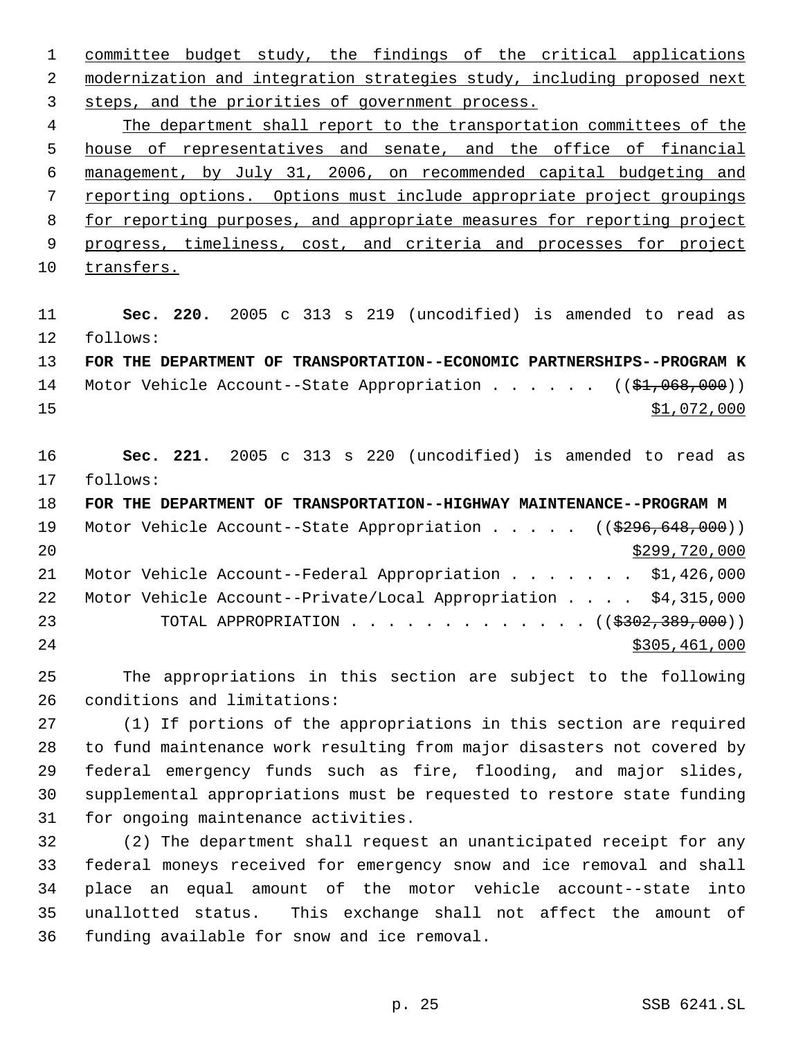committee budget study, the findings of the critical applications modernization and integration strategies study, including proposed next steps, and the priorities of government process.

The department shall report to the transportation committees of the house of representatives and senate, and the office of financial management, by July 31, 2006, on recommended capital budgeting and reporting options. Options must include appropriate project groupings for reporting purposes, and appropriate measures for reporting project progress, timeliness, cost, and criteria and processes for project transfers.

**Sec. 220.** 2005 c 313 s 219 (uncodified) is amended to read as follows:

**FOR THE DEPARTMENT OF TRANSPORTATION--ECONOMIC PARTNERSHIPS--PROGRAM K**

Motor Vehicle Account--State Appropriation . . . . . . ((~~$1,068,000~~)) $1,072,000

**Sec. 221.** 2005 c 313 s 220 (uncodified) is amended to read as follows:

**FOR THE DEPARTMENT OF TRANSPORTATION--HIGHWAY MAINTENANCE--PROGRAM M**

Motor Vehicle Account--State Appropriation . . . . . ((~~$296,648,000~~)) $299,720,000

Motor Vehicle Account--Federal Appropriation . . . . . . . $1,426,000

Motor Vehicle Account--Private/Local Appropriation . . . . $4,315,000

TOTAL APPROPRIATION . . . . . . . . . . . . . ((~~$302,389,000~~)) $305,461,000

The appropriations in this section are subject to the following conditions and limitations:

(1) If portions of the appropriations in this section are required to fund maintenance work resulting from major disasters not covered by federal emergency funds such as fire, flooding, and major slides, supplemental appropriations must be requested to restore state funding for ongoing maintenance activities.

(2) The department shall request an unanticipated receipt for any federal moneys received for emergency snow and ice removal and shall place an equal amount of the motor vehicle account--state into unallotted status. This exchange shall not affect the amount of funding available for snow and ice removal.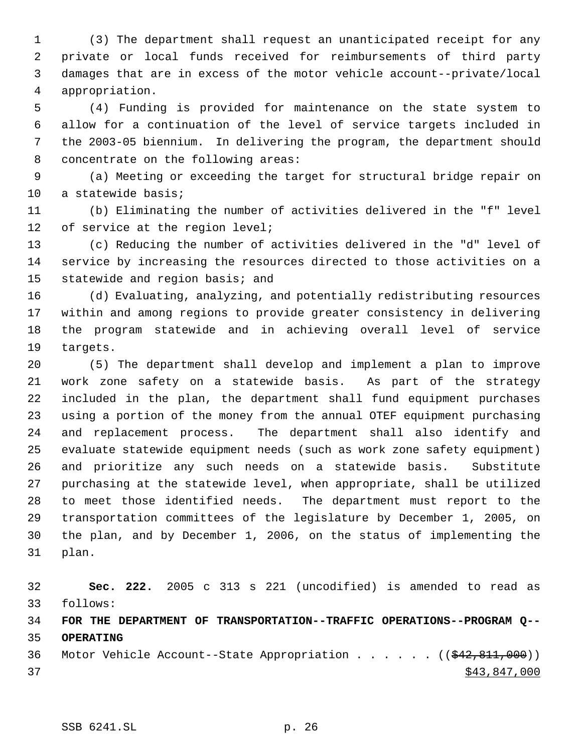(3) The department shall request an unanticipated receipt for any private or local funds received for reimbursements of third party damages that are in excess of the motor vehicle account--private/local appropriation.

(4) Funding is provided for maintenance on the state system to allow for a continuation of the level of service targets included in the 2003-05 biennium. In delivering the program, the department should concentrate on the following areas:

(a) Meeting or exceeding the target for structural bridge repair on a statewide basis;

(b) Eliminating the number of activities delivered in the "f" level of service at the region level;

(c) Reducing the number of activities delivered in the "d" level of service by increasing the resources directed to those activities on a statewide and region basis; and

(d) Evaluating, analyzing, and potentially redistributing resources within and among regions to provide greater consistency in delivering the program statewide and in achieving overall level of service targets.

(5) The department shall develop and implement a plan to improve work zone safety on a statewide basis. As part of the strategy included in the plan, the department shall fund equipment purchases using a portion of the money from the annual OTEF equipment purchasing and replacement process. The department shall also identify and evaluate statewide equipment needs (such as work zone safety equipment) and prioritize any such needs on a statewide basis. Substitute purchasing at the statewide level, when appropriate, shall be utilized to meet those identified needs. The department must report to the transportation committees of the legislature by December 1, 2005, on the plan, and by December 1, 2006, on the status of implementing the plan.

**Sec. 222.** 2005 c 313 s 221 (uncodified) is amended to read as follows:

**FOR THE DEPARTMENT OF TRANSPORTATION--TRAFFIC OPERATIONS--PROGRAM Q--OPERATING**

Motor Vehicle Account--State Appropriation . . . . . . ((~~$42,811,000~~))
<u>$43,847,000</u>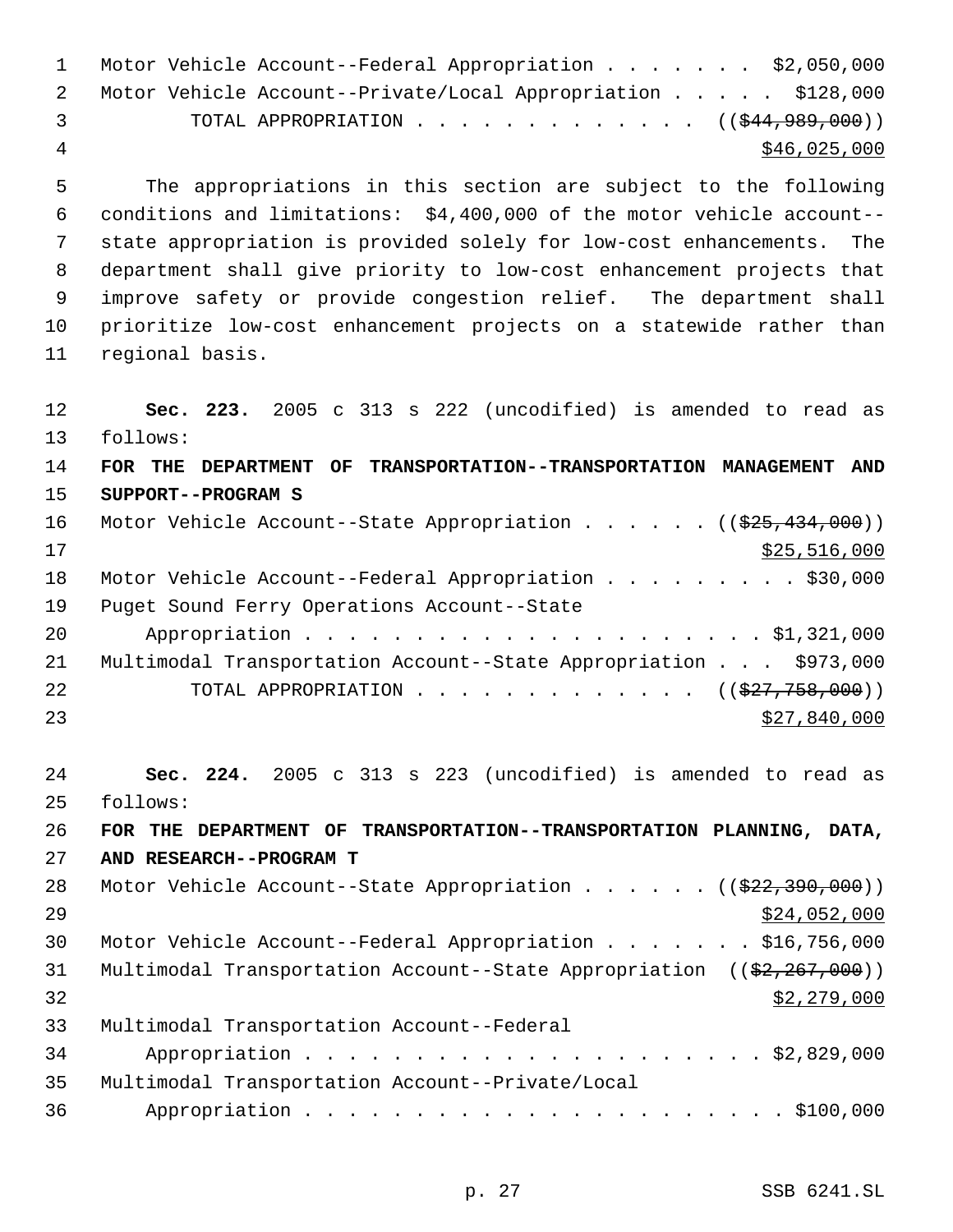Motor Vehicle Account--Federal Appropriation . . . . . . . $2,050,000
Motor Vehicle Account--Private/Local Appropriation . . . . . $128,000
TOTAL APPROPRIATION . . . . . . . . . . . . . ((~~$44,989,000~~))
<u>$46,025,000</u>

The appropriations in this section are subject to the following conditions and limitations: $4,400,000 of the motor vehicle account--state appropriation is provided solely for low-cost enhancements. The department shall give priority to low-cost enhancement projects that improve safety or provide congestion relief. The department shall prioritize low-cost enhancement projects on a statewide rather than regional basis.

**Sec. 223.** 2005 c 313 s 222 (uncodified) is amended to read as follows:

**FOR THE DEPARTMENT OF TRANSPORTATION--TRANSPORTATION MANAGEMENT AND SUPPORT--PROGRAM S**

Motor Vehicle Account--State Appropriation . . . . . . ((~~$25,434,000~~))
<u>$25,516,000</u>
Motor Vehicle Account--Federal Appropriation . . . . . . . . . $30,000
Puget Sound Ferry Operations Account--State
Appropriation . . . . . . . . . . . . . . . . . . . . . . $1,321,000
Multimodal Transportation Account--State Appropriation . . . $973,000
TOTAL APPROPRIATION . . . . . . . . . . . . . ((~~$27,758,000~~))
<u>$27,840,000</u>

**Sec. 224.** 2005 c 313 s 223 (uncodified) is amended to read as follows:

**FOR THE DEPARTMENT OF TRANSPORTATION--TRANSPORTATION PLANNING, DATA, AND RESEARCH--PROGRAM T**

Motor Vehicle Account--State Appropriation . . . . . . ((~~$22,390,000~~))
<u>$24,052,000</u>
Motor Vehicle Account--Federal Appropriation . . . . . . . $16,756,000
Multimodal Transportation Account--State Appropriation ((~~$2,267,000~~))
<u>$2,279,000</u>
Multimodal Transportation Account--Federal
Appropriation . . . . . . . . . . . . . . . . . . . . . . $2,829,000
Multimodal Transportation Account--Private/Local
Appropriation . . . . . . . . . . . . . . . . . . . . . . $100,000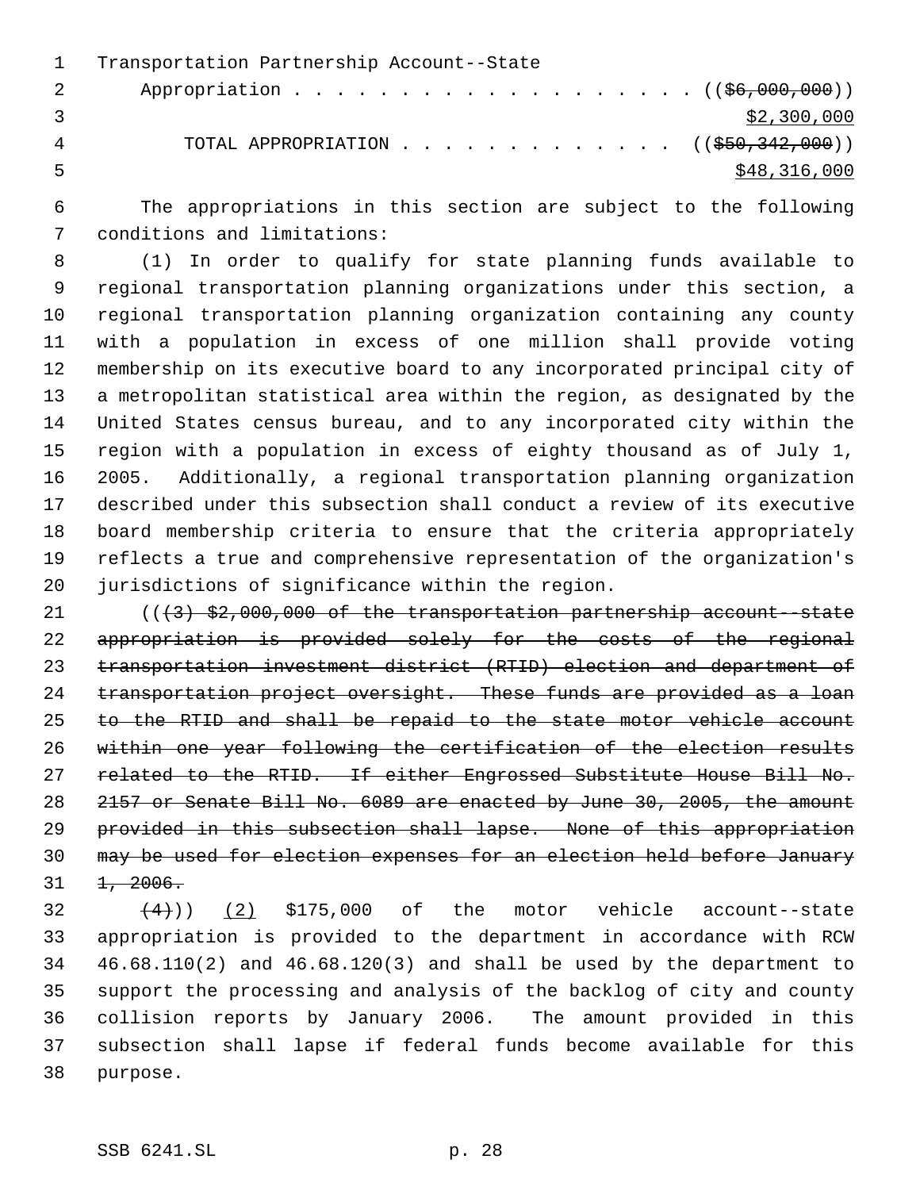Transportation Partnership Account--State
Appropriation . . . . . . . . . . . . . . . . . . . . ((~~$6,000,000~~))
<u>$2,300,000</u>
TOTAL APPROPRIATION . . . . . . . . . . . . . ((~~$50,342,000~~))
<u>$48,316,000</u>

The appropriations in this section are subject to the following conditions and limitations:

(1) In order to qualify for state planning funds available to regional transportation planning organizations under this section, a regional transportation planning organization containing any county with a population in excess of one million shall provide voting membership on its executive board to any incorporated principal city of a metropolitan statistical area within the region, as designated by the United States census bureau, and to any incorporated city within the region with a population in excess of eighty thousand as of July 1, 2005. Additionally, a regional transportation planning organization described under this subsection shall conduct a review of its executive board membership criteria to ensure that the criteria appropriately reflects a true and comprehensive representation of the organization's jurisdictions of significance within the region.

((~~(3) $2,000,000 of the transportation partnership account--state appropriation is provided solely for the costs of the regional transportation investment district (RTID) election and department of transportation project oversight. These funds are provided as a loan to the RTID and shall be repaid to the state motor vehicle account within one year following the certification of the election results related to the RTID. If either Engrossed Substitute House Bill No. 2157 or Senate Bill No. 6089 are enacted by June 30, 2005, the amount provided in this subsection shall lapse. None of this appropriation may be used for election expenses for an election held before January 1, 2006.~~

~~(4)~~)) <u>(2)</u> $175,000 of the motor vehicle account--state appropriation is provided to the department in accordance with RCW 46.68.110(2) and 46.68.120(3) and shall be used by the department to support the processing and analysis of the backlog of city and county collision reports by January 2006. The amount provided in this subsection shall lapse if federal funds become available for this purpose.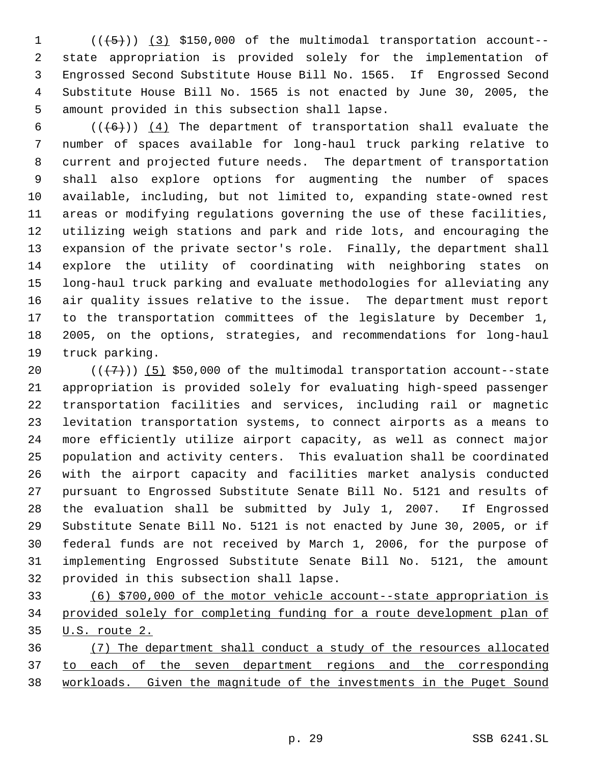((~~(5)~~)) <u>(3)</u> $150,000 of the multimodal transportation account--state appropriation is provided solely for the implementation of Engrossed Second Substitute House Bill No. 1565. If Engrossed Second Substitute House Bill No. 1565 is not enacted by June 30, 2005, the amount provided in this subsection shall lapse.

((~~(6)~~)) <u>(4)</u> The department of transportation shall evaluate the number of spaces available for long-haul truck parking relative to current and projected future needs. The department of transportation shall also explore options for augmenting the number of spaces available, including, but not limited to, expanding state-owned rest areas or modifying regulations governing the use of these facilities, utilizing weigh stations and park and ride lots, and encouraging the expansion of the private sector's role. Finally, the department shall explore the utility of coordinating with neighboring states on long-haul truck parking and evaluate methodologies for alleviating any air quality issues relative to the issue. The department must report to the transportation committees of the legislature by December 1, 2005, on the options, strategies, and recommendations for long-haul truck parking.

((~~(7)~~)) <u>(5)</u> $50,000 of the multimodal transportation account--state appropriation is provided solely for evaluating high-speed passenger transportation facilities and services, including rail or magnetic levitation transportation systems, to connect airports as a means to more efficiently utilize airport capacity, as well as connect major population and activity centers. This evaluation shall be coordinated with the airport capacity and facilities market analysis conducted pursuant to Engrossed Substitute Senate Bill No. 5121 and results of the evaluation shall be submitted by July 1, 2007. If Engrossed Substitute Senate Bill No. 5121 is not enacted by June 30, 2005, or if federal funds are not received by March 1, 2006, for the purpose of implementing Engrossed Substitute Senate Bill No. 5121, the amount provided in this subsection shall lapse.

<u>(6) $700,000 of the motor vehicle account--state appropriation is provided solely for completing funding for a route development plan of U.S. route 2.</u>

<u>(7) The department shall conduct a study of the resources allocated to each of the seven department regions and the corresponding workloads. Given the magnitude of the investments in the Puget Sound</u>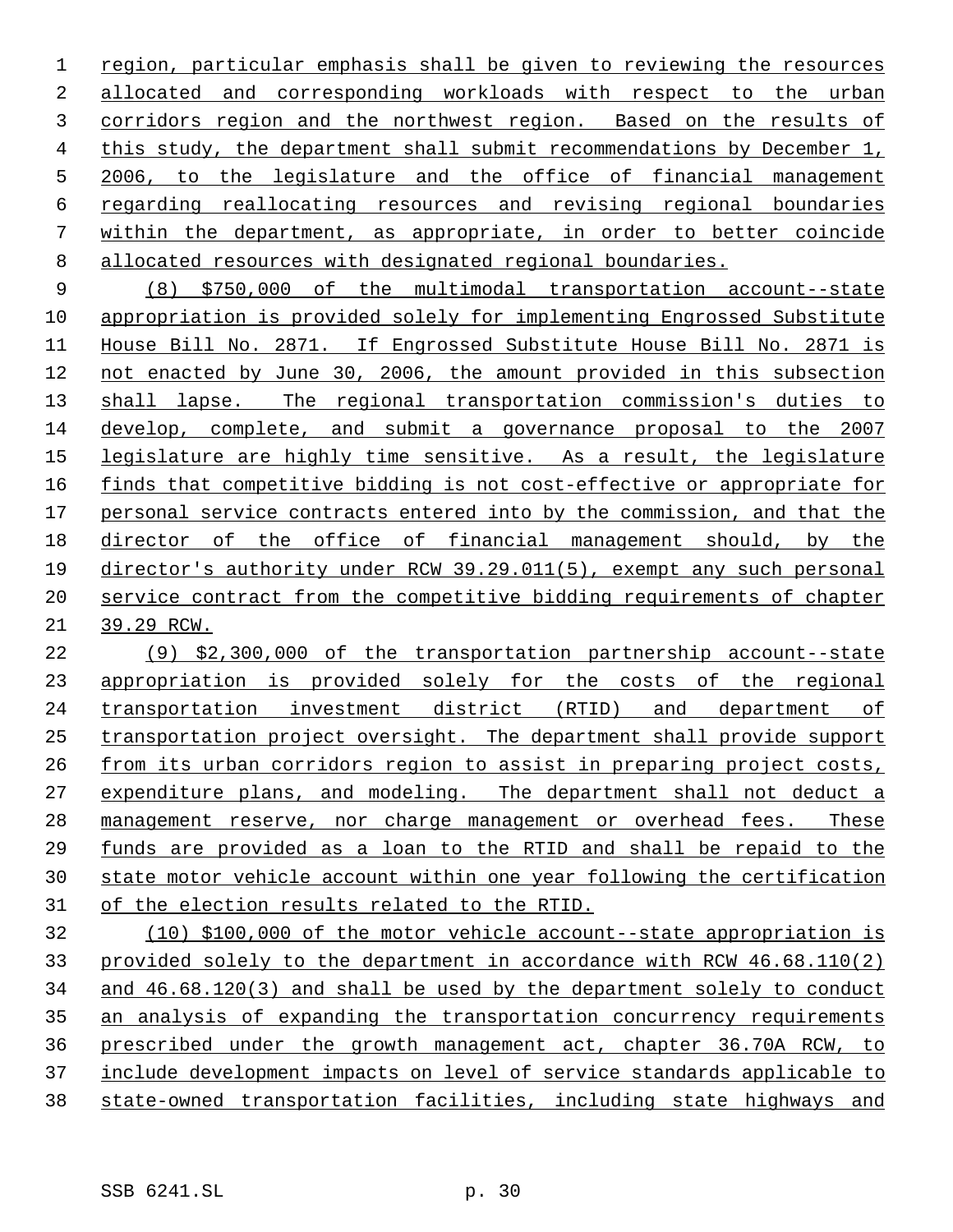region, particular emphasis shall be given to reviewing the resources allocated and corresponding workloads with respect to the urban corridors region and the northwest region. Based on the results of this study, the department shall submit recommendations by December 1, 2006, to the legislature and the office of financial management regarding reallocating resources and revising regional boundaries within the department, as appropriate, in order to better coincide allocated resources with designated regional boundaries.

(8) $750,000 of the multimodal transportation account--state appropriation is provided solely for implementing Engrossed Substitute House Bill No. 2871. If Engrossed Substitute House Bill No. 2871 is not enacted by June 30, 2006, the amount provided in this subsection shall lapse. The regional transportation commission's duties to develop, complete, and submit a governance proposal to the 2007 legislature are highly time sensitive. As a result, the legislature finds that competitive bidding is not cost-effective or appropriate for personal service contracts entered into by the commission, and that the director of the office of financial management should, by the director's authority under RCW 39.29.011(5), exempt any such personal service contract from the competitive bidding requirements of chapter 39.29 RCW.

(9) $2,300,000 of the transportation partnership account--state appropriation is provided solely for the costs of the regional transportation investment district (RTID) and department of transportation project oversight. The department shall provide support from its urban corridors region to assist in preparing project costs, expenditure plans, and modeling. The department shall not deduct a management reserve, nor charge management or overhead fees. These funds are provided as a loan to the RTID and shall be repaid to the state motor vehicle account within one year following the certification of the election results related to the RTID.

(10) $100,000 of the motor vehicle account--state appropriation is provided solely to the department in accordance with RCW 46.68.110(2) and 46.68.120(3) and shall be used by the department solely to conduct an analysis of expanding the transportation concurrency requirements prescribed under the growth management act, chapter 36.70A RCW, to include development impacts on level of service standards applicable to state-owned transportation facilities, including state highways and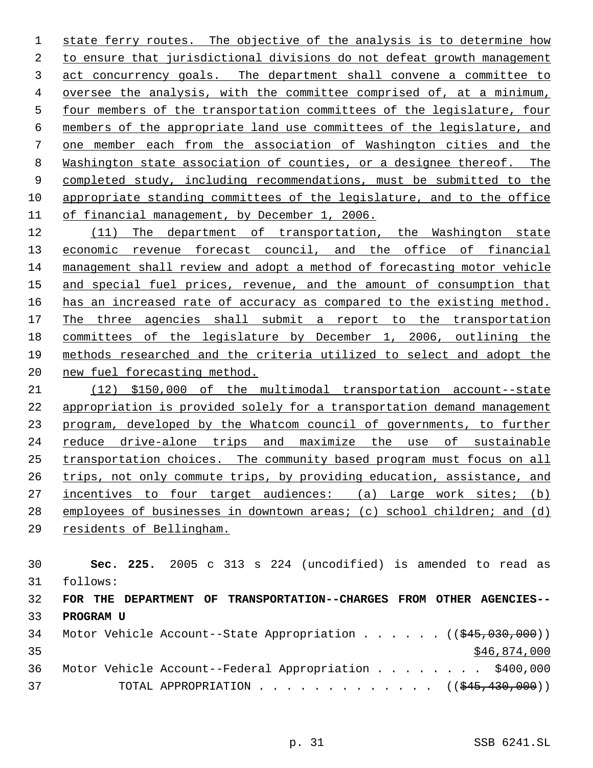state ferry routes. The objective of the analysis is to determine how to ensure that jurisdictional divisions do not defeat growth management act concurrency goals. The department shall convene a committee to oversee the analysis, with the committee comprised of, at a minimum, four members of the transportation committees of the legislature, four members of the appropriate land use committees of the legislature, and one member each from the association of Washington cities and the Washington state association of counties, or a designee thereof. The completed study, including recommendations, must be submitted to the appropriate standing committees of the legislature, and to the office of financial management, by December 1, 2006.

(11) The department of transportation, the Washington state economic revenue forecast council, and the office of financial management shall review and adopt a method of forecasting motor vehicle and special fuel prices, revenue, and the amount of consumption that has an increased rate of accuracy as compared to the existing method. The three agencies shall submit a report to the transportation committees of the legislature by December 1, 2006, outlining the methods researched and the criteria utilized to select and adopt the new fuel forecasting method.

(12) $150,000 of the multimodal transportation account--state appropriation is provided solely for a transportation demand management program, developed by the Whatcom council of governments, to further reduce drive-alone trips and maximize the use of sustainable transportation choices. The community based program must focus on all trips, not only commute trips, by providing education, assistance, and incentives to four target audiences: (a) Large work sites; (b) employees of businesses in downtown areas; (c) school children; and (d) residents of Bellingham.

**Sec. 225.** 2005 c 313 s 224 (uncodified) is amended to read as follows:

**FOR THE DEPARTMENT OF TRANSPORTATION--CHARGES FROM OTHER AGENCIES--PROGRAM U**

Motor Vehicle Account--State Appropriation . . . . . . (($45,030,000))
$46,874,000

Motor Vehicle Account--Federal Appropriation . . . . . . . . $400,000

TOTAL APPROPRIATION . . . . . . . . . . . . . (($45,430,000))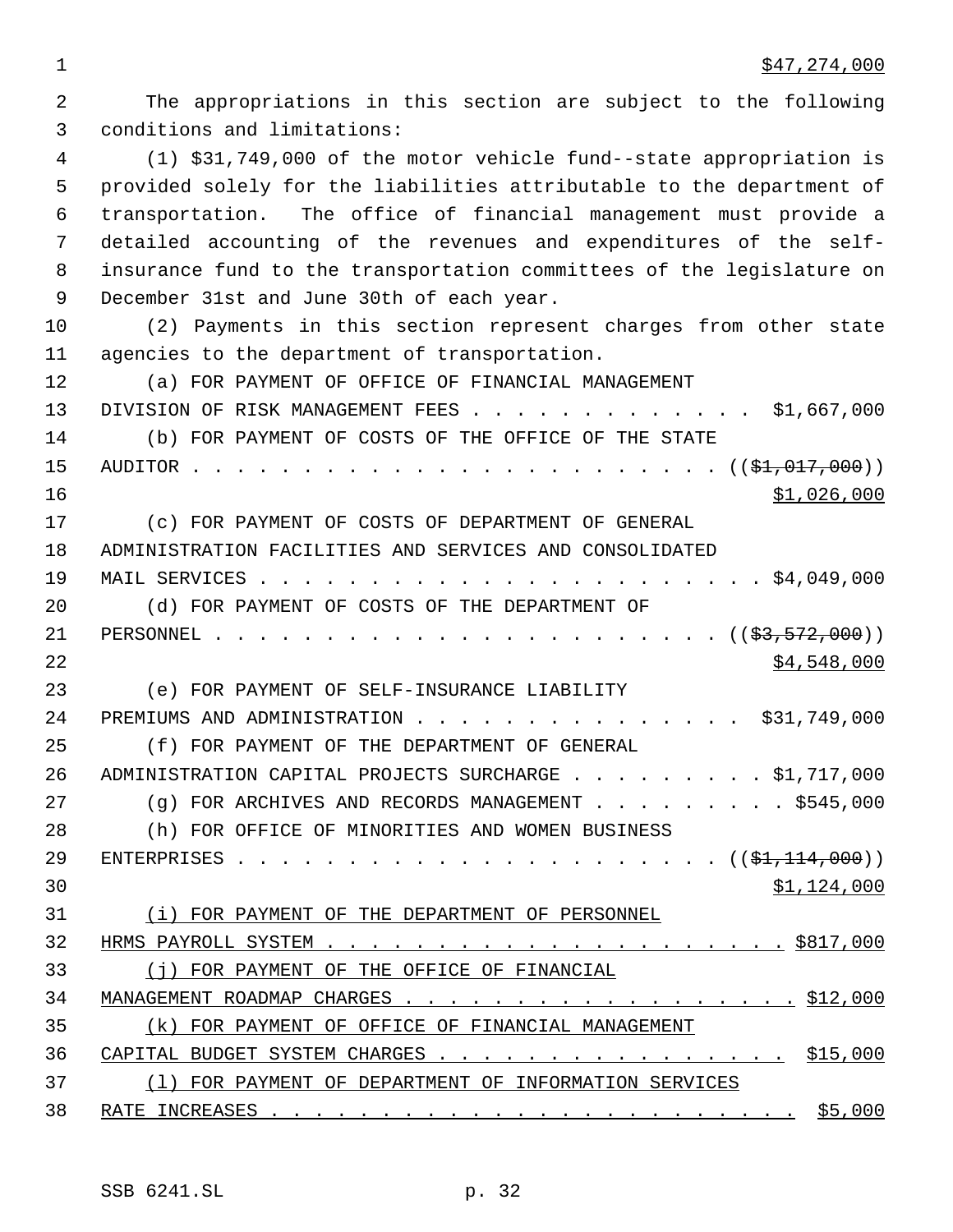$47,274,000

The appropriations in this section are subject to the following conditions and limitations:

(1) $31,749,000 of the motor vehicle fund--state appropriation is provided solely for the liabilities attributable to the department of transportation. The office of financial management must provide a detailed accounting of the revenues and expenditures of the self-insurance fund to the transportation committees of the legislature on December 31st and June 30th of each year.

(2) Payments in this section represent charges from other state agencies to the department of transportation.

(a) FOR PAYMENT OF OFFICE OF FINANCIAL MANAGEMENT DIVISION OF RISK MANAGEMENT FEES . . . . . . . . . . . . . $1,667,000

(b) FOR PAYMENT OF COSTS OF THE OFFICE OF THE STATE AUDITOR . . . . . . . . . . . . . . . . . . . . . . . . (($1,017,000)) $1,026,000

(c) FOR PAYMENT OF COSTS OF DEPARTMENT OF GENERAL ADMINISTRATION FACILITIES AND SERVICES AND CONSOLIDATED MAIL SERVICES . . . . . . . . . . . . . . . . . . . . . . . $4,049,000

(d) FOR PAYMENT OF COSTS OF THE DEPARTMENT OF PERSONNEL . . . . . . . . . . . . . . . . . . . . . . . . (($3,572,000)) $4,548,000

(e) FOR PAYMENT OF SELF-INSURANCE LIABILITY PREMIUMS AND ADMINISTRATION . . . . . . . . . . . . . . . $31,749,000

(f) FOR PAYMENT OF THE DEPARTMENT OF GENERAL ADMINISTRATION CAPITAL PROJECTS SURCHARGE . . . . . . . . . $1,717,000

(g) FOR ARCHIVES AND RECORDS MANAGEMENT . . . . . . . . . $545,000

(h) FOR OFFICE OF MINORITIES AND WOMEN BUSINESS ENTERPRISES . . . . . . . . . . . . . . . . . . . . . . (($1,114,000)) $1,124,000

(i) FOR PAYMENT OF THE DEPARTMENT OF PERSONNEL HRMS PAYROLL SYSTEM . . . . . . . . . . . . . . . . . . . . . . $817,000

(j) FOR PAYMENT OF THE OFFICE OF FINANCIAL MANAGEMENT ROADMAP CHARGES . . . . . . . . . . . . . . . . . . . $12,000

(k) FOR PAYMENT OF OFFICE OF FINANCIAL MANAGEMENT CAPITAL BUDGET SYSTEM CHARGES . . . . . . . . . . . . . . . . $15,000

(l) FOR PAYMENT OF DEPARTMENT OF INFORMATION SERVICES RATE INCREASES . . . . . . . . . . . . . . . . . . . . . . . . $5,000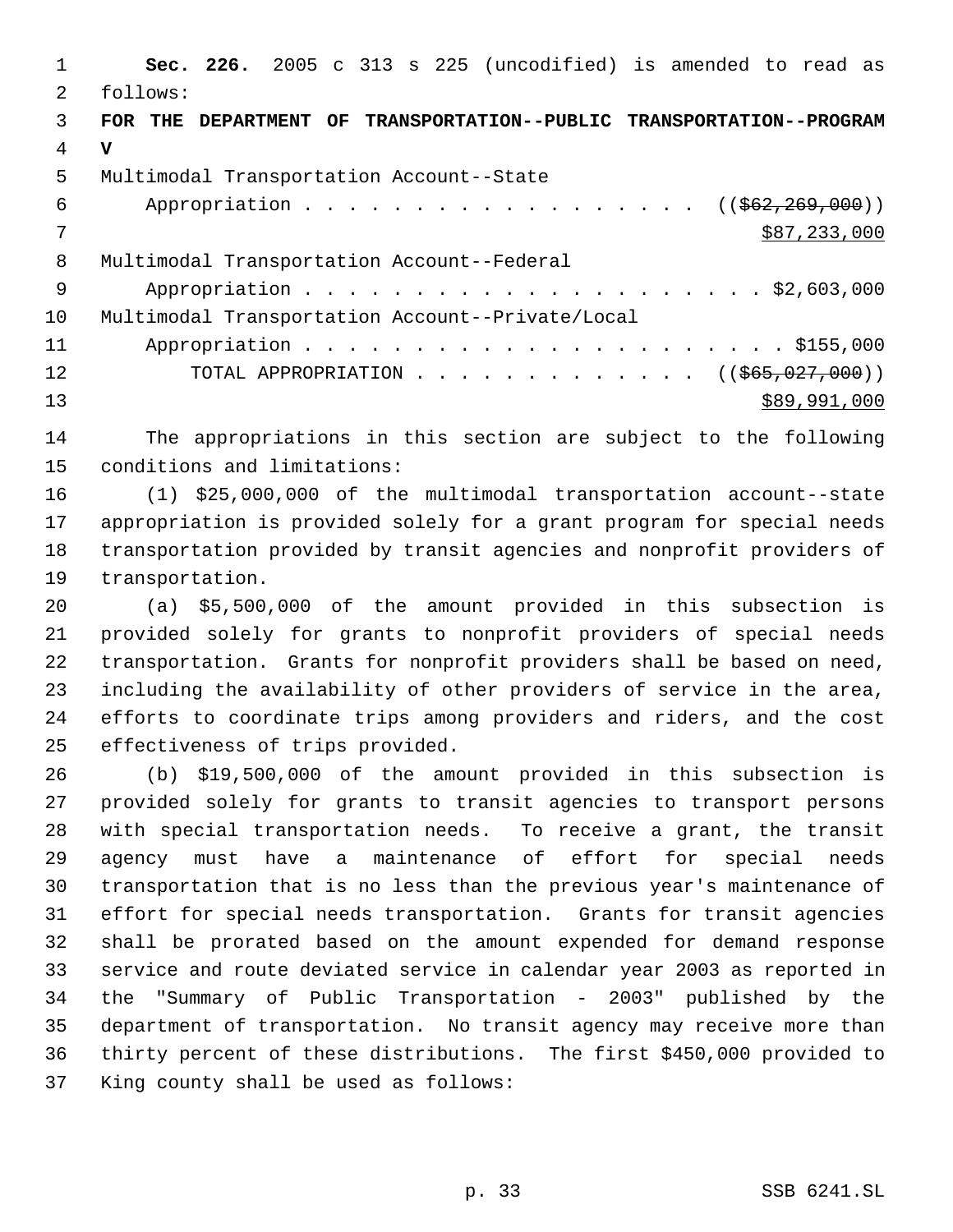**Sec. 226.** 2005 c 313 s 225 (uncodified) is amended to read as follows:

**FOR THE DEPARTMENT OF TRANSPORTATION--PUBLIC TRANSPORTATION--PROGRAM V**

Multimodal Transportation Account--State Appropriation . . . . . . . . . . . . . . . . . . . ((~~$62,269,000~~)) $87,233,000

Multimodal Transportation Account--Federal Appropriation . . . . . . . . . . . . . . . . . . . . . . $2,603,000

Multimodal Transportation Account--Private/Local Appropriation . . . . . . . . . . . . . . . . . . . . . . . $155,000

TOTAL APPROPRIATION . . . . . . . . . . . . . ((~~$65,027,000~~)) $89,991,000

The appropriations in this section are subject to the following conditions and limitations:

(1) $25,000,000 of the multimodal transportation account--state appropriation is provided solely for a grant program for special needs transportation provided by transit agencies and nonprofit providers of transportation.

(a) $5,500,000 of the amount provided in this subsection is provided solely for grants to nonprofit providers of special needs transportation. Grants for nonprofit providers shall be based on need, including the availability of other providers of service in the area, efforts to coordinate trips among providers and riders, and the cost effectiveness of trips provided.

(b) $19,500,000 of the amount provided in this subsection is provided solely for grants to transit agencies to transport persons with special transportation needs. To receive a grant, the transit agency must have a maintenance of effort for special needs transportation that is no less than the previous year's maintenance of effort for special needs transportation. Grants for transit agencies shall be prorated based on the amount expended for demand response service and route deviated service in calendar year 2003 as reported in the "Summary of Public Transportation - 2003" published by the department of transportation. No transit agency may receive more than thirty percent of these distributions. The first $450,000 provided to King county shall be used as follows: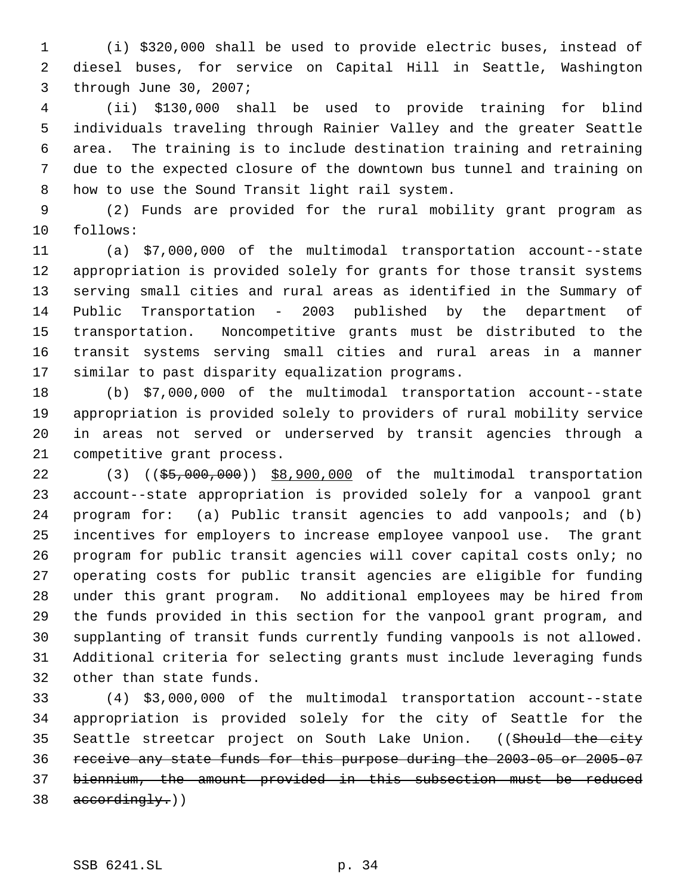(i) $320,000 shall be used to provide electric buses, instead of diesel buses, for service on Capital Hill in Seattle, Washington through June 30, 2007;

(ii) $130,000 shall be used to provide training for blind individuals traveling through Rainier Valley and the greater Seattle area. The training is to include destination training and retraining due to the expected closure of the downtown bus tunnel and training on how to use the Sound Transit light rail system.

(2) Funds are provided for the rural mobility grant program as follows:

(a) $7,000,000 of the multimodal transportation account--state appropriation is provided solely for grants for those transit systems serving small cities and rural areas as identified in the Summary of Public Transportation - 2003 published by the department of transportation. Noncompetitive grants must be distributed to the transit systems serving small cities and rural areas in a manner similar to past disparity equalization programs.

(b) $7,000,000 of the multimodal transportation account--state appropriation is provided solely to providers of rural mobility service in areas not served or underserved by transit agencies through a competitive grant process.

(3) ((~~$5,000,000~~)) <u>$8,900,000</u> of the multimodal transportation account--state appropriation is provided solely for a vanpool grant program for: (a) Public transit agencies to add vanpools; and (b) incentives for employers to increase employee vanpool use. The grant program for public transit agencies will cover capital costs only; no operating costs for public transit agencies are eligible for funding under this grant program. No additional employees may be hired from the funds provided in this section for the vanpool grant program, and supplanting of transit funds currently funding vanpools is not allowed. Additional criteria for selecting grants must include leveraging funds other than state funds.

(4) $3,000,000 of the multimodal transportation account--state appropriation is provided solely for the city of Seattle for the Seattle streetcar project on South Lake Union. ((~~Should the city receive any state funds for this purpose during the 2003-05 or 2005-07 biennium, the amount provided in this subsection must be reduced accordingly.~~))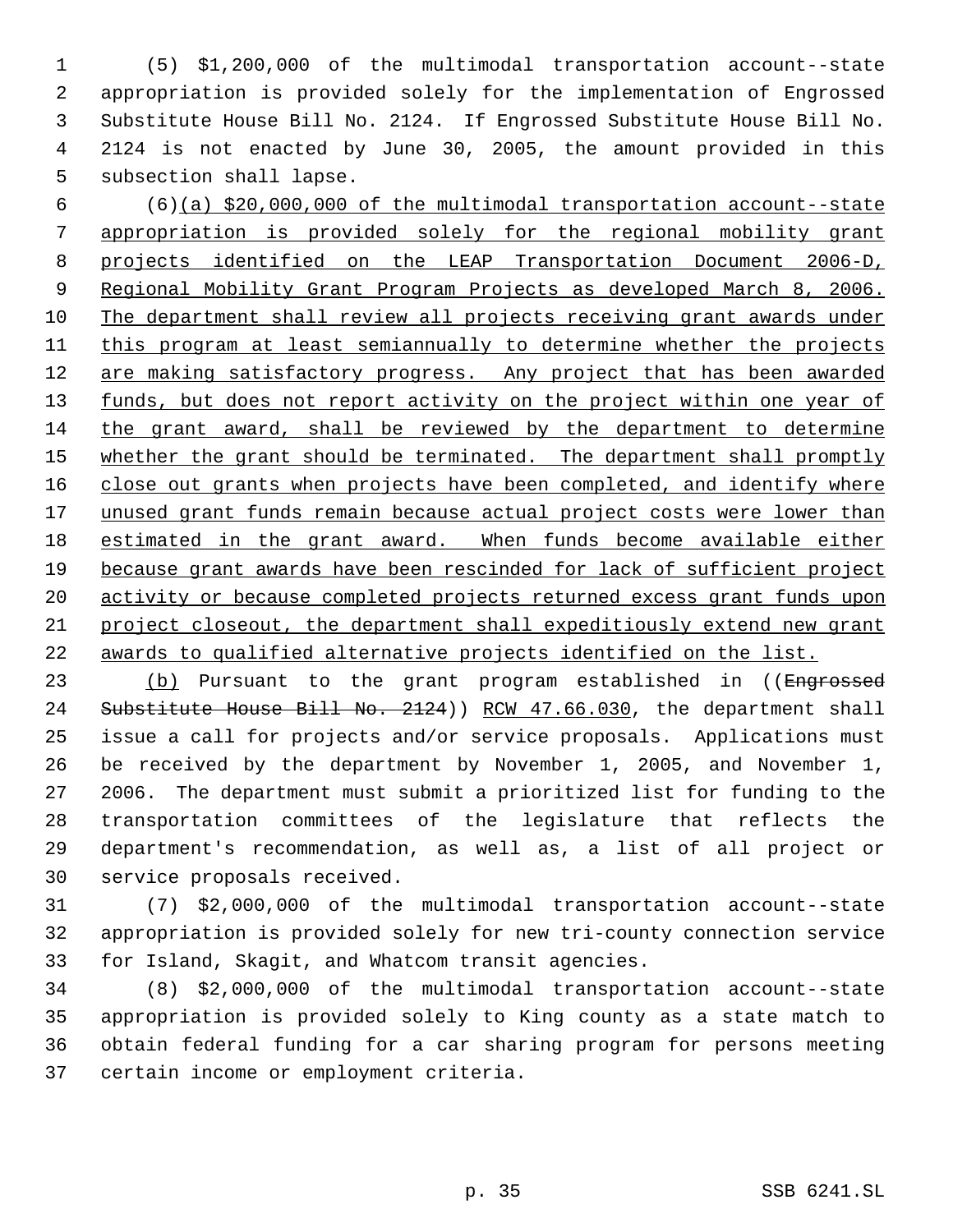(5) $1,200,000 of the multimodal transportation account--state appropriation is provided solely for the implementation of Engrossed Substitute House Bill No. 2124. If Engrossed Substitute House Bill No. 2124 is not enacted by June 30, 2005, the amount provided in this subsection shall lapse.

(6)(a) $20,000,000 of the multimodal transportation account--state appropriation is provided solely for the regional mobility grant projects identified on the LEAP Transportation Document 2006-D, Regional Mobility Grant Program Projects as developed March 8, 2006. The department shall review all projects receiving grant awards under this program at least semiannually to determine whether the projects are making satisfactory progress. Any project that has been awarded funds, but does not report activity on the project within one year of the grant award, shall be reviewed by the department to determine whether the grant should be terminated. The department shall promptly close out grants when projects have been completed, and identify where unused grant funds remain because actual project costs were lower than estimated in the grant award. When funds become available either because grant awards have been rescinded for lack of sufficient project activity or because completed projects returned excess grant funds upon project closeout, the department shall expeditiously extend new grant awards to qualified alternative projects identified on the list.

(b) Pursuant to the grant program established in ((~~Engrossed Substitute House Bill No. 2124~~)) RCW 47.66.030, the department shall issue a call for projects and/or service proposals. Applications must be received by the department by November 1, 2005, and November 1, 2006. The department must submit a prioritized list for funding to the transportation committees of the legislature that reflects the department's recommendation, as well as, a list of all project or service proposals received.

(7) $2,000,000 of the multimodal transportation account--state appropriation is provided solely for new tri-county connection service for Island, Skagit, and Whatcom transit agencies.

(8) $2,000,000 of the multimodal transportation account--state appropriation is provided solely to King county as a state match to obtain federal funding for a car sharing program for persons meeting certain income or employment criteria.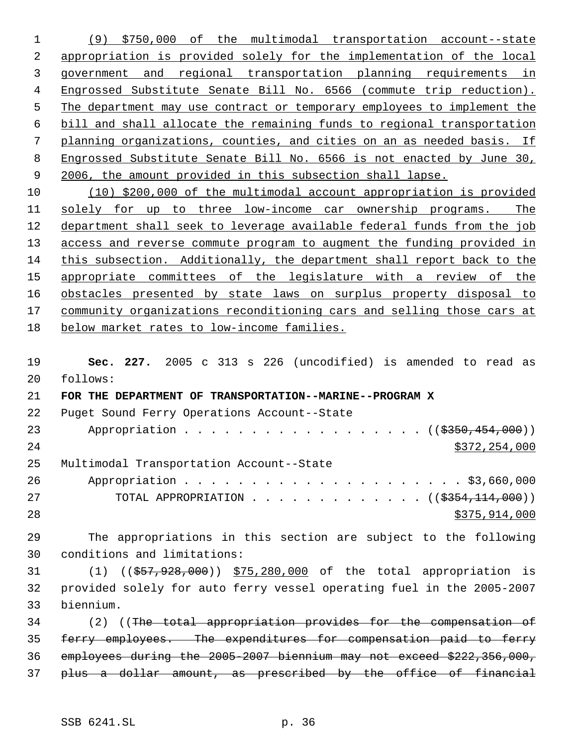(9) $750,000 of the multimodal transportation account--state appropriation is provided solely for the implementation of the local government and regional transportation planning requirements in Engrossed Substitute Senate Bill No. 6566 (commute trip reduction). The department may use contract or temporary employees to implement the bill and shall allocate the remaining funds to regional transportation planning organizations, counties, and cities on an as needed basis. If Engrossed Substitute Senate Bill No. 6566 is not enacted by June 30, 2006, the amount provided in this subsection shall lapse.

(10) $200,000 of the multimodal account appropriation is provided solely for up to three low-income car ownership programs. The department shall seek to leverage available federal funds from the job access and reverse commute program to augment the funding provided in this subsection. Additionally, the department shall report back to the appropriate committees of the legislature with a review of the obstacles presented by state laws on surplus property disposal to community organizations reconditioning cars and selling those cars at below market rates to low-income families.

**Sec. 227.** 2005 c 313 s 226 (uncodified) is amended to read as follows:

**FOR THE DEPARTMENT OF TRANSPORTATION--MARINE--PROGRAM X**

Puget Sound Ferry Operations Account--State
Appropriation . . . . . . . . . . . . . . . . . . (($350,454,000))
$372,254,000

Multimodal Transportation Account--State
Appropriation . . . . . . . . . . . . . . . . . . . . . $3,660,000

TOTAL APPROPRIATION . . . . . . . . . . . . . (($354,114,000))
$375,914,000

The appropriations in this section are subject to the following conditions and limitations:

(1) (($57,928,000)) $75,280,000 of the total appropriation is provided solely for auto ferry vessel operating fuel in the 2005-2007 biennium.

(2) ((The total appropriation provides for the compensation of ferry employees. The expenditures for compensation paid to ferry employees during the 2005-2007 biennium may not exceed $222,356,000, plus a dollar amount, as prescribed by the office of financial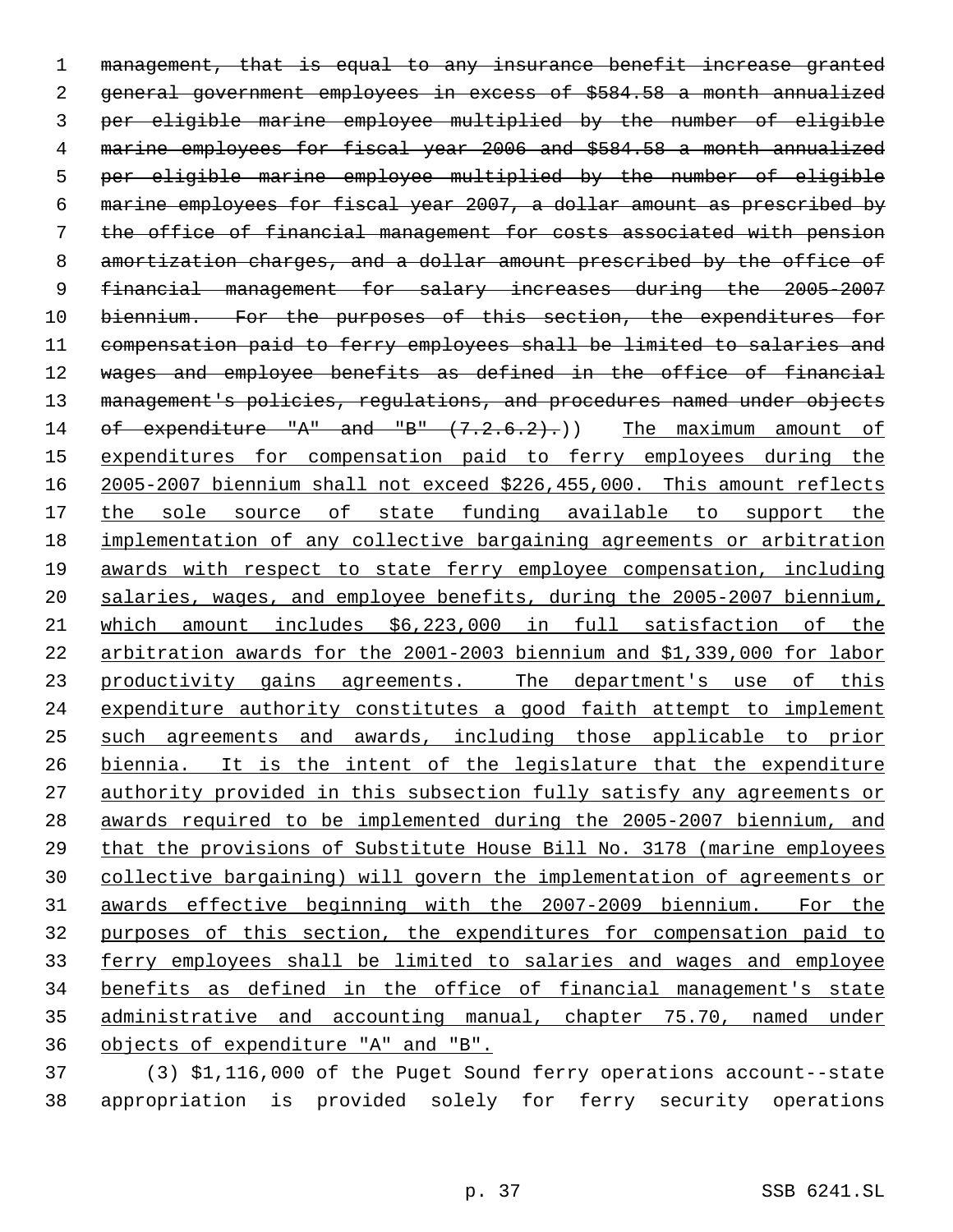~~management, that is equal to any insurance benefit increase granted general government employees in excess of $584.58 a month annualized per eligible marine employee multiplied by the number of eligible marine employees for fiscal year 2006 and $584.58 a month annualized per eligible marine employee multiplied by the number of eligible marine employees for fiscal year 2007, a dollar amount as prescribed by the office of financial management for costs associated with pension amortization charges, and a dollar amount prescribed by the office of financial management for salary increases during the 2005-2007 biennium. For the purposes of this section, the expenditures for compensation paid to ferry employees shall be limited to salaries and wages and employee benefits as defined in the office of financial management's policies, regulations, and procedures named under objects of expenditure "A" and "B" (7.2.6.2).~~)) <u>The maximum amount of expenditures for compensation paid to ferry employees during the 2005-2007 biennium shall not exceed $226,455,000. This amount reflects the sole source of state funding available to support the implementation of any collective bargaining agreements or arbitration awards with respect to state ferry employee compensation, including salaries, wages, and employee benefits, during the 2005-2007 biennium, which amount includes $6,223,000 in full satisfaction of the arbitration awards for the 2001-2003 biennium and $1,339,000 for labor productivity gains agreements. The department's use of this expenditure authority constitutes a good faith attempt to implement such agreements and awards, including those applicable to prior biennia. It is the intent of the legislature that the expenditure authority provided in this subsection fully satisfy any agreements or awards required to be implemented during the 2005-2007 biennium, and that the provisions of Substitute House Bill No. 3178 (marine employees collective bargaining) will govern the implementation of agreements or awards effective beginning with the 2007-2009 biennium. For the purposes of this section, the expenditures for compensation paid to ferry employees shall be limited to salaries and wages and employee benefits as defined in the office of financial management's state administrative and accounting manual, chapter 75.70, named under objects of expenditure "A" and "B".</u>

(3) $1,116,000 of the Puget Sound ferry operations account--state appropriation is provided solely for ferry security operations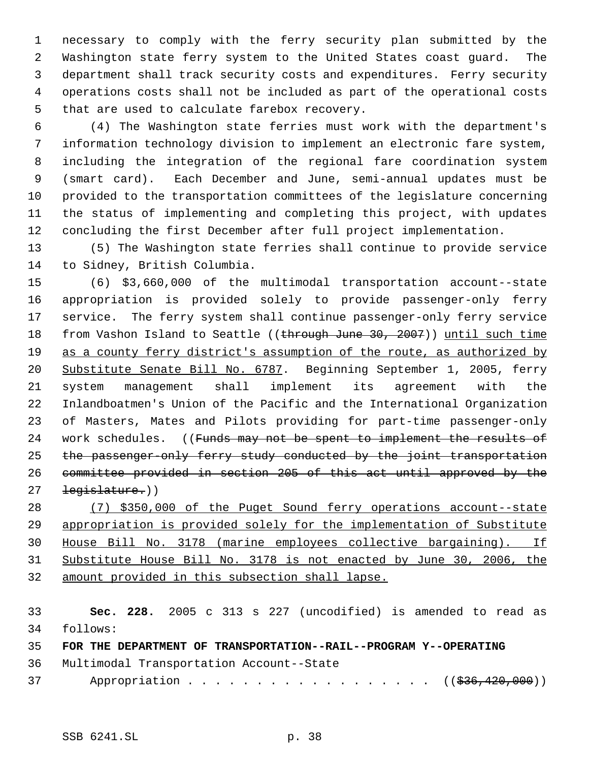necessary to comply with the ferry security plan submitted by the Washington state ferry system to the United States coast guard. The department shall track security costs and expenditures. Ferry security operations costs shall not be included as part of the operational costs that are used to calculate farebox recovery.

(4) The Washington state ferries must work with the department's information technology division to implement an electronic fare system, including the integration of the regional fare coordination system (smart card). Each December and June, semi-annual updates must be provided to the transportation committees of the legislature concerning the status of implementing and completing this project, with updates concluding the first December after full project implementation.

(5) The Washington state ferries shall continue to provide service to Sidney, British Columbia.

(6) $3,660,000 of the multimodal transportation account--state appropriation is provided solely to provide passenger-only ferry service. The ferry system shall continue passenger-only ferry service from Vashon Island to Seattle ((~~through June 30, 2007~~)) <u>until such time as a county ferry district's assumption of the route, as authorized by Substitute Senate Bill No. 6787</u>. Beginning September 1, 2005, ferry system management shall implement its agreement with the Inlandboatmen's Union of the Pacific and the International Organization of Masters, Mates and Pilots providing for part-time passenger-only work schedules. ((~~Funds may not be spent to implement the results of the passenger-only ferry study conducted by the joint transportation committee provided in section 205 of this act until approved by the legislature.~~))

<u>(7) $350,000 of the Puget Sound ferry operations account--state appropriation is provided solely for the implementation of Substitute House Bill No. 3178 (marine employees collective bargaining). If Substitute House Bill No. 3178 is not enacted by June 30, 2006, the amount provided in this subsection shall lapse.</u>

**Sec. 228.** 2005 c 313 s 227 (uncodified) is amended to read as follows:

**FOR THE DEPARTMENT OF TRANSPORTATION--RAIL--PROGRAM Y--OPERATING**

Multimodal Transportation Account--State

Appropriation . . . . . . . . . . . . . . . . . . ((~~$36,420,000~~))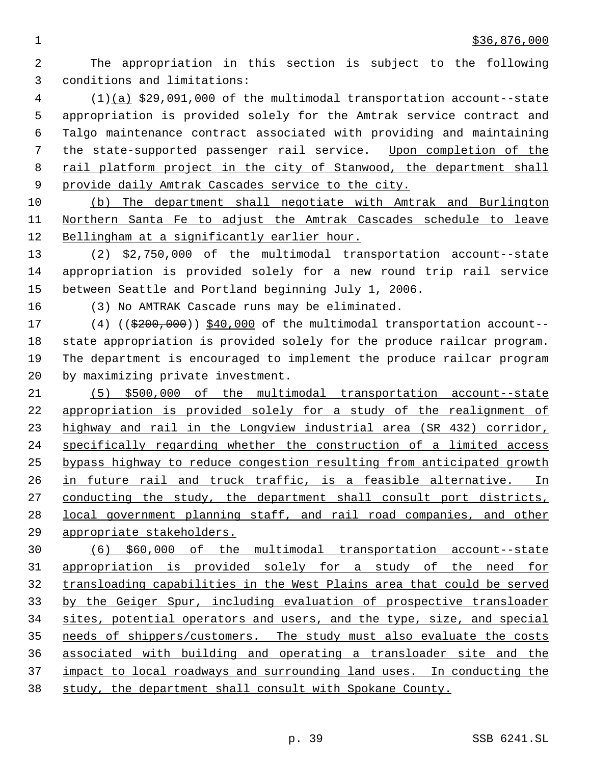$36,876,000

The appropriation in this section is subject to the following conditions and limitations:

(1)<u>(a)</u> $29,091,000 of the multimodal transportation account--state appropriation is provided solely for the Amtrak service contract and Talgo maintenance contract associated with providing and maintaining the state-supported passenger rail service. <u>Upon completion of the rail platform project in the city of Stanwood, the department shall provide daily Amtrak Cascades service to the city.</u>

<u>(b) The department shall negotiate with Amtrak and Burlington Northern Santa Fe to adjust the Amtrak Cascades schedule to leave Bellingham at a significantly earlier hour.</u>

(2) $2,750,000 of the multimodal transportation account--state appropriation is provided solely for a new round trip rail service between Seattle and Portland beginning July 1, 2006.

(3) No AMTRAK Cascade runs may be eliminated.

(4) ((~~$200,000~~)) <u>$40,000</u> of the multimodal transportation account--state appropriation is provided solely for the produce railcar program. The department is encouraged to implement the produce railcar program by maximizing private investment.

<u>(5) $500,000 of the multimodal transportation account--state appropriation is provided solely for a study of the realignment of highway and rail in the Longview industrial area (SR 432) corridor, specifically regarding whether the construction of a limited access bypass highway to reduce congestion resulting from anticipated growth in future rail and truck traffic, is a feasible alternative. In conducting the study, the department shall consult port districts, local government planning staff, and rail road companies, and other appropriate stakeholders.</u>

<u>(6) $60,000 of the multimodal transportation account--state appropriation is provided solely for a study of the need for transloading capabilities in the West Plains area that could be served by the Geiger Spur, including evaluation of prospective transloader sites, potential operators and users, and the type, size, and special needs of shippers/customers. The study must also evaluate the costs associated with building and operating a transloader site and the impact to local roadways and surrounding land uses. In conducting the study, the department shall consult with Spokane County.</u>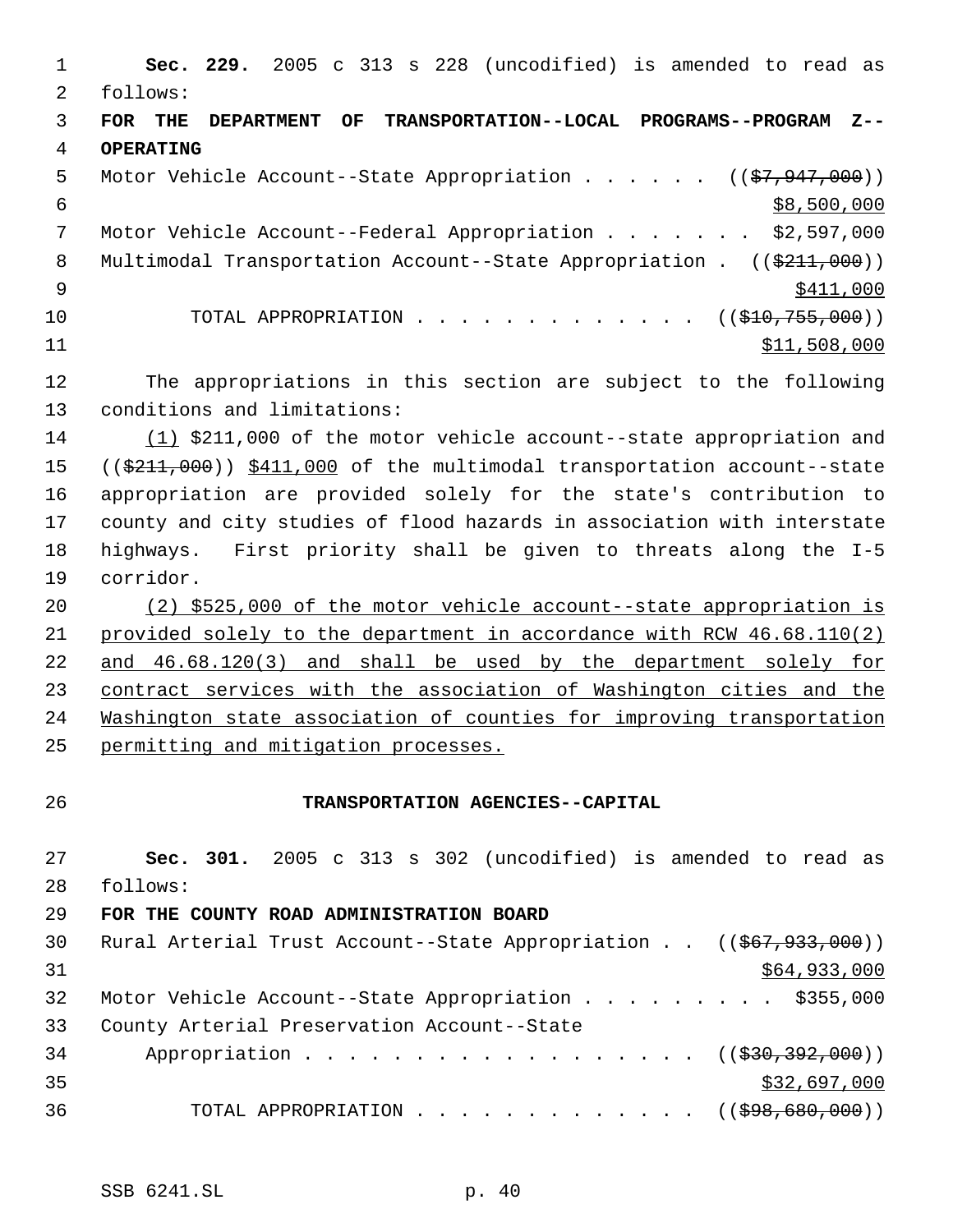**Sec. 229.** 2005 c 313 s 228 (uncodified) is amended to read as follows:

**FOR THE DEPARTMENT OF TRANSPORTATION--LOCAL PROGRAMS--PROGRAM Z--OPERATING**

Motor Vehicle Account--State Appropriation . . . . . . (($7,947,000)) $8,500,000

Motor Vehicle Account--Federal Appropriation . . . . . . . $2,597,000

Multimodal Transportation Account--State Appropriation . (($211,000)) $411,000

TOTAL APPROPRIATION . . . . . . . . . . . . . (($10,755,000)) $11,508,000

The appropriations in this section are subject to the following conditions and limitations:

(1) $211,000 of the motor vehicle account--state appropriation and (($211,000)) $411,000 of the multimodal transportation account--state appropriation are provided solely for the state's contribution to county and city studies of flood hazards in association with interstate highways. First priority shall be given to threats along the I-5 corridor.

(2) $525,000 of the motor vehicle account--state appropriation is provided solely to the department in accordance with RCW 46.68.110(2) and 46.68.120(3) and shall be used by the department solely for contract services with the association of Washington cities and the Washington state association of counties for improving transportation permitting and mitigation processes.

## TRANSPORTATION AGENCIES--CAPITAL

**Sec. 301.** 2005 c 313 s 302 (uncodified) is amended to read as follows:

**FOR THE COUNTY ROAD ADMINISTRATION BOARD**

Rural Arterial Trust Account--State Appropriation . . (($67,933,000)) $64,933,000

Motor Vehicle Account--State Appropriation . . . . . . . . . $355,000

County Arterial Preservation Account--State Appropriation . . . . . . . . . . . . . . . . . . (($30,392,000)) $32,697,000

TOTAL APPROPRIATION . . . . . . . . . . . . . (($98,680,000))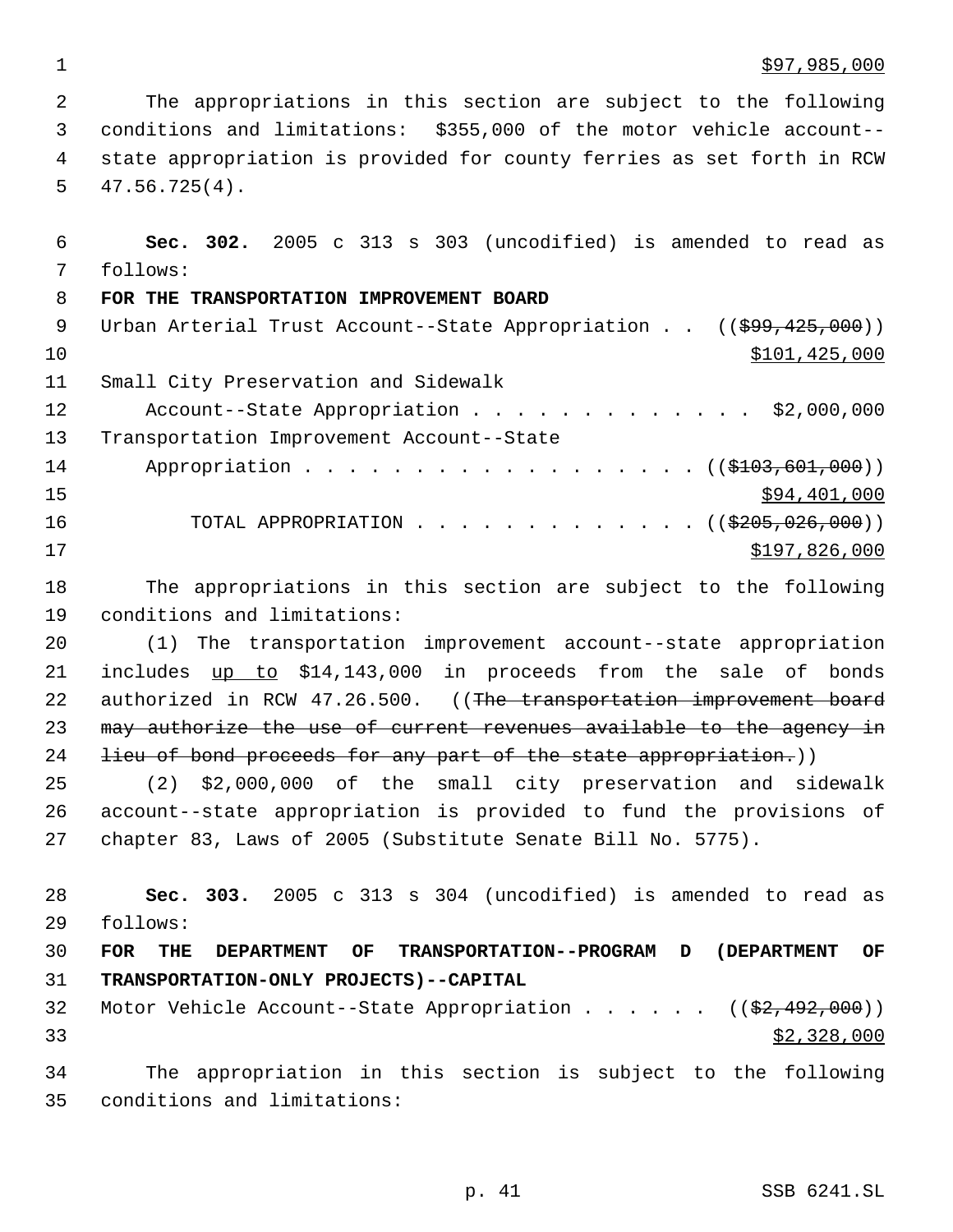$97,985,000

The appropriations in this section are subject to the following conditions and limitations: $355,000 of the motor vehicle account--state appropriation is provided for county ferries as set forth in RCW 47.56.725(4).

**Sec. 302.** 2005 c 313 s 303 (uncodified) is amended to read as follows:

**FOR THE TRANSPORTATION IMPROVEMENT BOARD**

Urban Arterial Trust Account--State Appropriation . . (($99,425,000))
$101,425,000

Small City Preservation and Sidewalk Account--State Appropriation . . . . . . . . . . . . . $2,000,000

Transportation Improvement Account--State Appropriation . . . . . . . . . . . . . . . . . . (($103,601,000))
$94,401,000

TOTAL APPROPRIATION . . . . . . . . . . . . . (($205,026,000))
$197,826,000

The appropriations in this section are subject to the following conditions and limitations:

(1) The transportation improvement account--state appropriation includes up to $14,143,000 in proceeds from the sale of bonds authorized in RCW 47.26.500. ((The transportation improvement board may authorize the use of current revenues available to the agency in lieu of bond proceeds for any part of the state appropriation.))

(2) $2,000,000 of the small city preservation and sidewalk account--state appropriation is provided to fund the provisions of chapter 83, Laws of 2005 (Substitute Senate Bill No. 5775).

**Sec. 303.** 2005 c 313 s 304 (uncodified) is amended to read as follows:

**FOR THE DEPARTMENT OF TRANSPORTATION--PROGRAM D (DEPARTMENT OF TRANSPORTATION-ONLY PROJECTS)--CAPITAL**

Motor Vehicle Account--State Appropriation . . . . . . (($2,492,000))
$2,328,000

The appropriation in this section is subject to the following conditions and limitations: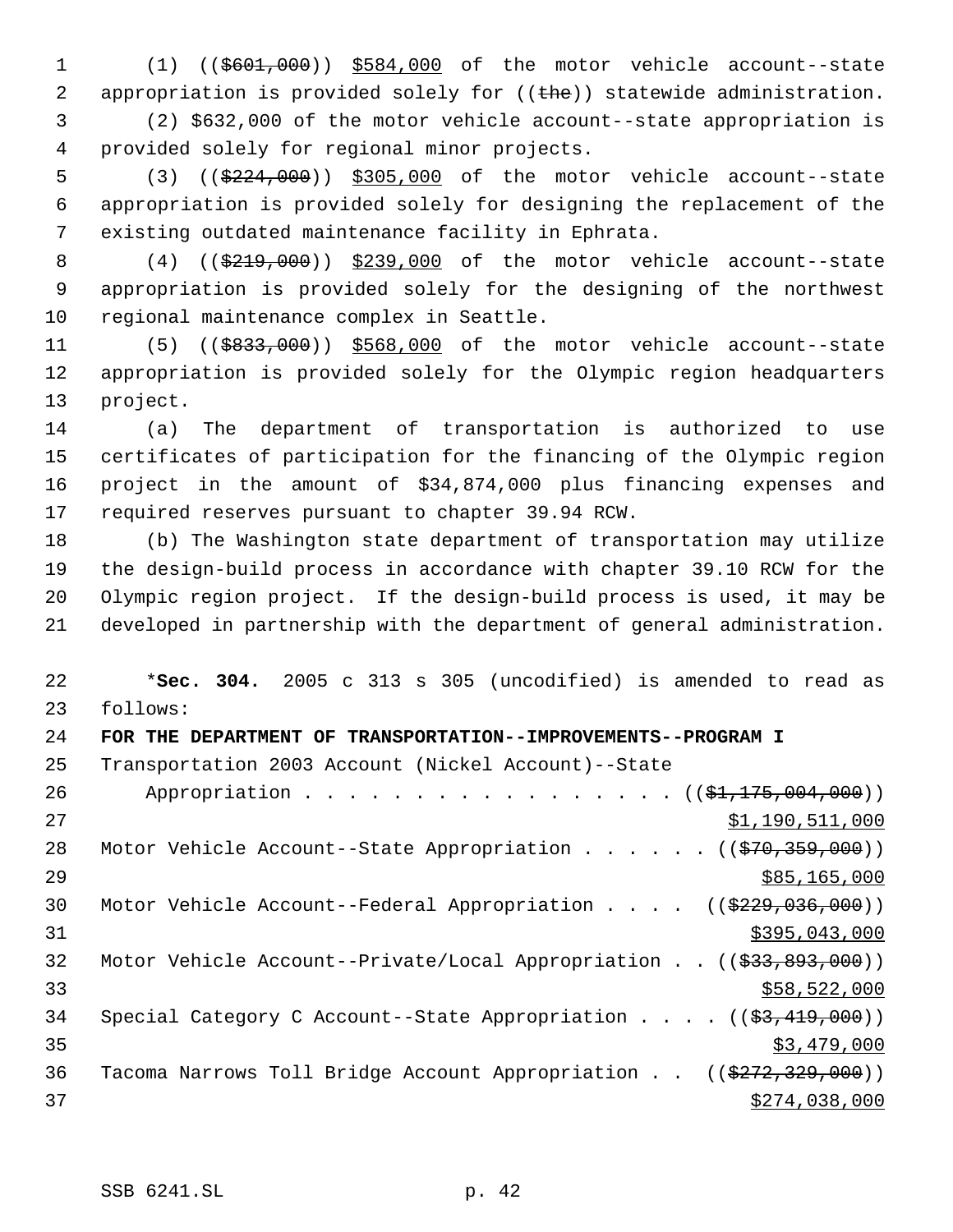(1) ((~~$601,000~~)) <u>$584,000</u> of the motor vehicle account--state appropriation is provided solely for ((~~the~~)) statewide administration.

(2) $632,000 of the motor vehicle account--state appropriation is provided solely for regional minor projects.

(3) ((~~$224,000~~)) <u>$305,000</u> of the motor vehicle account--state appropriation is provided solely for designing the replacement of the existing outdated maintenance facility in Ephrata.

(4) ((~~$219,000~~)) <u>$239,000</u> of the motor vehicle account--state appropriation is provided solely for the designing of the northwest regional maintenance complex in Seattle.

(5) ((~~$833,000~~)) <u>$568,000</u> of the motor vehicle account--state appropriation is provided solely for the Olympic region headquarters project.

(a) The department of transportation is authorized to use certificates of participation for the financing of the Olympic region project in the amount of $34,874,000 plus financing expenses and required reserves pursuant to chapter 39.94 RCW.

(b) The Washington state department of transportation may utilize the design-build process in accordance with chapter 39.10 RCW for the Olympic region project. If the design-build process is used, it may be developed in partnership with the department of general administration.

*__Sec. 304.__ 2005 c 313 s 305 (uncodified) is amended to read as follows:

**FOR THE DEPARTMENT OF TRANSPORTATION--IMPROVEMENTS--PROGRAM I**

Transportation 2003 Account (Nickel Account)--State Appropriation . . . . . . . . . . . . . . . . . ((~~$1,175,004,000~~)) <u>$1,190,511,000</u>

Motor Vehicle Account--State Appropriation . . . . . . ((~~$70,359,000~~)) <u>$85,165,000</u>

Motor Vehicle Account--Federal Appropriation . . . . ((~~$229,036,000~~)) <u>$395,043,000</u>

Motor Vehicle Account--Private/Local Appropriation . . ((~~$33,893,000~~)) <u>$58,522,000</u>

Special Category C Account--State Appropriation . . . . ((~~$3,419,000~~)) <u>$3,479,000</u>

Tacoma Narrows Toll Bridge Account Appropriation . . ((~~$272,329,000~~)) <u>$274,038,000</u>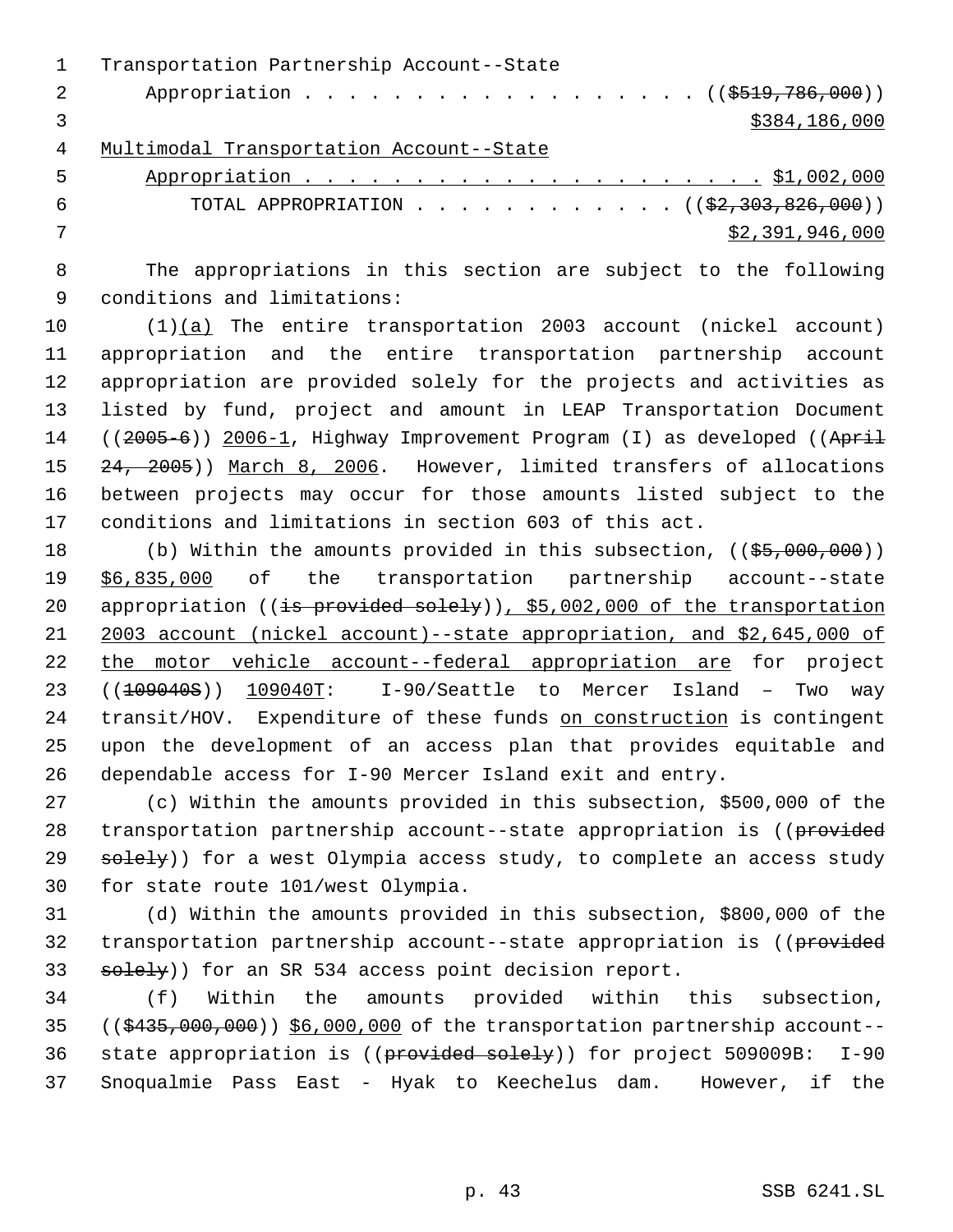Transportation Partnership Account--State
Appropriation . . . . . . . . . . . . . . . . . . ((~~$519,786,000~~))
$384,186,000

Multimodal Transportation Account--State
Appropriation . . . . . . . . . . . . . . . . . . . . . $1,002,000

TOTAL APPROPRIATION . . . . . . . . . . . . ((~~$2,303,826,000~~))
$2,391,946,000

The appropriations in this section are subject to the following conditions and limitations:

(1)(a) The entire transportation 2003 account (nickel account) appropriation and the entire transportation partnership account appropriation are provided solely for the projects and activities as listed by fund, project and amount in LEAP Transportation Document ((~~2005-6~~)) 2006-1, Highway Improvement Program (I) as developed ((~~April 24, 2005~~)) March 8, 2006. However, limited transfers of allocations between projects may occur for those amounts listed subject to the conditions and limitations in section 603 of this act.

(b) Within the amounts provided in this subsection, ((~~$5,000,000~~)) $6,835,000 of the transportation partnership account--state appropriation ((~~is provided solely~~)), $5,002,000 of the transportation 2003 account (nickel account)--state appropriation, and $2,645,000 of the motor vehicle account--federal appropriation are for project ((~~109040S~~)) 109040T: I-90/Seattle to Mercer Island – Two way transit/HOV. Expenditure of these funds on construction is contingent upon the development of an access plan that provides equitable and dependable access for I-90 Mercer Island exit and entry.

(c) Within the amounts provided in this subsection, $500,000 of the transportation partnership account--state appropriation is ((~~provided solely~~)) for a west Olympia access study, to complete an access study for state route 101/west Olympia.

(d) Within the amounts provided in this subsection, $800,000 of the transportation partnership account--state appropriation is ((~~provided solely~~)) for an SR 534 access point decision report.

(f) Within the amounts provided within this subsection, ((~~$435,000,000~~)) $6,000,000 of the transportation partnership account--state appropriation is ((~~provided solely~~)) for project 509009B: I-90 Snoqualmie Pass East - Hyak to Keechelus dam. However, if the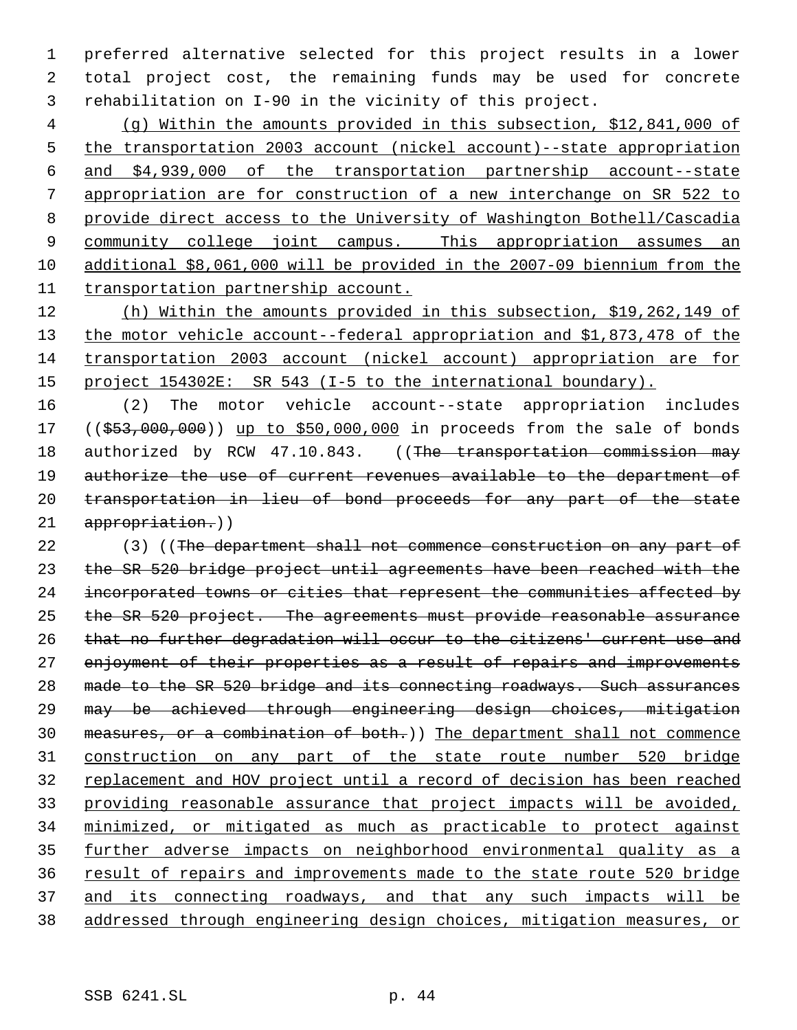preferred alternative selected for this project results in a lower total project cost, the remaining funds may be used for concrete rehabilitation on I-90 in the vicinity of this project.

(g) Within the amounts provided in this subsection, $12,841,000 of the transportation 2003 account (nickel account)--state appropriation and $4,939,000 of the transportation partnership account--state appropriation are for construction of a new interchange on SR 522 to provide direct access to the University of Washington Bothell/Cascadia community college joint campus. This appropriation assumes an additional $8,061,000 will be provided in the 2007-09 biennium from the transportation partnership account.

(h) Within the amounts provided in this subsection, $19,262,149 of the motor vehicle account--federal appropriation and $1,873,478 of the transportation 2003 account (nickel account) appropriation are for project 154302E: SR 543 (I-5 to the international boundary).

(2) The motor vehicle account--state appropriation includes (($53,000,000)) up to $50,000,000 in proceeds from the sale of bonds authorized by RCW 47.10.843. ((The transportation commission may authorize the use of current revenues available to the department of transportation in lieu of bond proceeds for any part of the state appropriation.))

(3) ((The department shall not commence construction on any part of the SR 520 bridge project until agreements have been reached with the incorporated towns or cities that represent the communities affected by the SR 520 project. The agreements must provide reasonable assurance that no further degradation will occur to the citizens' current use and enjoyment of their properties as a result of repairs and improvements made to the SR 520 bridge and its connecting roadways. Such assurances may be achieved through engineering design choices, mitigation measures, or a combination of both.)) The department shall not commence construction on any part of the state route number 520 bridge replacement and HOV project until a record of decision has been reached providing reasonable assurance that project impacts will be avoided, minimized, or mitigated as much as practicable to protect against further adverse impacts on neighborhood environmental quality as a result of repairs and improvements made to the state route 520 bridge and its connecting roadways, and that any such impacts will be addressed through engineering design choices, mitigation measures, or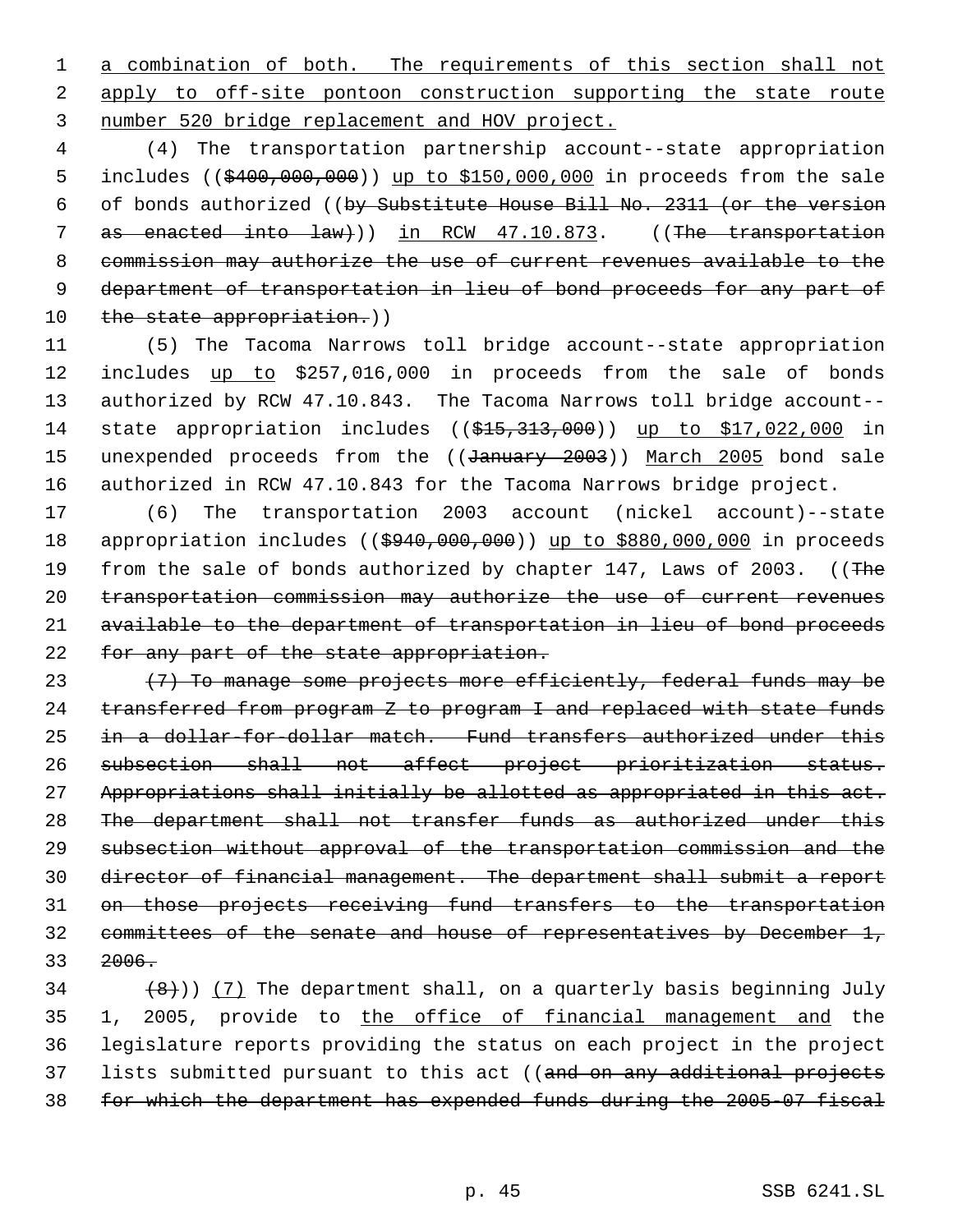a combination of both. The requirements of this section shall not apply to off-site pontoon construction supporting the state route number 520 bridge replacement and HOV project.

(4) The transportation partnership account--state appropriation includes (($400,000,000)) up to $150,000,000 in proceeds from the sale of bonds authorized ((by Substitute House Bill No. 2311 (or the version as enacted into law))) in RCW 47.10.873. ((The transportation commission may authorize the use of current revenues available to the department of transportation in lieu of bond proceeds for any part of the state appropriation.))

(5) The Tacoma Narrows toll bridge account--state appropriation includes up to $257,016,000 in proceeds from the sale of bonds authorized by RCW 47.10.843. The Tacoma Narrows toll bridge account--state appropriation includes (($15,313,000)) up to $17,022,000 in unexpended proceeds from the ((January 2003)) March 2005 bond sale authorized in RCW 47.10.843 for the Tacoma Narrows bridge project.

(6) The transportation 2003 account (nickel account)--state appropriation includes (($940,000,000)) up to $880,000,000 in proceeds from the sale of bonds authorized by chapter 147, Laws of 2003. ((The transportation commission may authorize the use of current revenues available to the department of transportation in lieu of bond proceeds for any part of the state appropriation.

(7) To manage some projects more efficiently, federal funds may be transferred from program Z to program I and replaced with state funds in a dollar-for-dollar match. Fund transfers authorized under this subsection shall not affect project prioritization status. Appropriations shall initially be allotted as appropriated in this act. The department shall not transfer funds as authorized under this subsection without approval of the transportation commission and the director of financial management. The department shall submit a report on those projects receiving fund transfers to the transportation committees of the senate and house of representatives by December 1, 2006.

(8))) (7) The department shall, on a quarterly basis beginning July 1, 2005, provide to the office of financial management and the legislature reports providing the status on each project in the project lists submitted pursuant to this act ((and on any additional projects for which the department has expended funds during the 2005-07 fiscal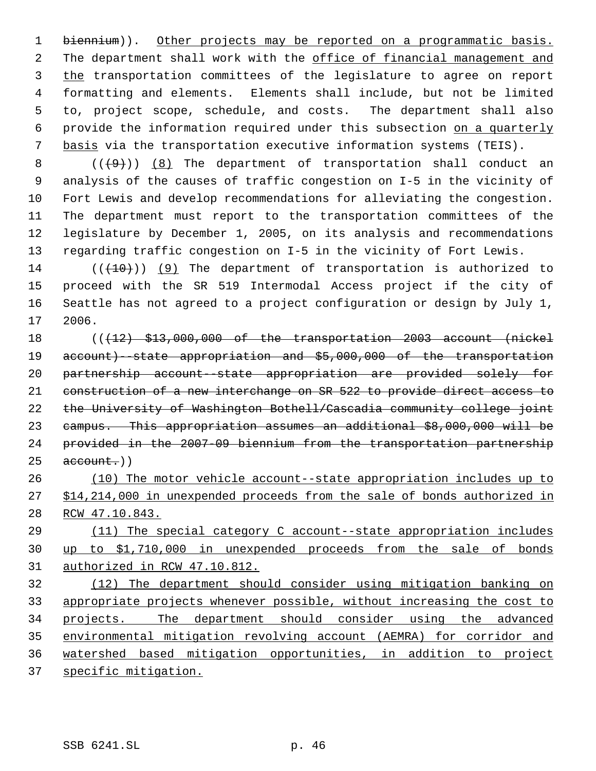biennium)). Other projects may be reported on a programmatic basis. The department shall work with the office of financial management and the transportation committees of the legislature to agree on report formatting and elements. Elements shall include, but not be limited to, project scope, schedule, and costs. The department shall also provide the information required under this subsection on a quarterly basis via the transportation executive information systems (TEIS).

((~~(9)~~)) (8) The department of transportation shall conduct an analysis of the causes of traffic congestion on I-5 in the vicinity of Fort Lewis and develop recommendations for alleviating the congestion. The department must report to the transportation committees of the legislature by December 1, 2005, on its analysis and recommendations regarding traffic congestion on I-5 in the vicinity of Fort Lewis.

((~~(10)~~)) (9) The department of transportation is authorized to proceed with the SR 519 Intermodal Access project if the city of Seattle has not agreed to a project configuration or design by July 1, 2006.

((~~(12) $13,000,000 of the transportation 2003 account (nickel account)--state appropriation and $5,000,000 of the transportation partnership account--state appropriation are provided solely for construction of a new interchange on SR 522 to provide direct access to the University of Washington Bothell/Cascadia community college joint campus. This appropriation assumes an additional $8,000,000 will be provided in the 2007-09 biennium from the transportation partnership account.~~))

(10) The motor vehicle account--state appropriation includes up to $14,214,000 in unexpended proceeds from the sale of bonds authorized in RCW 47.10.843.

(11) The special category C account--state appropriation includes up to $1,710,000 in unexpended proceeds from the sale of bonds authorized in RCW 47.10.812.

(12) The department should consider using mitigation banking on appropriate projects whenever possible, without increasing the cost to projects. The department should consider using the advanced environmental mitigation revolving account (AEMRA) for corridor and watershed based mitigation opportunities, in addition to project specific mitigation.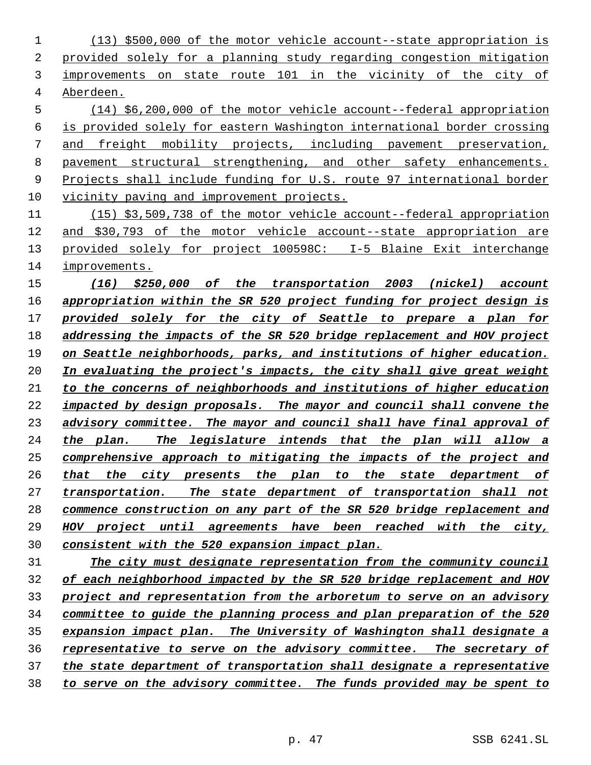(13) $500,000 of the motor vehicle account--state appropriation is provided solely for a planning study regarding congestion mitigation improvements on state route 101 in the vicinity of the city of Aberdeen.

(14) $6,200,000 of the motor vehicle account--federal appropriation is provided solely for eastern Washington international border crossing and freight mobility projects, including pavement preservation, pavement structural strengthening, and other safety enhancements. Projects shall include funding for U.S. route 97 international border vicinity paving and improvement projects.

(15) $3,509,738 of the motor vehicle account--federal appropriation and $30,793 of the motor vehicle account--state appropriation are provided solely for project 100598C: I-5 Blaine Exit interchange improvements.

***(16) $250,000 of the transportation 2003 (nickel) account appropriation within the SR 520 project funding for project design is provided solely for the city of Seattle to prepare a plan for addressing the impacts of the SR 520 bridge replacement and HOV project on Seattle neighborhoods, parks, and institutions of higher education. In evaluating the project's impacts, the city shall give great weight to the concerns of neighborhoods and institutions of higher education impacted by design proposals. The mayor and council shall convene the advisory committee. The mayor and council shall have final approval of the plan. The legislature intends that the plan will allow a comprehensive approach to mitigating the impacts of the project and that the city presents the plan to the state department of transportation. The state department of transportation shall not commence construction on any part of the SR 520 bridge replacement and HOV project until agreements have been reached with the city, consistent with the 520 expansion impact plan.***

***The city must designate representation from the community council of each neighborhood impacted by the SR 520 bridge replacement and HOV project and representation from the arboretum to serve on an advisory committee to guide the planning process and plan preparation of the 520 expansion impact plan. The University of Washington shall designate a representative to serve on the advisory committee. The secretary of the state department of transportation shall designate a representative to serve on the advisory committee. The funds provided may be spent to***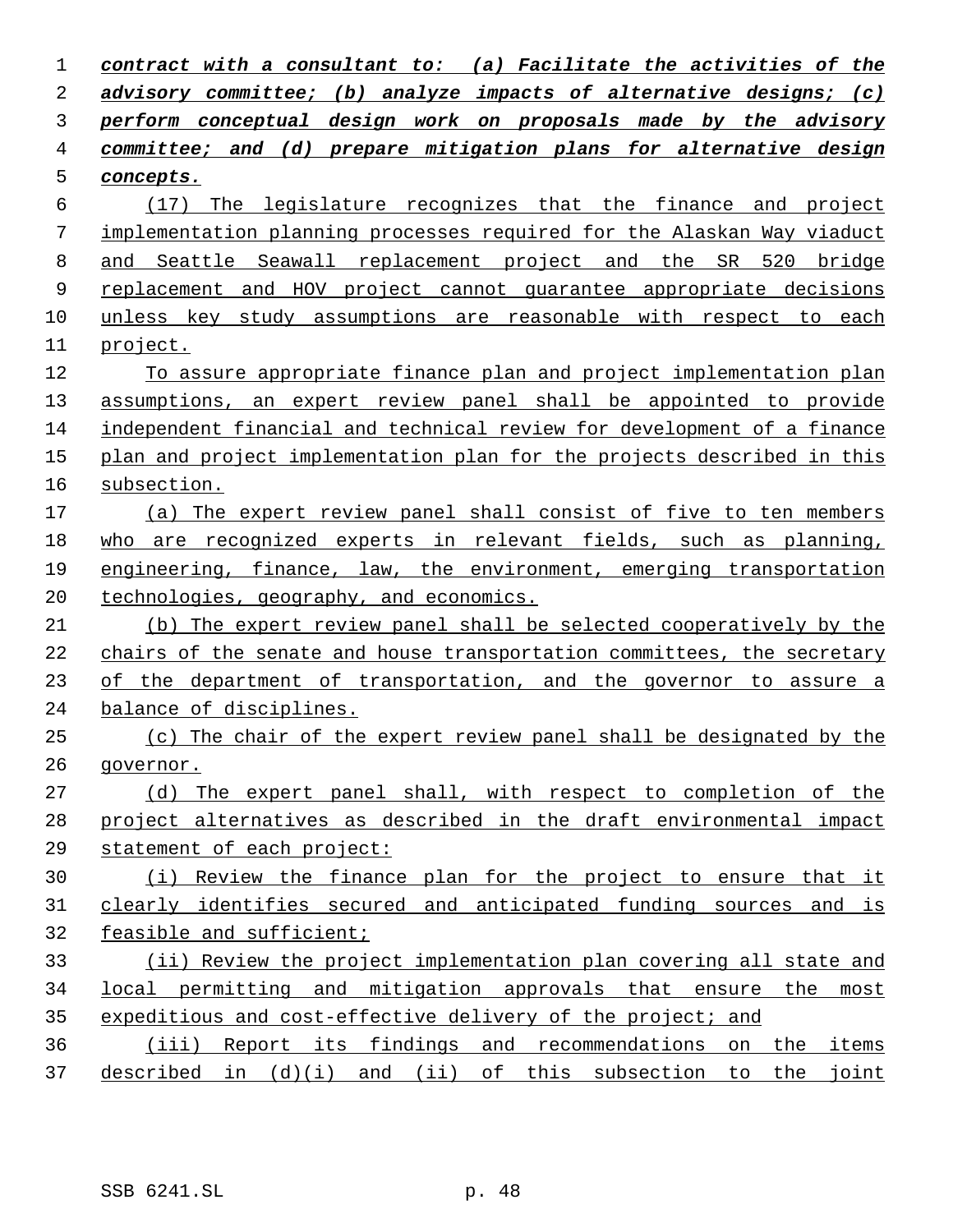***contract with a consultant to: (a) Facilitate the activities of the advisory committee; (b) analyze impacts of alternative designs; (c) perform conceptual design work on proposals made by the advisory committee; and (d) prepare mitigation plans for alternative design concepts.***

(17) The legislature recognizes that the finance and project implementation planning processes required for the Alaskan Way viaduct and Seattle Seawall replacement project and the SR 520 bridge replacement and HOV project cannot guarantee appropriate decisions unless key study assumptions are reasonable with respect to each project.

To assure appropriate finance plan and project implementation plan assumptions, an expert review panel shall be appointed to provide independent financial and technical review for development of a finance plan and project implementation plan for the projects described in this subsection.

(a) The expert review panel shall consist of five to ten members who are recognized experts in relevant fields, such as planning, engineering, finance, law, the environment, emerging transportation technologies, geography, and economics.

(b) The expert review panel shall be selected cooperatively by the chairs of the senate and house transportation committees, the secretary of the department of transportation, and the governor to assure a balance of disciplines.

(c) The chair of the expert review panel shall be designated by the governor.

(d) The expert panel shall, with respect to completion of the project alternatives as described in the draft environmental impact statement of each project:

(i) Review the finance plan for the project to ensure that it clearly identifies secured and anticipated funding sources and is feasible and sufficient;

(ii) Review the project implementation plan covering all state and local permitting and mitigation approvals that ensure the most expeditious and cost-effective delivery of the project; and

(iii) Report its findings and recommendations on the items described in (d)(i) and (ii) of this subsection to the joint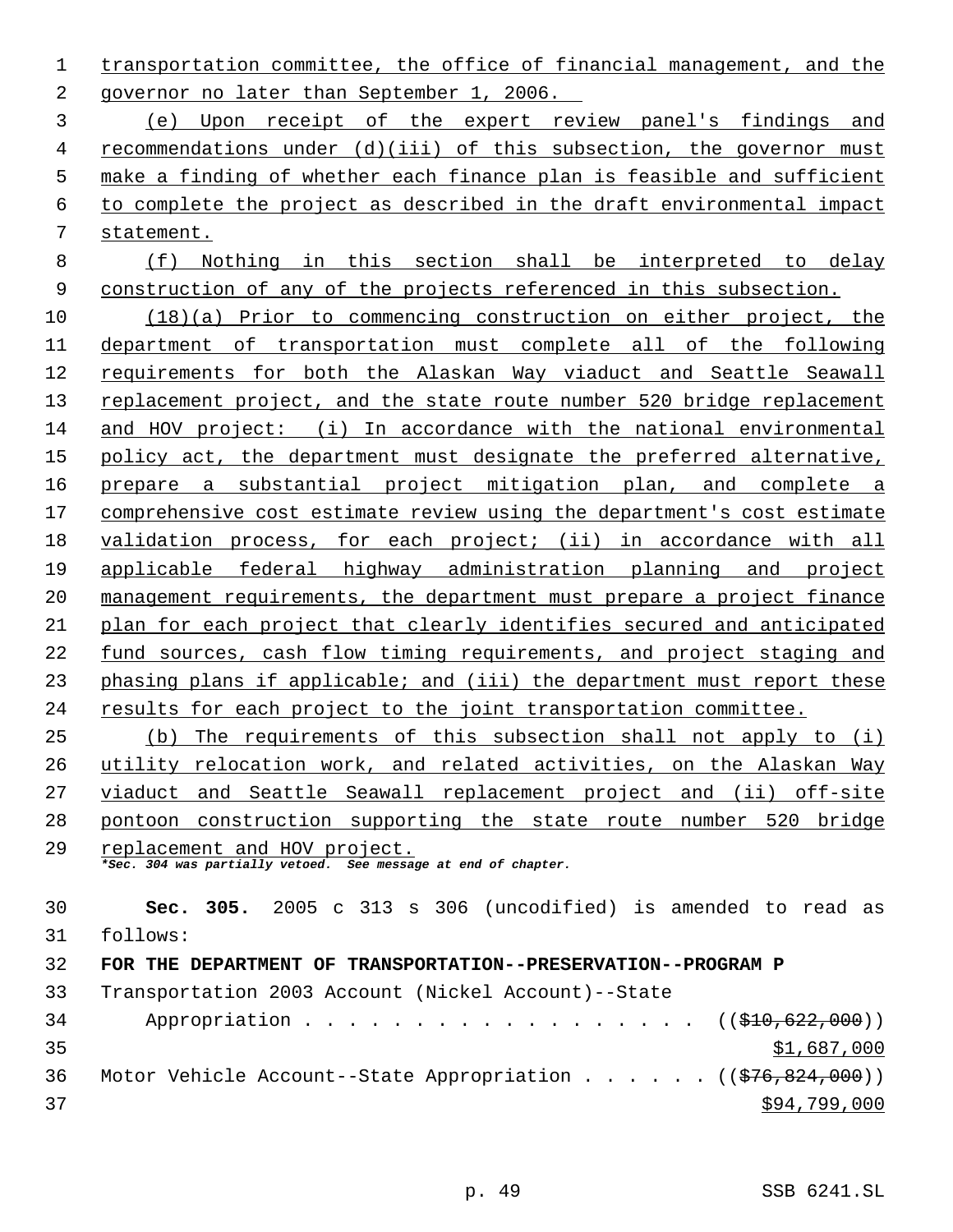transportation committee, the office of financial management, and the governor no later than September 1, 2006.

(e) Upon receipt of the expert review panel's findings and recommendations under (d)(iii) of this subsection, the governor must make a finding of whether each finance plan is feasible and sufficient to complete the project as described in the draft environmental impact statement.

(f) Nothing in this section shall be interpreted to delay construction of any of the projects referenced in this subsection.

(18)(a) Prior to commencing construction on either project, the department of transportation must complete all of the following requirements for both the Alaskan Way viaduct and Seattle Seawall replacement project, and the state route number 520 bridge replacement and HOV project: (i) In accordance with the national environmental policy act, the department must designate the preferred alternative, prepare a substantial project mitigation plan, and complete a comprehensive cost estimate review using the department's cost estimate validation process, for each project; (ii) in accordance with all applicable federal highway administration planning and project management requirements, the department must prepare a project finance plan for each project that clearly identifies secured and anticipated fund sources, cash flow timing requirements, and project staging and phasing plans if applicable; and (iii) the department must report these results for each project to the joint transportation committee.

(b) The requirements of this subsection shall not apply to (i) utility relocation work, and related activities, on the Alaskan Way viaduct and Seattle Seawall replacement project and (ii) off-site pontoon construction supporting the state route number 520 bridge replacement and HOV project.

*\*Sec. 304 was partially vetoed. See message at end of chapter.*

**Sec. 305.** 2005 c 313 s 306 (uncodified) is amended to read as follows:

**FOR THE DEPARTMENT OF TRANSPORTATION--PRESERVATION--PROGRAM P**

Transportation 2003 Account (Nickel Account)--State Appropriation . . . . . . . . . . . . . . . . . . ((~~$10,622,000~~)) $1,687,000

Motor Vehicle Account--State Appropriation . . . . . . ((~~$76,824,000~~)) $94,799,000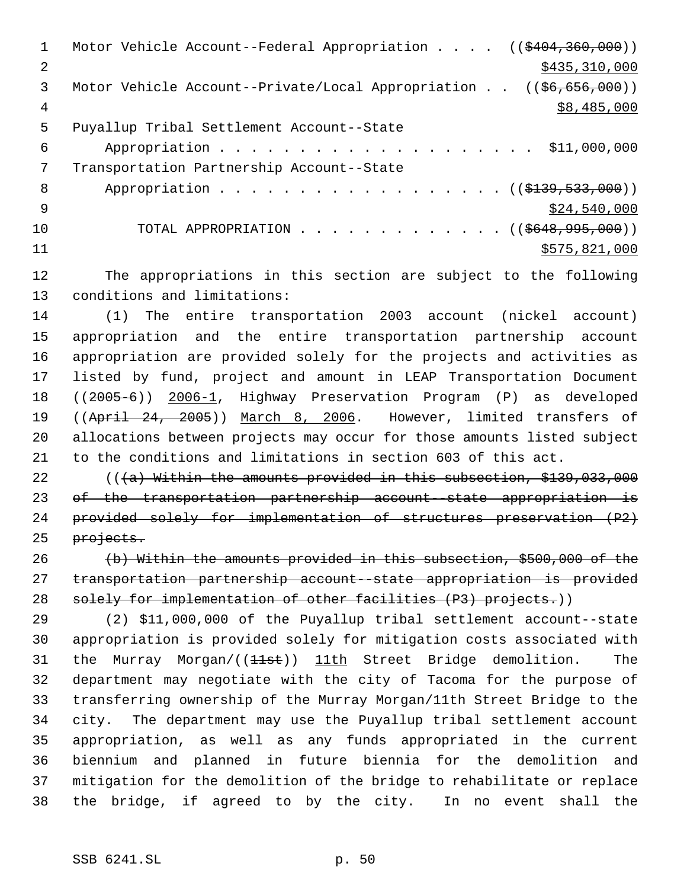Motor Vehicle Account--Federal Appropriation . . . . ((~~$404,360,000~~))
$435,310,000

Motor Vehicle Account--Private/Local Appropriation . . ((~~$6,656,000~~))
$8,485,000

Puyallup Tribal Settlement Account--State
Appropriation . . . . . . . . . . . . . . . . . . . . . $11,000,000

Transportation Partnership Account--State
Appropriation . . . . . . . . . . . . . . . . . . . . ((~~$139,533,000~~))
$24,540,000

TOTAL APPROPRIATION . . . . . . . . . . . . . . ((~~$648,995,000~~))
$575,821,000

The appropriations in this section are subject to the following conditions and limitations:

(1) The entire transportation 2003 account (nickel account) appropriation and the entire transportation partnership account appropriation are provided solely for the projects and activities as listed by fund, project and amount in LEAP Transportation Document ((~~2005-6~~)) 2006-1, Highway Preservation Program (P) as developed ((~~April 24, 2005~~)) March 8, 2006. However, limited transfers of allocations between projects may occur for those amounts listed subject to the conditions and limitations in section 603 of this act.

((~~(a) Within the amounts provided in this subsection, $139,033,000 of the transportation partnership account--state appropriation is provided solely for implementation of structures preservation (P2) projects.~~

~~(b) Within the amounts provided in this subsection, $500,000 of the transportation partnership account--state appropriation is provided solely for implementation of other facilities (P3) projects.~~))

(2) $11,000,000 of the Puyallup tribal settlement account--state appropriation is provided solely for mitigation costs associated with the Murray Morgan/((~~11st~~)) 11th Street Bridge demolition. The department may negotiate with the city of Tacoma for the purpose of transferring ownership of the Murray Morgan/11th Street Bridge to the city. The department may use the Puyallup tribal settlement account appropriation, as well as any funds appropriated in the current biennium and planned in future biennia for the demolition and mitigation for the demolition of the bridge to rehabilitate or replace the bridge, if agreed to by the city. In no event shall the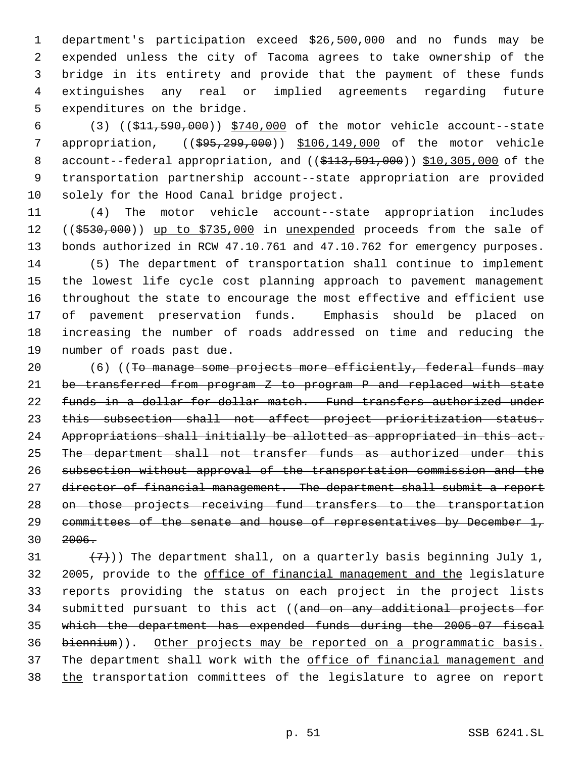department's participation exceed $26,500,000 and no funds may be expended unless the city of Tacoma agrees to take ownership of the bridge in its entirety and provide that the payment of these funds extinguishes any real or implied agreements regarding future expenditures on the bridge.

(3) ((~~$11,590,000~~)) <u>$740,000</u> of the motor vehicle account--state appropriation, ((~~$95,299,000~~)) <u>$106,149,000</u> of the motor vehicle account--federal appropriation, and ((~~$113,591,000~~)) <u>$10,305,000</u> of the transportation partnership account--state appropriation are provided solely for the Hood Canal bridge project.

(4) The motor vehicle account--state appropriation includes ((~~$530,000~~)) <u>up to $735,000</u> in <u>unexpended</u> proceeds from the sale of bonds authorized in RCW 47.10.761 and 47.10.762 for emergency purposes.

(5) The department of transportation shall continue to implement the lowest life cycle cost planning approach to pavement management throughout the state to encourage the most effective and efficient use of pavement preservation funds. Emphasis should be placed on increasing the number of roads addressed on time and reducing the number of roads past due.

(6) ((~~To manage some projects more efficiently, federal funds may be transferred from program Z to program P and replaced with state funds in a dollar-for-dollar match. Fund transfers authorized under this subsection shall not affect project prioritization status. Appropriations shall initially be allotted as appropriated in this act. The department shall not transfer funds as authorized under this subsection without approval of the transportation commission and the director of financial management. The department shall submit a report on those projects receiving fund transfers to the transportation committees of the senate and house of representatives by December 1, 2006.~~

~~(7)~~)) The department shall, on a quarterly basis beginning July 1, 2005, provide to the <u>office of financial management and the</u> legislature reports providing the status on each project in the project lists submitted pursuant to this act ((~~and on any additional projects for which the department has expended funds during the 2005-07 fiscal biennium~~)). <u>Other projects may be reported on a programmatic basis.</u> The department shall work with the <u>office of financial management and the</u> transportation committees of the legislature to agree on report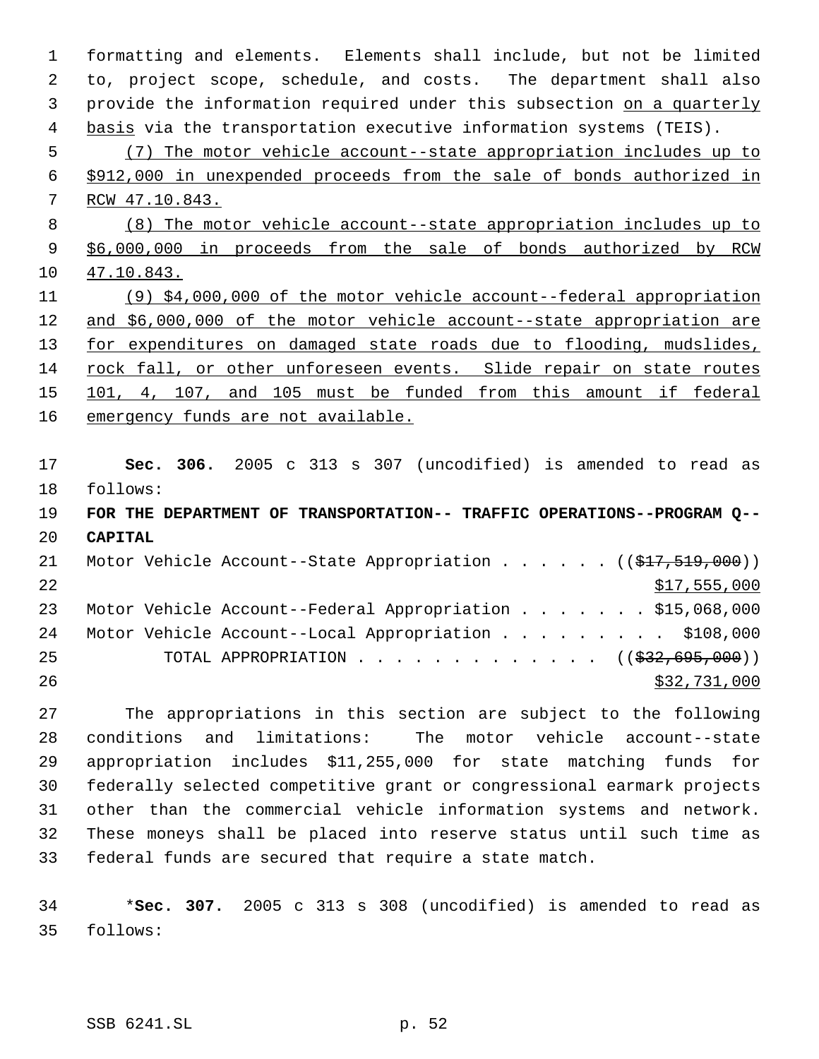formatting and elements. Elements shall include, but not be limited to, project scope, schedule, and costs. The department shall also provide the information required under this subsection on a quarterly basis via the transportation executive information systems (TEIS).

(7) The motor vehicle account--state appropriation includes up to $912,000 in unexpended proceeds from the sale of bonds authorized in RCW 47.10.843.

(8) The motor vehicle account--state appropriation includes up to $6,000,000 in proceeds from the sale of bonds authorized by RCW 47.10.843.

(9) $4,000,000 of the motor vehicle account--federal appropriation and $6,000,000 of the motor vehicle account--state appropriation are for expenditures on damaged state roads due to flooding, mudslides, rock fall, or other unforeseen events. Slide repair on state routes 101, 4, 107, and 105 must be funded from this amount if federal emergency funds are not available.

**Sec. 306.** 2005 c 313 s 307 (uncodified) is amended to read as follows:

**FOR THE DEPARTMENT OF TRANSPORTATION-- TRAFFIC OPERATIONS--PROGRAM Q--CAPITAL**

| | |
|---|---|
| Motor Vehicle Account--State Appropriation | (($17,519,000)) $17,555,000 |
| Motor Vehicle Account--Federal Appropriation | $15,068,000 |
| Motor Vehicle Account--Local Appropriation | $108,000 |
| TOTAL APPROPRIATION | (($32,695,000)) $32,731,000 |

The appropriations in this section are subject to the following conditions and limitations: The motor vehicle account--state appropriation includes $11,255,000 for state matching funds for federally selected competitive grant or congressional earmark projects other than the commercial vehicle information systems and network. These moneys shall be placed into reserve status until such time as federal funds are secured that require a state match.

\***Sec. 307.** 2005 c 313 s 308 (uncodified) is amended to read as follows: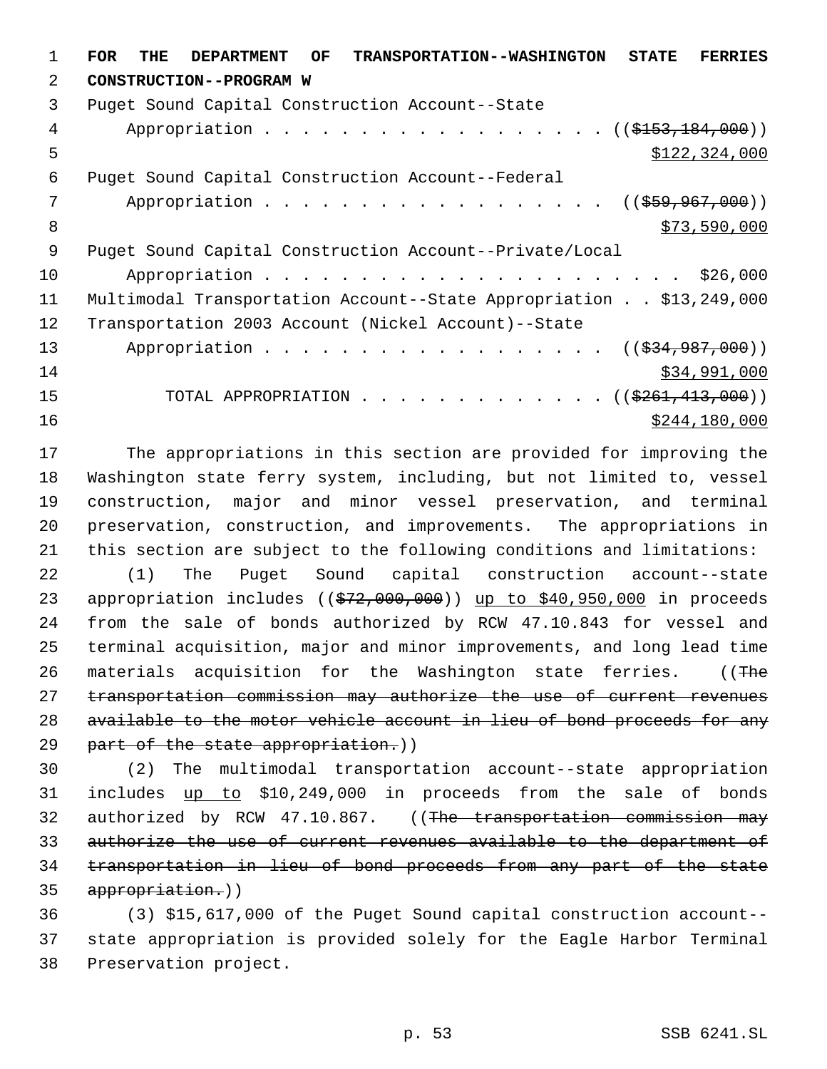**FOR THE DEPARTMENT OF TRANSPORTATION--WASHINGTON STATE FERRIES CONSTRUCTION--PROGRAM W**

Puget Sound Capital Construction Account--State
Appropriation . . . . . . . . . . . . . . . . . . . ((~~$153,184,000~~))
<u>$122,324,000</u>

Puget Sound Capital Construction Account--Federal
Appropriation . . . . . . . . . . . . . . . . . . . ((~~$59,967,000~~))
<u>$73,590,000</u>

Puget Sound Capital Construction Account--Private/Local
Appropriation . . . . . . . . . . . . . . . . . . . . . . . $26,000

Multimodal Transportation Account--State Appropriation . . $13,249,000

Transportation 2003 Account (Nickel Account)--State
Appropriation . . . . . . . . . . . . . . . . . . . ((~~$34,987,000~~))
<u>$34,991,000</u>

TOTAL APPROPRIATION . . . . . . . . . . . . . ((~~$261,413,000~~))
<u>$244,180,000</u>

The appropriations in this section are provided for improving the Washington state ferry system, including, but not limited to, vessel construction, major and minor vessel preservation, and terminal preservation, construction, and improvements. The appropriations in this section are subject to the following conditions and limitations:

(1) The Puget Sound capital construction account--state appropriation includes ((~~$72,000,000~~)) <u>up to $40,950,000</u> in proceeds from the sale of bonds authorized by RCW 47.10.843 for vessel and terminal acquisition, major and minor improvements, and long lead time materials acquisition for the Washington state ferries. ((~~The transportation commission may authorize the use of current revenues available to the motor vehicle account in lieu of bond proceeds for any part of the state appropriation.~~))

(2) The multimodal transportation account--state appropriation includes <u>up to</u> $10,249,000 in proceeds from the sale of bonds authorized by RCW 47.10.867. ((~~The transportation commission may authorize the use of current revenues available to the department of transportation in lieu of bond proceeds from any part of the state appropriation.~~))

(3) $15,617,000 of the Puget Sound capital construction account--state appropriation is provided solely for the Eagle Harbor Terminal Preservation project.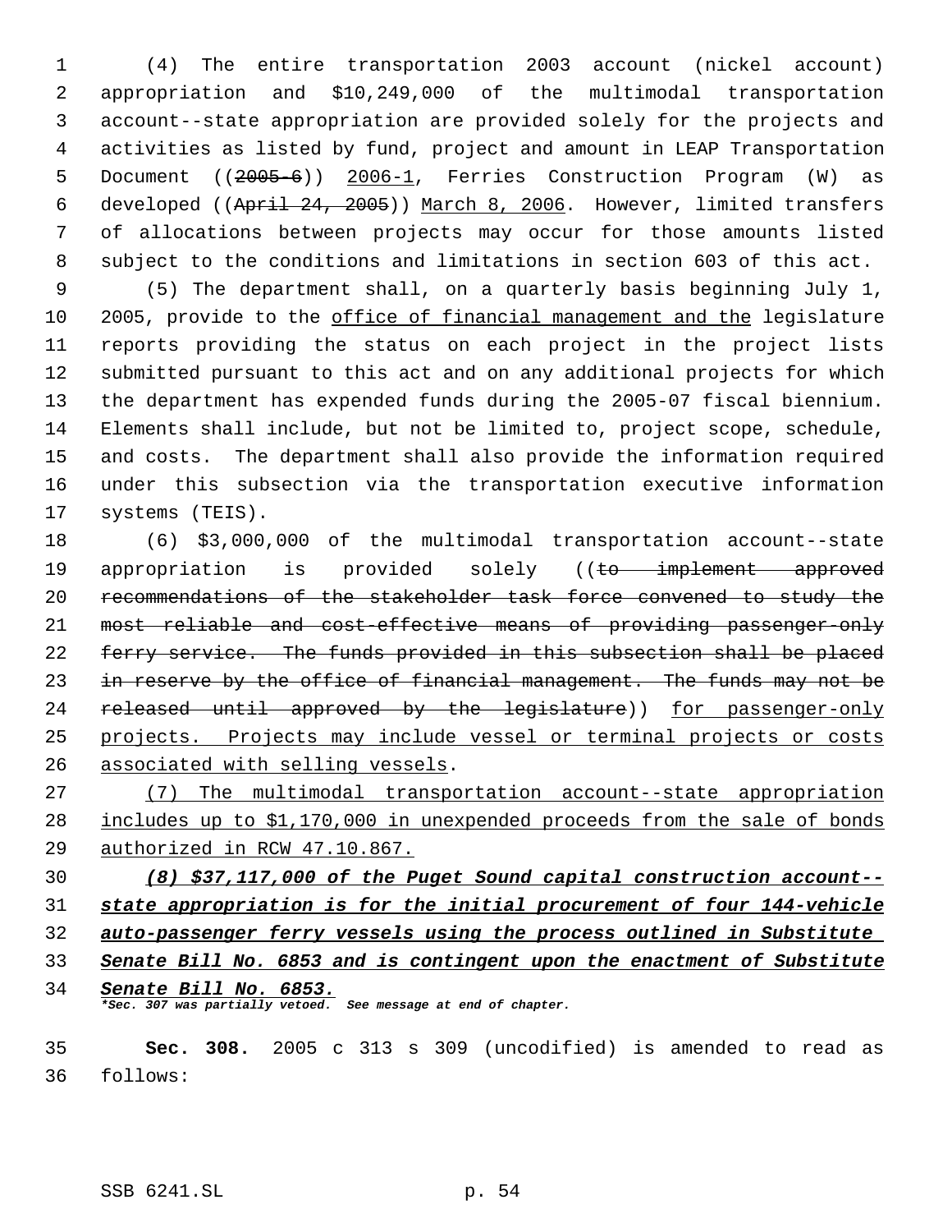(4) The entire transportation 2003 account (nickel account) appropriation and $10,249,000 of the multimodal transportation account--state appropriation are provided solely for the projects and activities as listed by fund, project and amount in LEAP Transportation Document ((~~2005-6~~)) <u>2006-1</u>, Ferries Construction Program (W) as developed ((~~April 24, 2005~~)) <u>March 8, 2006</u>. However, limited transfers of allocations between projects may occur for those amounts listed subject to the conditions and limitations in section 603 of this act.

(5) The department shall, on a quarterly basis beginning July 1, 2005, provide to the <u>office of financial management and the</u> legislature reports providing the status on each project in the project lists submitted pursuant to this act and on any additional projects for which the department has expended funds during the 2005-07 fiscal biennium. Elements shall include, but not be limited to, project scope, schedule, and costs. The department shall also provide the information required under this subsection via the transportation executive information systems (TEIS).

(6) $3,000,000 of the multimodal transportation account--state appropriation is provided solely ((~~to implement approved recommendations of the stakeholder task force convened to study the most reliable and cost-effective means of providing passenger-only ferry service. The funds provided in this subsection shall be placed in reserve by the office of financial management. The funds may not be released until approved by the legislature~~)) <u>for passenger-only projects. Projects may include vessel or terminal projects or costs associated with selling vessels</u>.

<u>(7) The multimodal transportation account--state appropriation includes up to $1,170,000 in unexpended proceeds from the sale of bonds authorized in RCW 47.10.867.</u>

***<u>(8) $37,117,000 of the Puget Sound capital construction account--state appropriation is for the initial procurement of four 144-vehicle auto-passenger ferry vessels using the process outlined in Substitute Senate Bill No. 6853 and is contingent upon the enactment of Substitute Senate Bill No. 6853.</u>***

***\*Sec. 307 was partially vetoed. See message at end of chapter.***

**Sec. 308.** 2005 c 313 s 309 (uncodified) is amended to read as follows: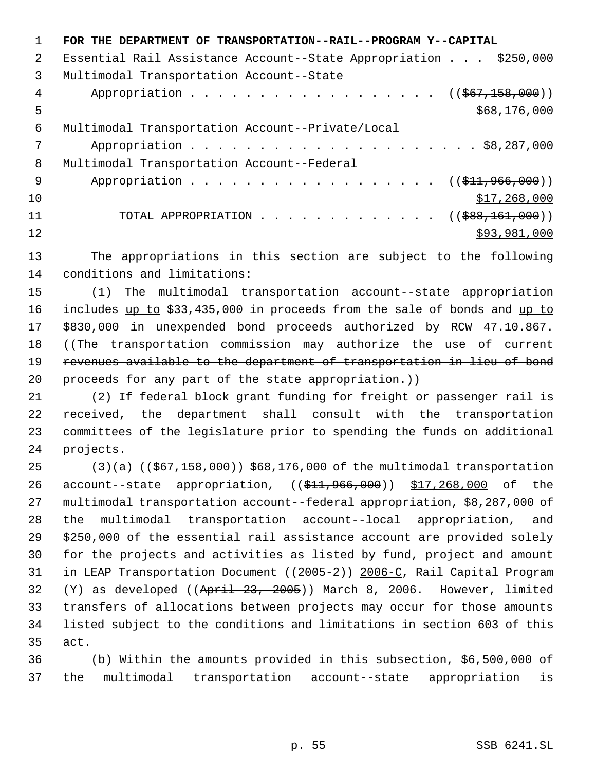**FOR THE DEPARTMENT OF TRANSPORTATION--RAIL--PROGRAM Y--CAPITAL**

Essential Rail Assistance Account--State Appropriation . . . $250,000

Multimodal Transportation Account--State Appropriation . . . . . . . . . . . . . . . . . . ((~~$67,158,000~~)) <u>$68,176,000</u>

Multimodal Transportation Account--Private/Local Appropriation . . . . . . . . . . . . . . . . . . . . . $8,287,000

Multimodal Transportation Account--Federal Appropriation . . . . . . . . . . . . . . . . . . ((~~$11,966,000~~)) <u>$17,268,000</u>

TOTAL APPROPRIATION . . . . . . . . . . . . . ((~~$88,161,000~~)) <u>$93,981,000</u>

The appropriations in this section are subject to the following conditions and limitations:

(1) The multimodal transportation account--state appropriation includes <u>up to</u> $33,435,000 in proceeds from the sale of bonds and <u>up to</u> $830,000 in unexpended bond proceeds authorized by RCW 47.10.867. ((~~The transportation commission may authorize the use of current revenues available to the department of transportation in lieu of bond proceeds for any part of the state appropriation.~~))

(2) If federal block grant funding for freight or passenger rail is received, the department shall consult with the transportation committees of the legislature prior to spending the funds on additional projects.

(3)(a) ((~~$67,158,000~~)) <u>$68,176,000</u> of the multimodal transportation account--state appropriation, ((~~$11,966,000~~)) <u>$17,268,000</u> of the multimodal transportation account--federal appropriation, $8,287,000 of the multimodal transportation account--local appropriation, and $250,000 of the essential rail assistance account are provided solely for the projects and activities as listed by fund, project and amount in LEAP Transportation Document ((~~2005-2~~)) <u>2006-C</u>, Rail Capital Program (Y) as developed ((~~April 23, 2005~~)) <u>March 8, 2006</u>. However, limited transfers of allocations between projects may occur for those amounts listed subject to the conditions and limitations in section 603 of this act.

(b) Within the amounts provided in this subsection, $6,500,000 of the multimodal transportation account--state appropriation is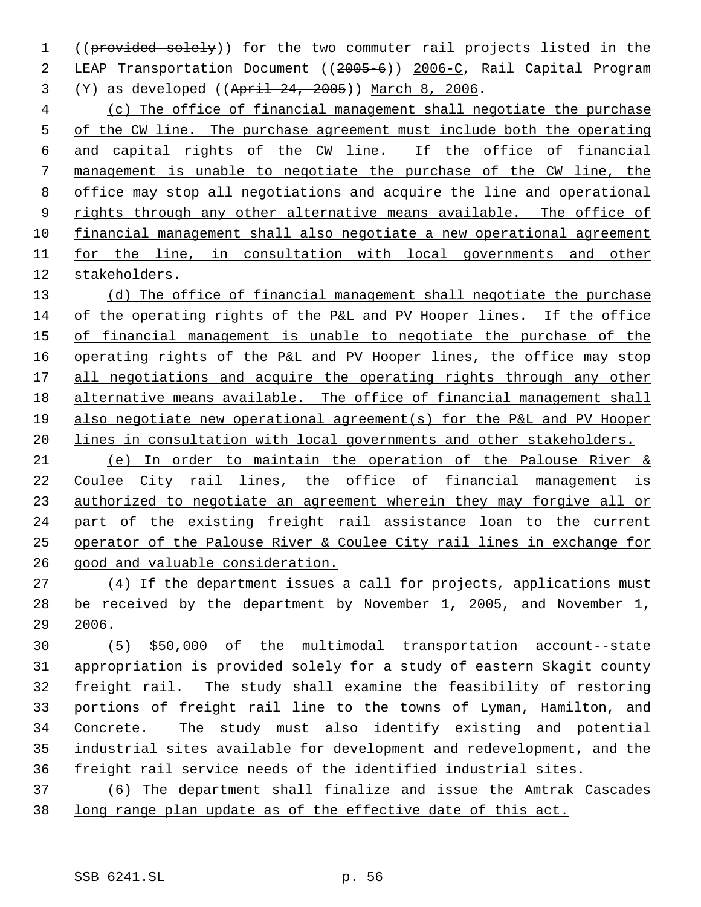((~~provided solely~~)) for the two commuter rail projects listed in the LEAP Transportation Document ((~~2005-6~~)) 2006-C, Rail Capital Program (Y) as developed ((~~April 24, 2005~~)) March 8, 2006.

(c) The office of financial management shall negotiate the purchase of the CW line. The purchase agreement must include both the operating and capital rights of the CW line. If the office of financial management is unable to negotiate the purchase of the CW line, the office may stop all negotiations and acquire the line and operational rights through any other alternative means available. The office of financial management shall also negotiate a new operational agreement for the line, in consultation with local governments and other stakeholders.

(d) The office of financial management shall negotiate the purchase of the operating rights of the P&L and PV Hooper lines. If the office of financial management is unable to negotiate the purchase of the operating rights of the P&L and PV Hooper lines, the office may stop all negotiations and acquire the operating rights through any other alternative means available. The office of financial management shall also negotiate new operational agreement(s) for the P&L and PV Hooper lines in consultation with local governments and other stakeholders.

(e) In order to maintain the operation of the Palouse River & Coulee City rail lines, the office of financial management is authorized to negotiate an agreement wherein they may forgive all or part of the existing freight rail assistance loan to the current operator of the Palouse River & Coulee City rail lines in exchange for good and valuable consideration.

(4) If the department issues a call for projects, applications must be received by the department by November 1, 2005, and November 1, 2006.

(5) $50,000 of the multimodal transportation account--state appropriation is provided solely for a study of eastern Skagit county freight rail. The study shall examine the feasibility of restoring portions of freight rail line to the towns of Lyman, Hamilton, and Concrete. The study must also identify existing and potential industrial sites available for development and redevelopment, and the freight rail service needs of the identified industrial sites.

(6) The department shall finalize and issue the Amtrak Cascades long range plan update as of the effective date of this act.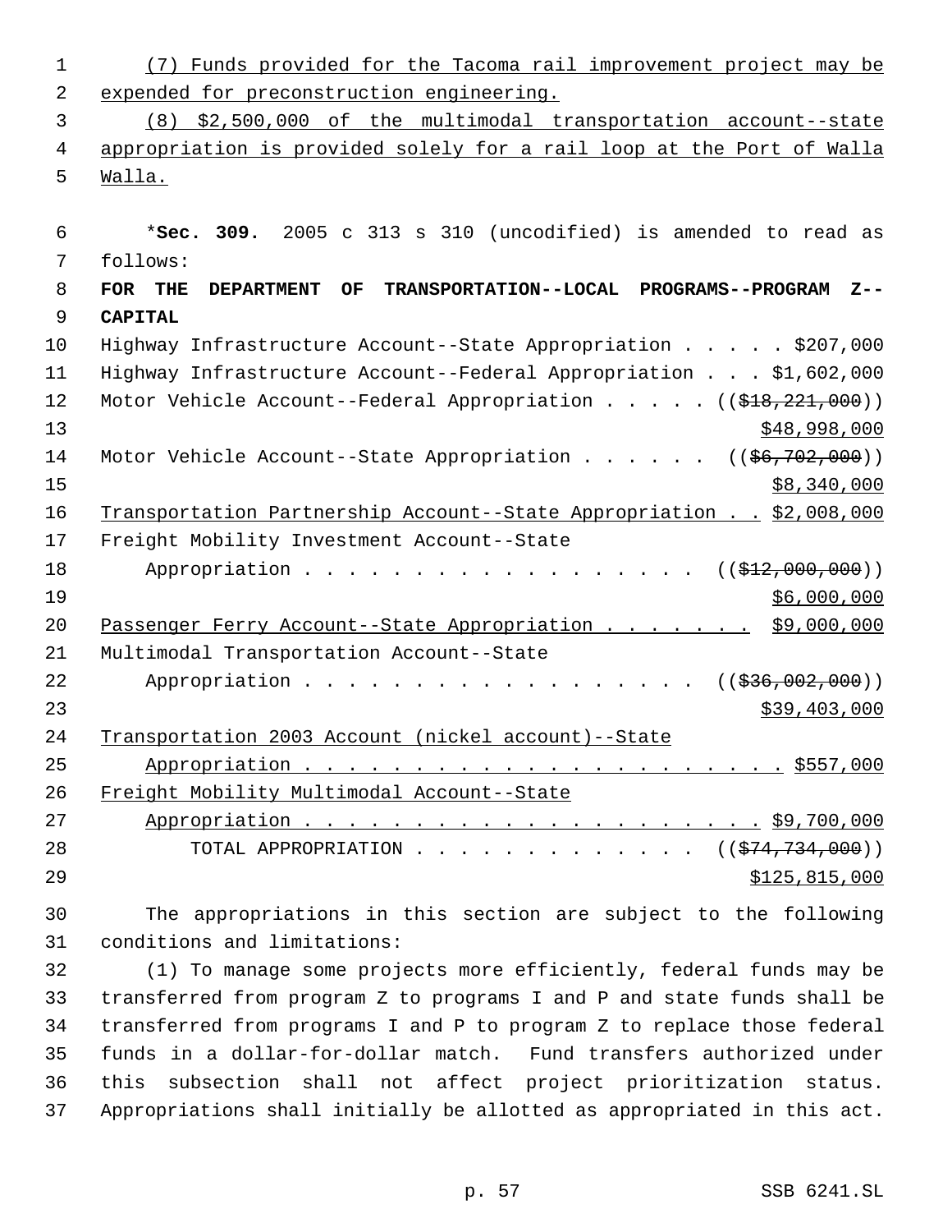(7) Funds provided for the Tacoma rail improvement project may be expended for preconstruction engineering.

(8) $2,500,000 of the multimodal transportation account--state appropriation is provided solely for a rail loop at the Port of Walla Walla.

*__Sec. 309.__ 2005 c 313 s 310 (uncodified) is amended to read as follows:

**FOR THE DEPARTMENT OF TRANSPORTATION--LOCAL PROGRAMS--PROGRAM Z--CAPITAL**

Highway Infrastructure Account--State Appropriation . . . . . $207,000
Highway Infrastructure Account--Federal Appropriation . . . $1,602,000
Motor Vehicle Account--Federal Appropriation . . . . . (($18,221,000))
$48,998,000
Motor Vehicle Account--State Appropriation . . . . . . (($6,702,000))
$8,340,000
Transportation Partnership Account--State Appropriation . . $2,008,000
Freight Mobility Investment Account--State
Appropriation . . . . . . . . . . . . . . . . . . (($12,000,000))
$6,000,000
Passenger Ferry Account--State Appropriation . . . . . . . $9,000,000
Multimodal Transportation Account--State
Appropriation . . . . . . . . . . . . . . . . . . (($36,002,000))
$39,403,000
Transportation 2003 Account (nickel account)--State
Appropriation . . . . . . . . . . . . . . . . . . . . . . $557,000
Freight Mobility Multimodal Account--State
Appropriation . . . . . . . . . . . . . . . . . . . . . $9,700,000
TOTAL APPROPRIATION . . . . . . . . . . . . . (($74,734,000))
$125,815,000

The appropriations in this section are subject to the following conditions and limitations:

(1) To manage some projects more efficiently, federal funds may be transferred from program Z to programs I and P and state funds shall be transferred from programs I and P to program Z to replace those federal funds in a dollar-for-dollar match. Fund transfers authorized under this subsection shall not affect project prioritization status. Appropriations shall initially be allotted as appropriated in this act.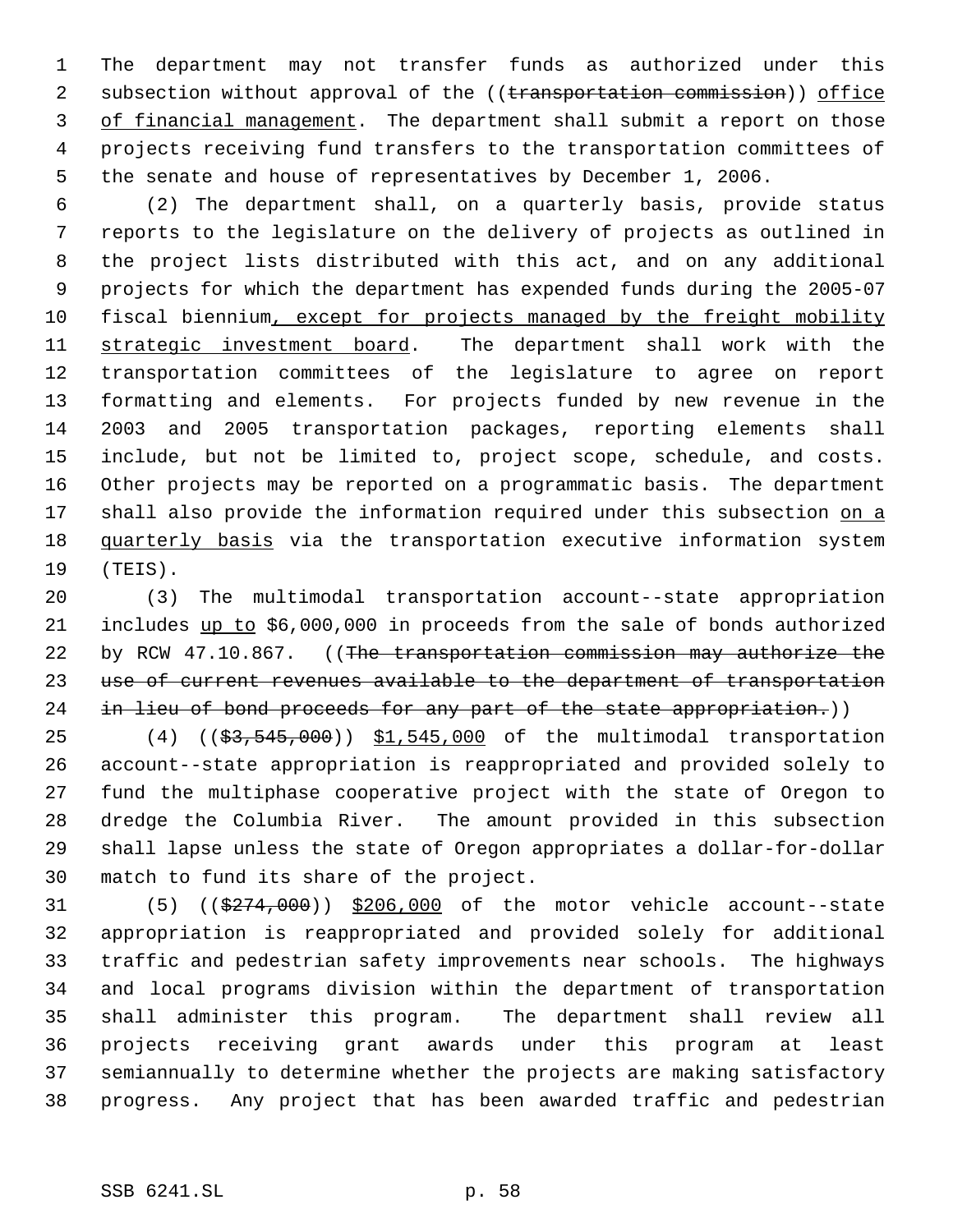The department may not transfer funds as authorized under this subsection without approval of the ((~~transportation commission~~)) <u>office of financial management</u>. The department shall submit a report on those projects receiving fund transfers to the transportation committees of the senate and house of representatives by December 1, 2006.

(2) The department shall, on a quarterly basis, provide status reports to the legislature on the delivery of projects as outlined in the project lists distributed with this act, and on any additional projects for which the department has expended funds during the 2005-07 fiscal biennium<u>, except for projects managed by the freight mobility strategic investment board</u>. The department shall work with the transportation committees of the legislature to agree on report formatting and elements. For projects funded by new revenue in the 2003 and 2005 transportation packages, reporting elements shall include, but not be limited to, project scope, schedule, and costs. Other projects may be reported on a programmatic basis. The department shall also provide the information required under this subsection <u>on a quarterly basis</u> via the transportation executive information system (TEIS).

(3) The multimodal transportation account--state appropriation includes <u>up to</u> $6,000,000 in proceeds from the sale of bonds authorized by RCW 47.10.867. ((~~The transportation commission may authorize the use of current revenues available to the department of transportation in lieu of bond proceeds for any part of the state appropriation.~~))

(4) ((~~$3,545,000~~)) <u>$1,545,000</u> of the multimodal transportation account--state appropriation is reappropriated and provided solely to fund the multiphase cooperative project with the state of Oregon to dredge the Columbia River. The amount provided in this subsection shall lapse unless the state of Oregon appropriates a dollar-for-dollar match to fund its share of the project.

(5) ((~~$274,000~~)) <u>$206,000</u> of the motor vehicle account--state appropriation is reappropriated and provided solely for additional traffic and pedestrian safety improvements near schools. The highways and local programs division within the department of transportation shall administer this program. The department shall review all projects receiving grant awards under this program at least semiannually to determine whether the projects are making satisfactory progress. Any project that has been awarded traffic and pedestrian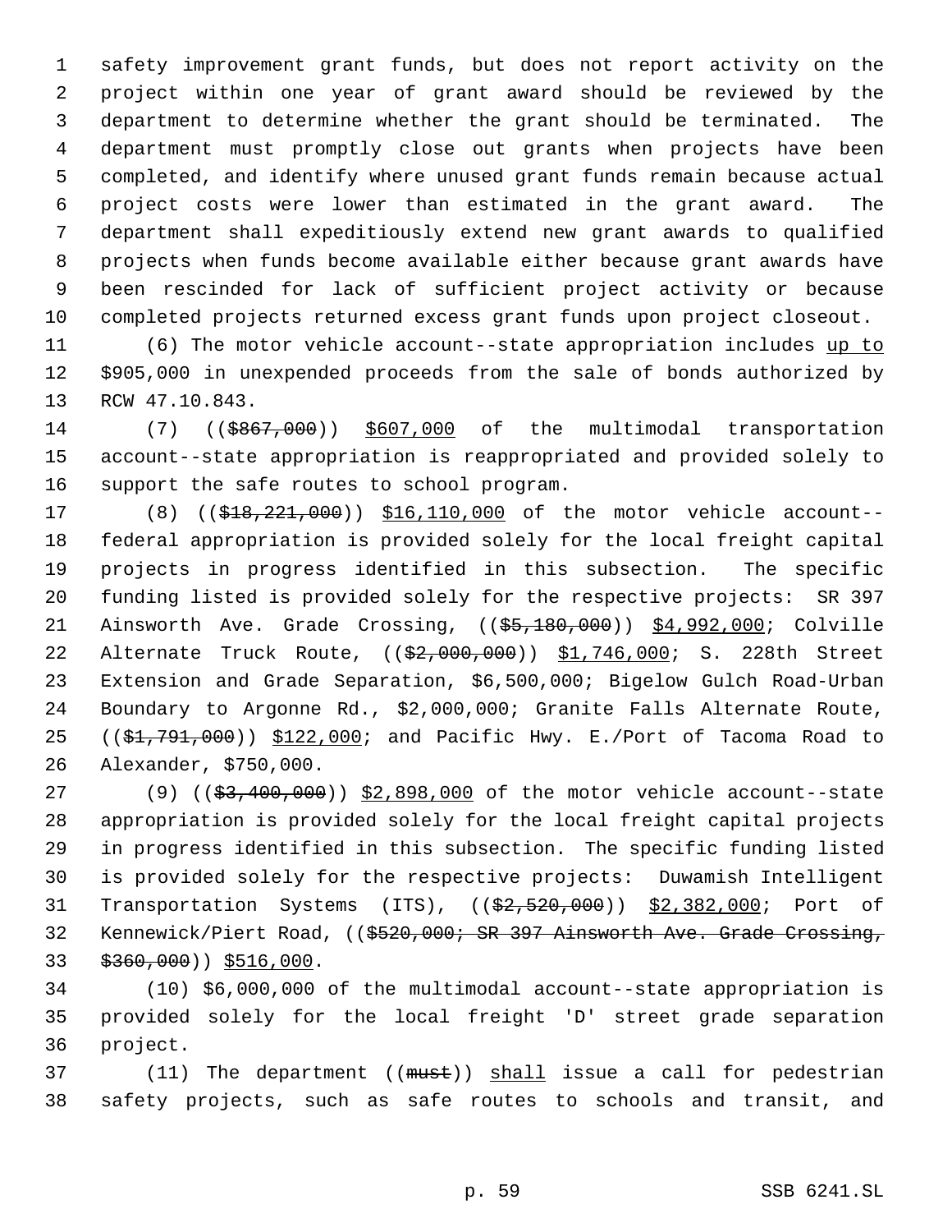safety improvement grant funds, but does not report activity on the project within one year of grant award should be reviewed by the department to determine whether the grant should be terminated. The department must promptly close out grants when projects have been completed, and identify where unused grant funds remain because actual project costs were lower than estimated in the grant award. The department shall expeditiously extend new grant awards to qualified projects when funds become available either because grant awards have been rescinded for lack of sufficient project activity or because completed projects returned excess grant funds upon project closeout.

(6) The motor vehicle account--state appropriation includes up to $905,000 in unexpended proceeds from the sale of bonds authorized by RCW 47.10.843.

(7) (($867,000)) $607,000 of the multimodal transportation account--state appropriation is reappropriated and provided solely to support the safe routes to school program.

(8) (($18,221,000)) $16,110,000 of the motor vehicle account--federal appropriation is provided solely for the local freight capital projects in progress identified in this subsection. The specific funding listed is provided solely for the respective projects: SR 397 Ainsworth Ave. Grade Crossing, (($5,180,000)) $4,992,000; Colville Alternate Truck Route, (($2,000,000)) $1,746,000; S. 228th Street Extension and Grade Separation, $6,500,000; Bigelow Gulch Road-Urban Boundary to Argonne Rd., $2,000,000; Granite Falls Alternate Route, (($1,791,000)) $122,000; and Pacific Hwy. E./Port of Tacoma Road to Alexander, $750,000.

(9) (($3,400,000)) $2,898,000 of the motor vehicle account--state appropriation is provided solely for the local freight capital projects in progress identified in this subsection. The specific funding listed is provided solely for the respective projects: Duwamish Intelligent Transportation Systems (ITS), (($2,520,000)) $2,382,000; Port of Kennewick/Piert Road, (($520,000; SR 397 Ainsworth Ave. Grade Crossing, $360,000)) $516,000.

(10) $6,000,000 of the multimodal account--state appropriation is provided solely for the local freight 'D' street grade separation project.

(11) The department ((must)) shall issue a call for pedestrian safety projects, such as safe routes to schools and transit, and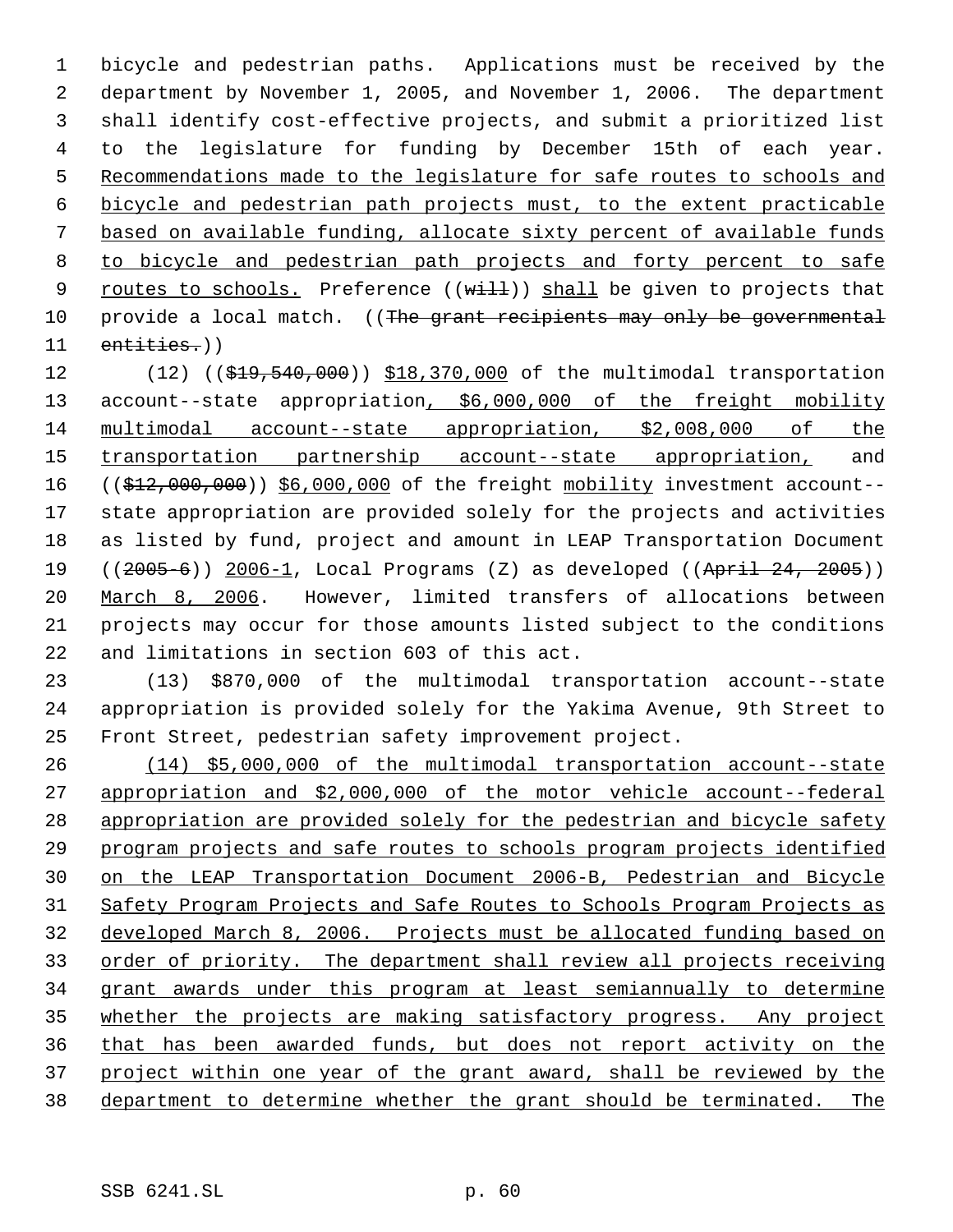bicycle and pedestrian paths. Applications must be received by the department by November 1, 2005, and November 1, 2006. The department shall identify cost-effective projects, and submit a prioritized list to the legislature for funding by December 15th of each year. Recommendations made to the legislature for safe routes to schools and bicycle and pedestrian path projects must, to the extent practicable based on available funding, allocate sixty percent of available funds to bicycle and pedestrian path projects and forty percent to safe routes to schools. Preference ((~~will~~)) shall be given to projects that provide a local match. ((~~The grant recipients may only be governmental entities.~~))

(12) ((~~$19,540,000~~)) $18,370,000 of the multimodal transportation account--state appropriation, $6,000,000 of the freight mobility multimodal account--state appropriation, $2,008,000 of the transportation partnership account--state appropriation, and ((~~$12,000,000~~)) $6,000,000 of the freight mobility investment account--state appropriation are provided solely for the projects and activities as listed by fund, project and amount in LEAP Transportation Document ((~~2005-6~~)) 2006-1, Local Programs (Z) as developed ((~~April 24, 2005~~)) March 8, 2006. However, limited transfers of allocations between projects may occur for those amounts listed subject to the conditions and limitations in section 603 of this act.

(13) $870,000 of the multimodal transportation account--state appropriation is provided solely for the Yakima Avenue, 9th Street to Front Street, pedestrian safety improvement project.

(14) $5,000,000 of the multimodal transportation account--state appropriation and $2,000,000 of the motor vehicle account--federal appropriation are provided solely for the pedestrian and bicycle safety program projects and safe routes to schools program projects identified on the LEAP Transportation Document 2006-B, Pedestrian and Bicycle Safety Program Projects and Safe Routes to Schools Program Projects as developed March 8, 2006. Projects must be allocated funding based on order of priority. The department shall review all projects receiving grant awards under this program at least semiannually to determine whether the projects are making satisfactory progress. Any project that has been awarded funds, but does not report activity on the project within one year of the grant award, shall be reviewed by the department to determine whether the grant should be terminated. The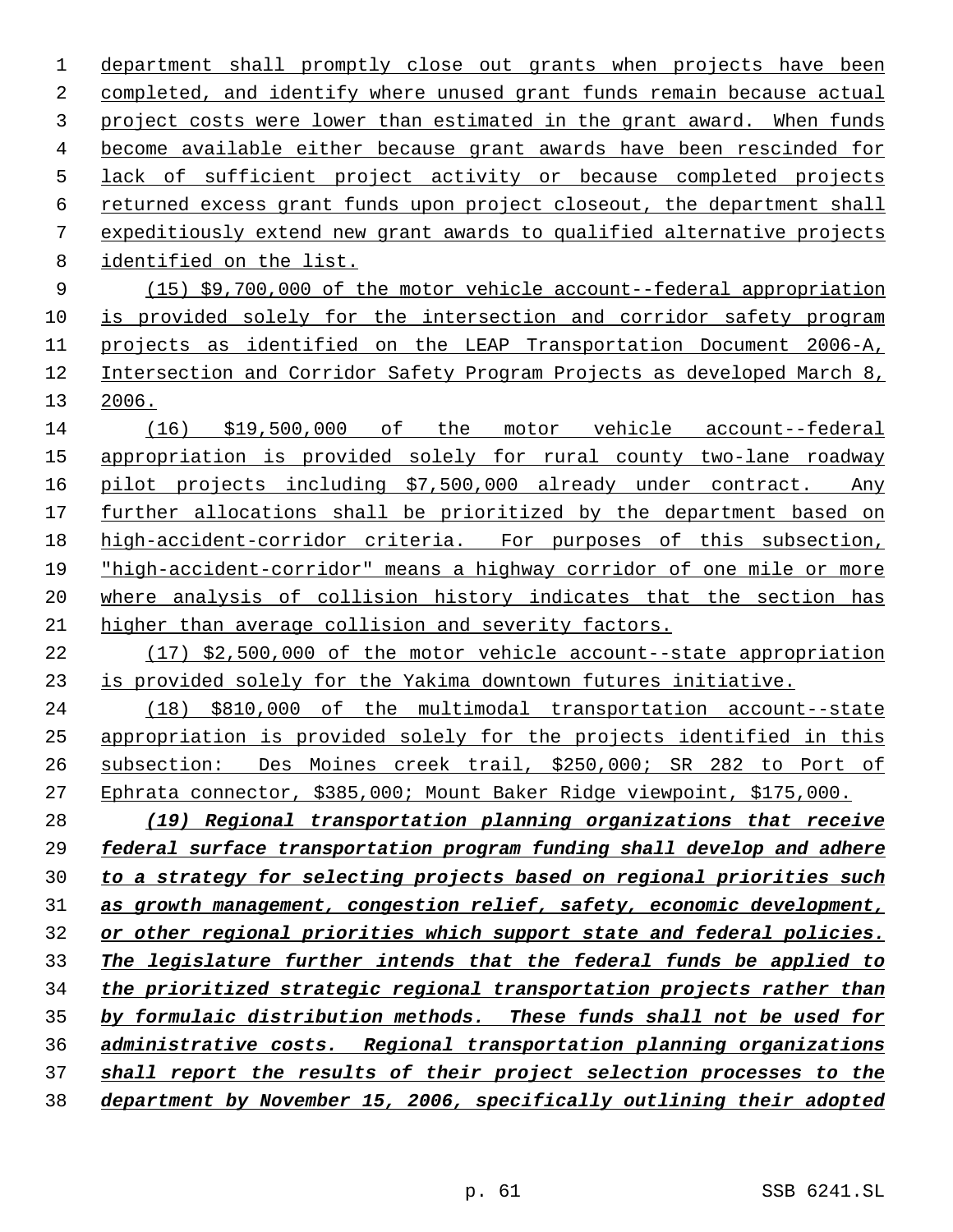department shall promptly close out grants when projects have been completed, and identify where unused grant funds remain because actual project costs were lower than estimated in the grant award. When funds become available either because grant awards have been rescinded for lack of sufficient project activity or because completed projects returned excess grant funds upon project closeout, the department shall expeditiously extend new grant awards to qualified alternative projects identified on the list.

(15) $9,700,000 of the motor vehicle account--federal appropriation is provided solely for the intersection and corridor safety program projects as identified on the LEAP Transportation Document 2006-A, Intersection and Corridor Safety Program Projects as developed March 8, 2006.

(16) $19,500,000 of the motor vehicle account--federal appropriation is provided solely for rural county two-lane roadway pilot projects including $7,500,000 already under contract. Any further allocations shall be prioritized by the department based on high-accident-corridor criteria. For purposes of this subsection, "high-accident-corridor" means a highway corridor of one mile or more where analysis of collision history indicates that the section has higher than average collision and severity factors.

(17) $2,500,000 of the motor vehicle account--state appropriation is provided solely for the Yakima downtown futures initiative.

(18) $810,000 of the multimodal transportation account--state appropriation is provided solely for the projects identified in this subsection: Des Moines creek trail, $250,000; SR 282 to Port of Ephrata connector, $385,000; Mount Baker Ridge viewpoint, $175,000.

***(19) Regional transportation planning organizations that receive federal surface transportation program funding shall develop and adhere to a strategy for selecting projects based on regional priorities such as growth management, congestion relief, safety, economic development, or other regional priorities which support state and federal policies. The legislature further intends that the federal funds be applied to the prioritized strategic regional transportation projects rather than by formulaic distribution methods. These funds shall not be used for administrative costs. Regional transportation planning organizations shall report the results of their project selection processes to the department by November 15, 2006, specifically outlining their adopted***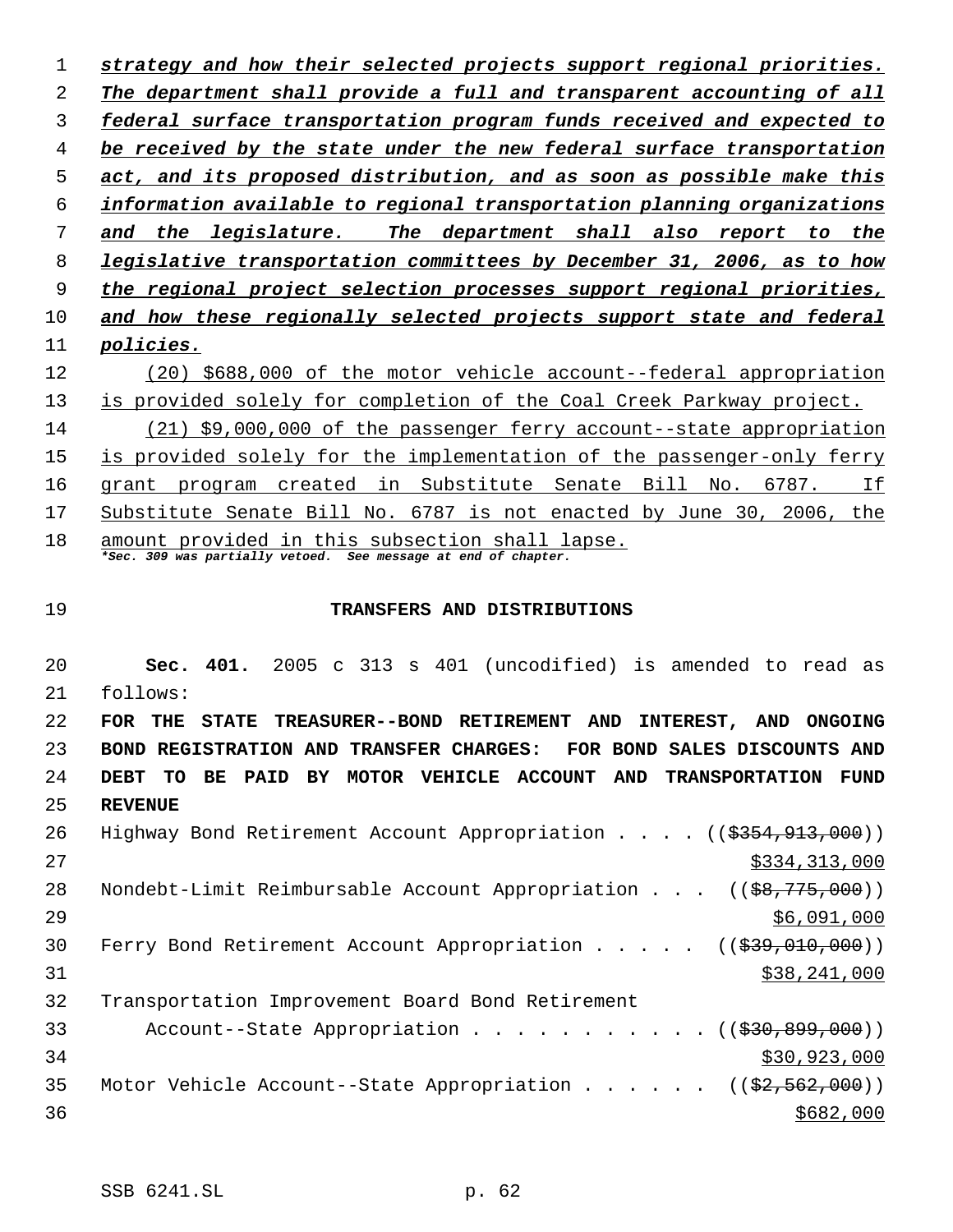*strategy and how their selected projects support regional priorities. The department shall provide a full and transparent accounting of all federal surface transportation program funds received and expected to be received by the state under the new federal surface transportation act, and its proposed distribution, and as soon as possible make this information available to regional transportation planning organizations and the legislature. The department shall also report to the legislative transportation committees by December 31, 2006, as to how the regional project selection processes support regional priorities, and how these regionally selected projects support state and federal policies.*

(20) $688,000 of the motor vehicle account--federal appropriation is provided solely for completion of the Coal Creek Parkway project.

(21) $9,000,000 of the passenger ferry account--state appropriation is provided solely for the implementation of the passenger-only ferry grant program created in Substitute Senate Bill No. 6787. If Substitute Senate Bill No. 6787 is not enacted by June 30, 2006, the amount provided in this subsection shall lapse.

*\*Sec. 309 was partially vetoed. See message at end of chapter.*

## TRANSFERS AND DISTRIBUTIONS

**Sec. 401.** 2005 c 313 s 401 (uncodified) is amended to read as follows:

**FOR THE STATE TREASURER--BOND RETIREMENT AND INTEREST, AND ONGOING BOND REGISTRATION AND TRANSFER CHARGES: FOR BOND SALES DISCOUNTS AND DEBT TO BE PAID BY MOTOR VEHICLE ACCOUNT AND TRANSPORTATION FUND REVENUE**

Highway Bond Retirement Account Appropriation . . . . ((~~$354,913,000~~)) $334,313,000

Nondebt-Limit Reimbursable Account Appropriation . . . ((~~$8,775,000~~)) $6,091,000

Ferry Bond Retirement Account Appropriation . . . . . ((~~$39,010,000~~)) $38,241,000

Transportation Improvement Board Bond Retirement Account--State Appropriation . . . . . . . . . . . ((~~$30,899,000~~)) $30,923,000

Motor Vehicle Account--State Appropriation . . . . . . ((~~$2,562,000~~)) $682,000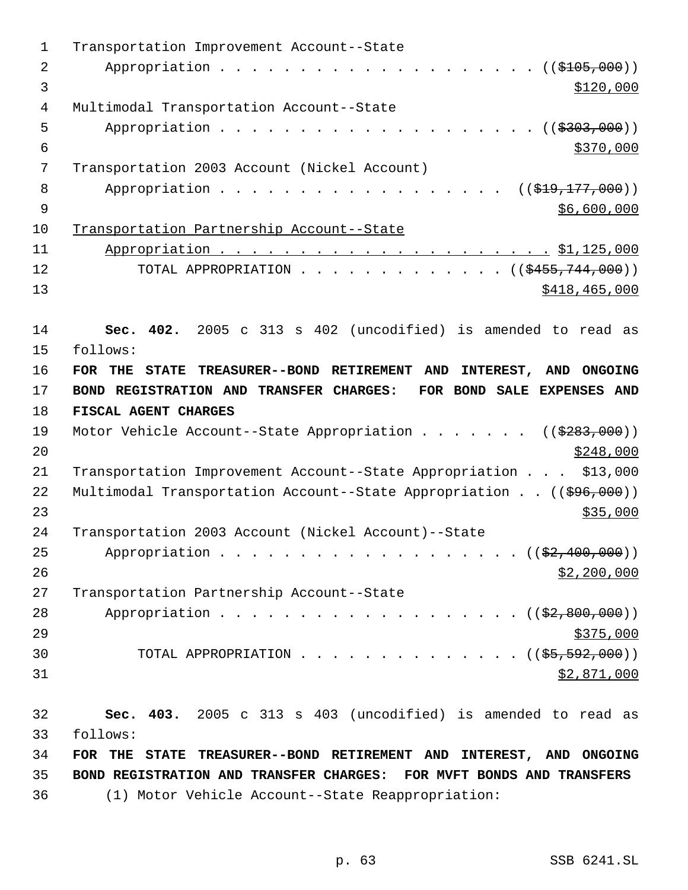Transportation Improvement Account--State
Appropriation . . . . . . . . . . . . . . . . . . . . . ((~~$105,000~~))
<u>$120,000</u>

Multimodal Transportation Account--State
Appropriation . . . . . . . . . . . . . . . . . . . . . ((~~$303,000~~))
<u>$370,000</u>

Transportation 2003 Account (Nickel Account)
Appropriation . . . . . . . . . . . . . . . . . . . ((~~$19,177,000~~))
<u>$6,600,000</u>

<u>Transportation Partnership Account--State</u>
<u>Appropriation . . . . . . . . . . . . . . . . . . . . . . $1,125,000</u>

TOTAL APPROPRIATION . . . . . . . . . . . . . . ((~~$455,744,000~~))
<u>$418,465,000</u>

**Sec. 402.** 2005 c 313 s 402 (uncodified) is amended to read as follows:

**FOR THE STATE TREASURER--BOND RETIREMENT AND INTEREST, AND ONGOING BOND REGISTRATION AND TRANSFER CHARGES: FOR BOND SALE EXPENSES AND FISCAL AGENT CHARGES**

Motor Vehicle Account--State Appropriation . . . . . . . ((~~$283,000~~))
<u>$248,000</u>

Transportation Improvement Account--State Appropriation . . . $13,000

Multimodal Transportation Account--State Appropriation . . ((~~$96,000~~))
<u>$35,000</u>

Transportation 2003 Account (Nickel Account)--State
Appropriation . . . . . . . . . . . . . . . . . . . . ((~~$2,400,000~~))
<u>$2,200,000</u>

Transportation Partnership Account--State
Appropriation . . . . . . . . . . . . . . . . . . . . ((~~$2,800,000~~))
<u>$375,000</u>

TOTAL APPROPRIATION . . . . . . . . . . . . . . ((~~$5,592,000~~))
<u>$2,871,000</u>

**Sec. 403.** 2005 c 313 s 403 (uncodified) is amended to read as follows:

**FOR THE STATE TREASURER--BOND RETIREMENT AND INTEREST, AND ONGOING BOND REGISTRATION AND TRANSFER CHARGES: FOR MVFT BONDS AND TRANSFERS**

(1) Motor Vehicle Account--State Reappropriation: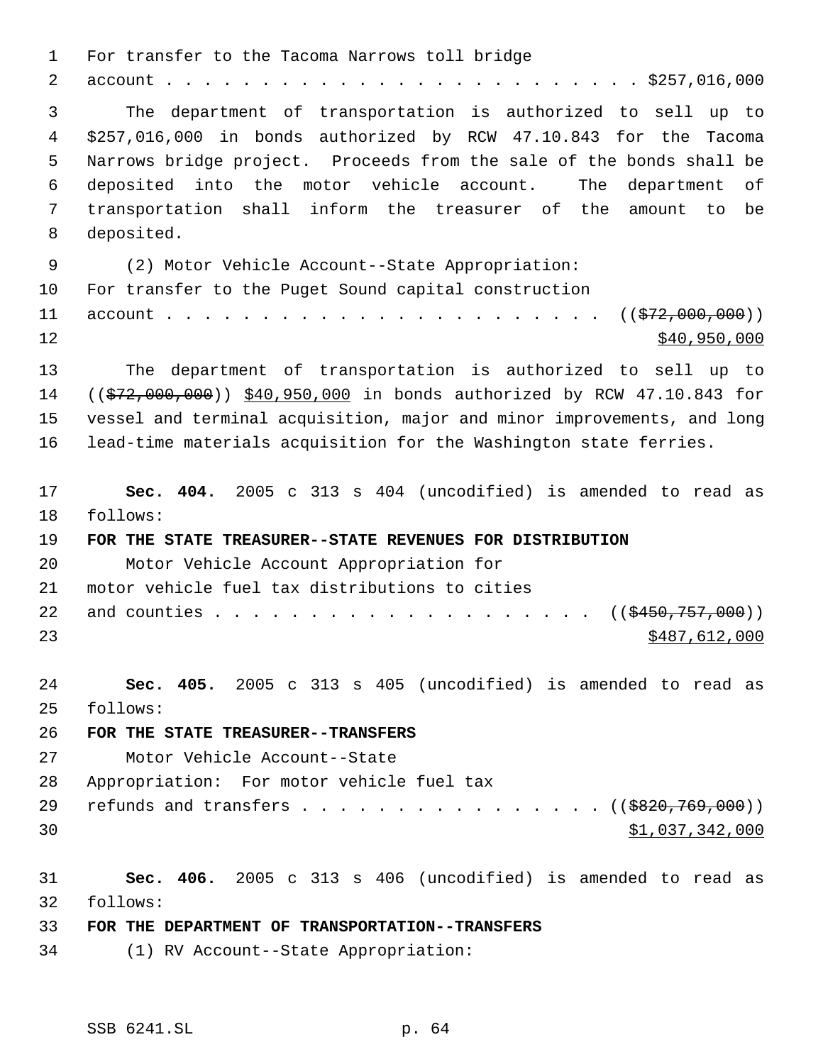For transfer to the Tacoma Narrows toll bridge account . . . . . . . . . . . . . . . . . . . . . . . . . $257,016,000

The department of transportation is authorized to sell up to $257,016,000 in bonds authorized by RCW 47.10.843 for the Tacoma Narrows bridge project. Proceeds from the sale of the bonds shall be deposited into the motor vehicle account. The department of transportation shall inform the treasurer of the amount to be deposited.

(2) Motor Vehicle Account--State Appropriation: For transfer to the Puget Sound capital construction account . . . . . . . . . . . . . . . . . . . . . . . . (( ~~$72,000,000~~ )) $40,950,000

The department of transportation is authorized to sell up to (( ~~$72,000,000~~ )) $40,950,000 in bonds authorized by RCW 47.10.843 for vessel and terminal acquisition, major and minor improvements, and long lead-time materials acquisition for the Washington state ferries.

**Sec. 404.** 2005 c 313 s 404 (uncodified) is amended to read as follows:

**FOR THE STATE TREASURER--STATE REVENUES FOR DISTRIBUTION**

Motor Vehicle Account Appropriation for motor vehicle fuel tax distributions to cities and counties . . . . . . . . . . . . . . . . . . . . . (( ~~$450,757,000~~ )) $487,612,000

**Sec. 405.** 2005 c 313 s 405 (uncodified) is amended to read as follows:

**FOR THE STATE TREASURER--TRANSFERS**

Motor Vehicle Account--State Appropriation: For motor vehicle fuel tax refunds and transfers . . . . . . . . . . . . . . . . . (( ~~$820,769,000~~ )) $1,037,342,000

**Sec. 406.** 2005 c 313 s 406 (uncodified) is amended to read as follows:

**FOR THE DEPARTMENT OF TRANSPORTATION--TRANSFERS**

(1) RV Account--State Appropriation: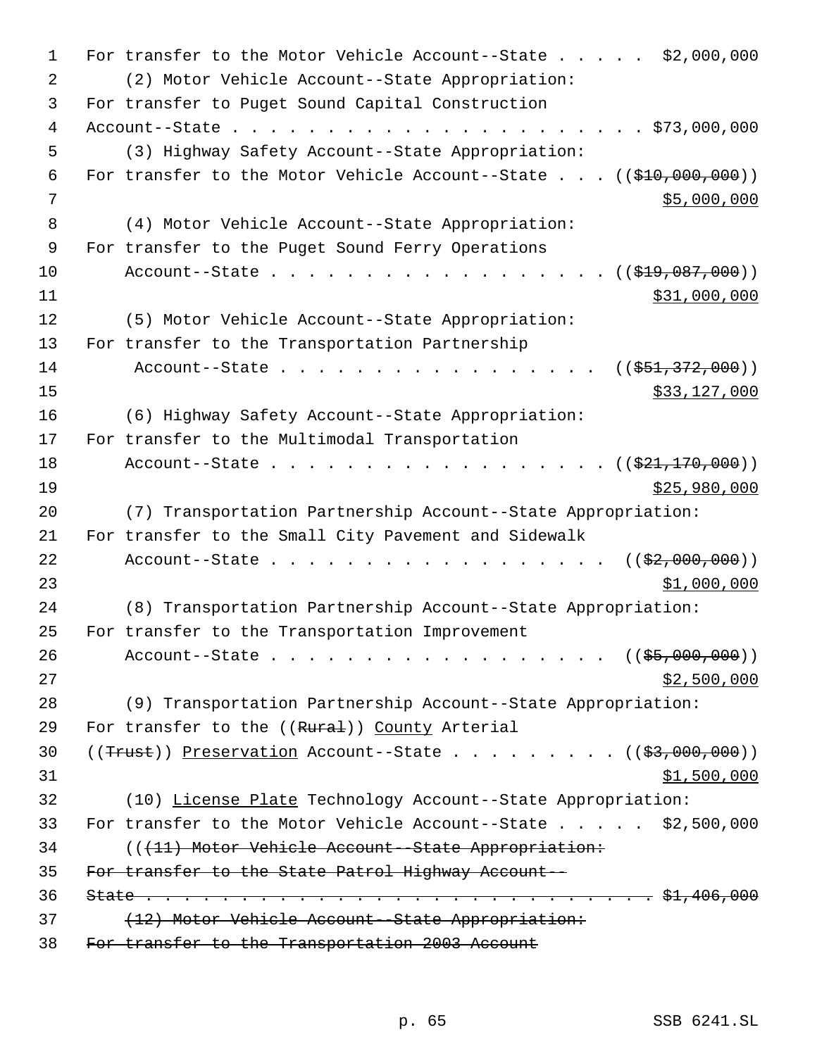For transfer to the Motor Vehicle Account--State . . . . . $2,000,000

(2) Motor Vehicle Account--State Appropriation:
For transfer to Puget Sound Capital Construction
Account--State . . . . . . . . . . . . . . . . . . . . . . . $73,000,000

(3) Highway Safety Account--State Appropriation:
For transfer to the Motor Vehicle Account--State . . . ((~~$10,000,000~~))
<u>$5,000,000</u>

(4) Motor Vehicle Account--State Appropriation:
For transfer to the Puget Sound Ferry Operations
Account--State . . . . . . . . . . . . . . . . . . . ((~~$19,087,000~~))
<u>$31,000,000</u>

(5) Motor Vehicle Account--State Appropriation:
For transfer to the Transportation Partnership
Account--State . . . . . . . . . . . . . . . . . . ((~~$51,372,000~~))
<u>$33,127,000</u>

(6) Highway Safety Account--State Appropriation:
For transfer to the Multimodal Transportation
Account--State . . . . . . . . . . . . . . . . . . . ((~~$21,170,000~~))
<u>$25,980,000</u>

(7) Transportation Partnership Account--State Appropriation:
For transfer to the Small City Pavement and Sidewalk
Account--State . . . . . . . . . . . . . . . . . . . ((~~$2,000,000~~))
<u>$1,000,000</u>

(8) Transportation Partnership Account--State Appropriation:
For transfer to the Transportation Improvement
Account--State . . . . . . . . . . . . . . . . . . . ((~~$5,000,000~~))
<u>$2,500,000</u>

(9) Transportation Partnership Account--State Appropriation:
For transfer to the ((~~Rural~~)) <u>County</u> Arterial
((~~Trust~~)) <u>Preservation</u> Account--State . . . . . . . . . ((~~$3,000,000~~))
<u>$1,500,000</u>

(10) <u>License Plate</u> Technology Account--State Appropriation:
For transfer to the Motor Vehicle Account--State . . . . . $2,500,000

((~~(11) Motor Vehicle Account--State Appropriation:~~
~~For transfer to the State Patrol Highway Account--~~
~~State . . . . . . . . . . . . . . . . . . . . . . . . . . . . $1,406,000~~

~~(12) Motor Vehicle Account--State Appropriation:~~
~~For transfer to the Transportation 2003 Account~~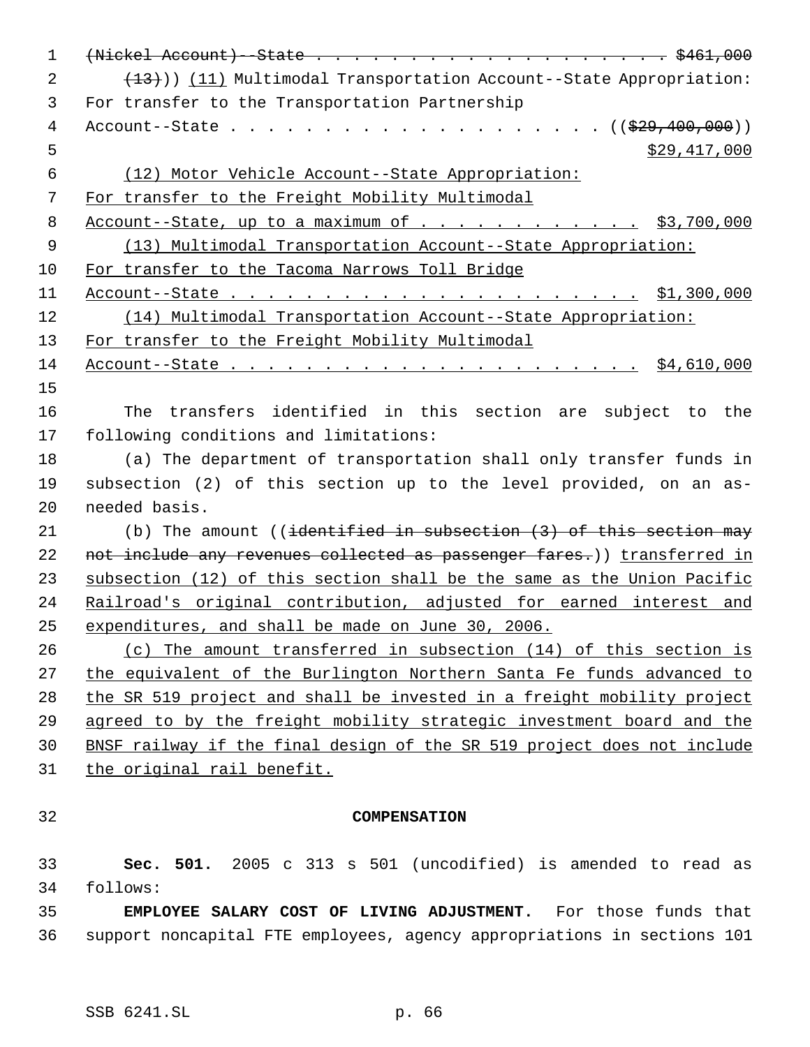~~(Nickel Account)--State . . . . . . . . . . . . . . . . . . . . . $461,000~~

~~(13)~~)) <u>(11)</u> Multimodal Transportation Account--State Appropriation: For transfer to the Transportation Partnership Account--State . . . . . . . . . . . . . . . . . . . . . ((~~$29,400,000~~)) <u>$29,417,000</u>

<u>(12) Motor Vehicle Account--State Appropriation: For transfer to the Freight Mobility Multimodal Account--State, up to a maximum of . . . . . . . . . . . . $3,700,000</u>

<u>(13) Multimodal Transportation Account--State Appropriation: For transfer to the Tacoma Narrows Toll Bridge Account--State . . . . . . . . . . . . . . . . . . . . . . . $1,300,000</u>

<u>(14) Multimodal Transportation Account--State Appropriation: For transfer to the Freight Mobility Multimodal Account--State . . . . . . . . . . . . . . . . . . . . . . . $4,610,000</u>

The transfers identified in this section are subject to the following conditions and limitations:

(a) The department of transportation shall only transfer funds in subsection (2) of this section up to the level provided, on an as-needed basis.

(b) The amount ((~~identified in subsection (3) of this section may not include any revenues collected as passenger fares.~~)) <u>transferred in subsection (12) of this section shall be the same as the Union Pacific Railroad's original contribution, adjusted for earned interest and expenditures, and shall be made on June 30, 2006.</u>

<u>(c) The amount transferred in subsection (14) of this section is the equivalent of the Burlington Northern Santa Fe funds advanced to the SR 519 project and shall be invested in a freight mobility project agreed to by the freight mobility strategic investment board and the BNSF railway if the final design of the SR 519 project does not include the original rail benefit.</u>

## COMPENSATION

**Sec. 501.** 2005 c 313 s 501 (uncodified) is amended to read as follows:

**EMPLOYEE SALARY COST OF LIVING ADJUSTMENT.** For those funds that support noncapital FTE employees, agency appropriations in sections 101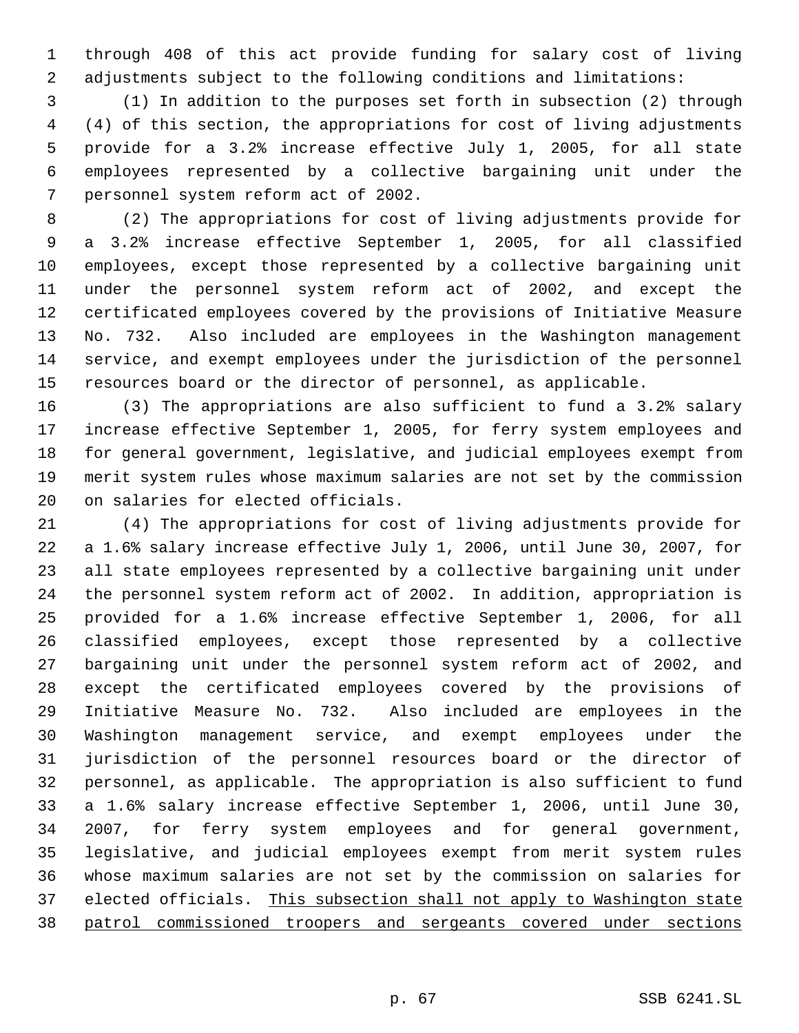through 408 of this act provide funding for salary cost of living adjustments subject to the following conditions and limitations:

(1) In addition to the purposes set forth in subsection (2) through (4) of this section, the appropriations for cost of living adjustments provide for a 3.2% increase effective July 1, 2005, for all state employees represented by a collective bargaining unit under the personnel system reform act of 2002.

(2) The appropriations for cost of living adjustments provide for a 3.2% increase effective September 1, 2005, for all classified employees, except those represented by a collective bargaining unit under the personnel system reform act of 2002, and except the certificated employees covered by the provisions of Initiative Measure No. 732. Also included are employees in the Washington management service, and exempt employees under the jurisdiction of the personnel resources board or the director of personnel, as applicable.

(3) The appropriations are also sufficient to fund a 3.2% salary increase effective September 1, 2005, for ferry system employees and for general government, legislative, and judicial employees exempt from merit system rules whose maximum salaries are not set by the commission on salaries for elected officials.

(4) The appropriations for cost of living adjustments provide for a 1.6% salary increase effective July 1, 2006, until June 30, 2007, for all state employees represented by a collective bargaining unit under the personnel system reform act of 2002. In addition, appropriation is provided for a 1.6% increase effective September 1, 2006, for all classified employees, except those represented by a collective bargaining unit under the personnel system reform act of 2002, and except the certificated employees covered by the provisions of Initiative Measure No. 732. Also included are employees in the Washington management service, and exempt employees under the jurisdiction of the personnel resources board or the director of personnel, as applicable. The appropriation is also sufficient to fund a 1.6% salary increase effective September 1, 2006, until June 30, 2007, for ferry system employees and for general government, legislative, and judicial employees exempt from merit system rules whose maximum salaries are not set by the commission on salaries for elected officials. <u>This subsection shall not apply to Washington state patrol commissioned troopers and sergeants covered under sections</u>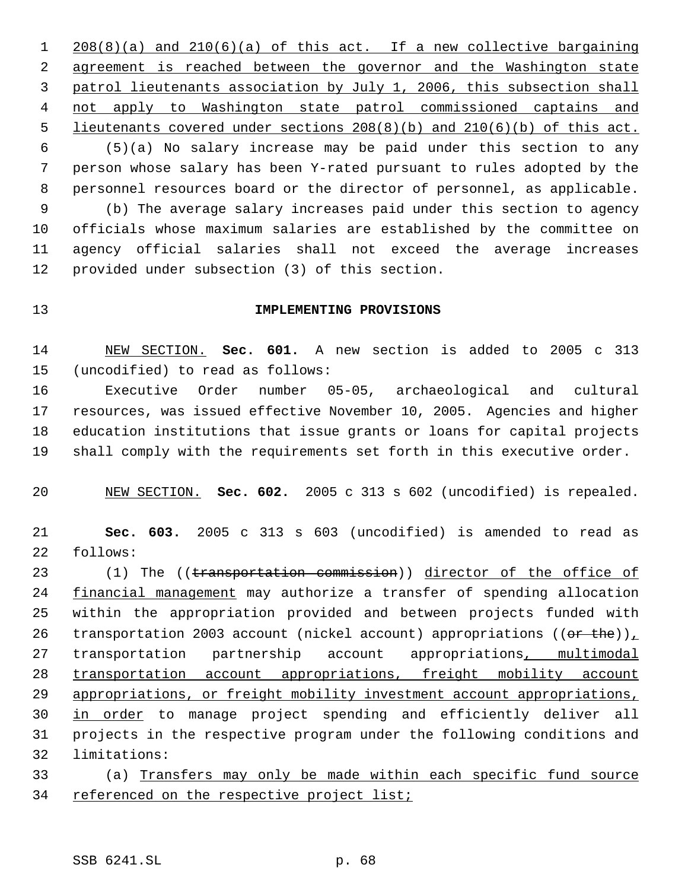208(8)(a) and 210(6)(a) of this act. If a new collective bargaining agreement is reached between the governor and the Washington state patrol lieutenants association by July 1, 2006, this subsection shall not apply to Washington state patrol commissioned captains and lieutenants covered under sections 208(8)(b) and 210(6)(b) of this act.

(5)(a) No salary increase may be paid under this section to any person whose salary has been Y-rated pursuant to rules adopted by the personnel resources board or the director of personnel, as applicable.

(b) The average salary increases paid under this section to agency officials whose maximum salaries are established by the committee on agency official salaries shall not exceed the average increases provided under subsection (3) of this section.

## IMPLEMENTING PROVISIONS

NEW SECTION. **Sec. 601.** A new section is added to 2005 c 313 (uncodified) to read as follows:

Executive Order number 05-05, archaeological and cultural resources, was issued effective November 10, 2005. Agencies and higher education institutions that issue grants or loans for capital projects shall comply with the requirements set forth in this executive order.

NEW SECTION. **Sec. 602.** 2005 c 313 s 602 (uncodified) is repealed.

**Sec. 603.** 2005 c 313 s 603 (uncodified) is amended to read as follows:

(1) The ((~~transportation commission~~)) director of the office of financial management may authorize a transfer of spending allocation within the appropriation provided and between projects funded with transportation 2003 account (nickel account) appropriations ((~~or the~~)), transportation partnership account appropriations, multimodal transportation account appropriations, freight mobility account appropriations, or freight mobility investment account appropriations, in order to manage project spending and efficiently deliver all projects in the respective program under the following conditions and limitations:

(a) Transfers may only be made within each specific fund source referenced on the respective project list;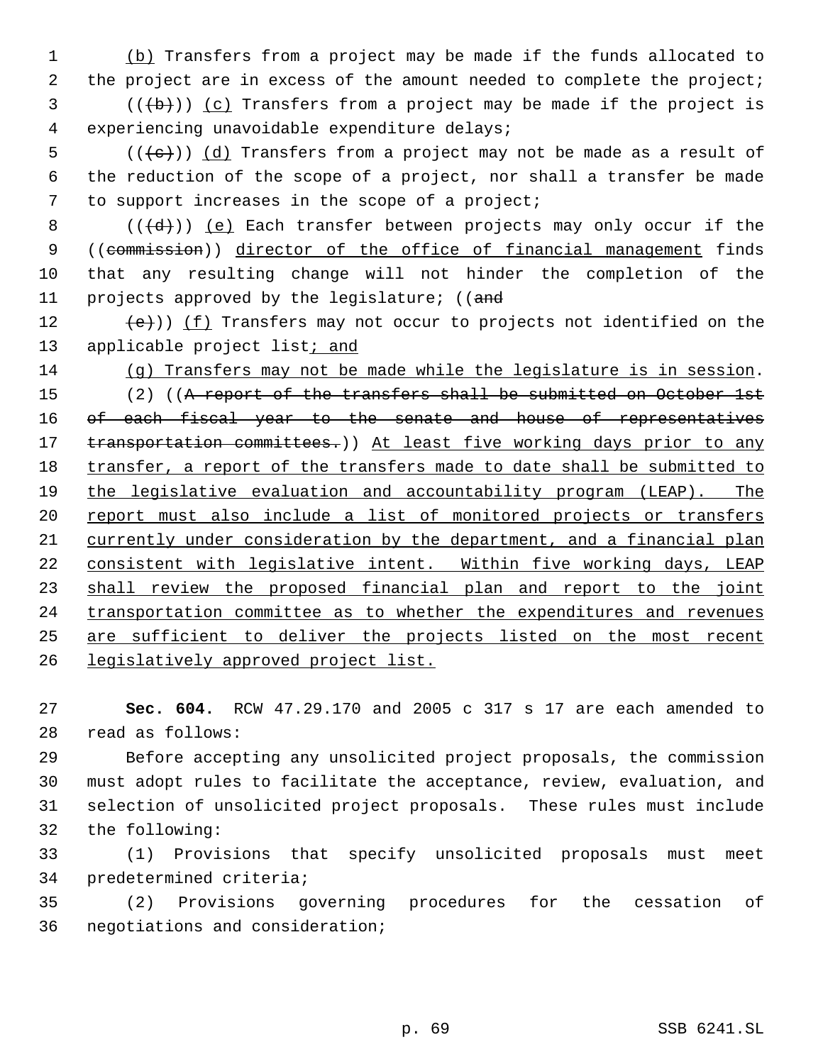(b) Transfers from a project may be made if the funds allocated to the project are in excess of the amount needed to complete the project;

(((b))) (c) Transfers from a project may be made if the project is experiencing unavoidable expenditure delays;

(((c))) (d) Transfers from a project may not be made as a result of the reduction of the scope of a project, nor shall a transfer be made to support increases in the scope of a project;

(((d))) (e) Each transfer between projects may only occur if the ((commission)) director of the office of financial management finds that any resulting change will not hinder the completion of the projects approved by the legislature; ((and

(e))) (f) Transfers may not occur to projects not identified on the applicable project list; and

(g) Transfers may not be made while the legislature is in session.

(2) ((A report of the transfers shall be submitted on October 1st of each fiscal year to the senate and house of representatives transportation committees.)) At least five working days prior to any transfer, a report of the transfers made to date shall be submitted to the legislative evaluation and accountability program (LEAP). The report must also include a list of monitored projects or transfers currently under consideration by the department, and a financial plan consistent with legislative intent. Within five working days, LEAP shall review the proposed financial plan and report to the joint transportation committee as to whether the expenditures and revenues are sufficient to deliver the projects listed on the most recent legislatively approved project list.

**Sec. 604.** RCW 47.29.170 and 2005 c 317 s 17 are each amended to read as follows:

Before accepting any unsolicited project proposals, the commission must adopt rules to facilitate the acceptance, review, evaluation, and selection of unsolicited project proposals. These rules must include the following:

(1) Provisions that specify unsolicited proposals must meet predetermined criteria;

(2) Provisions governing procedures for the cessation of negotiations and consideration;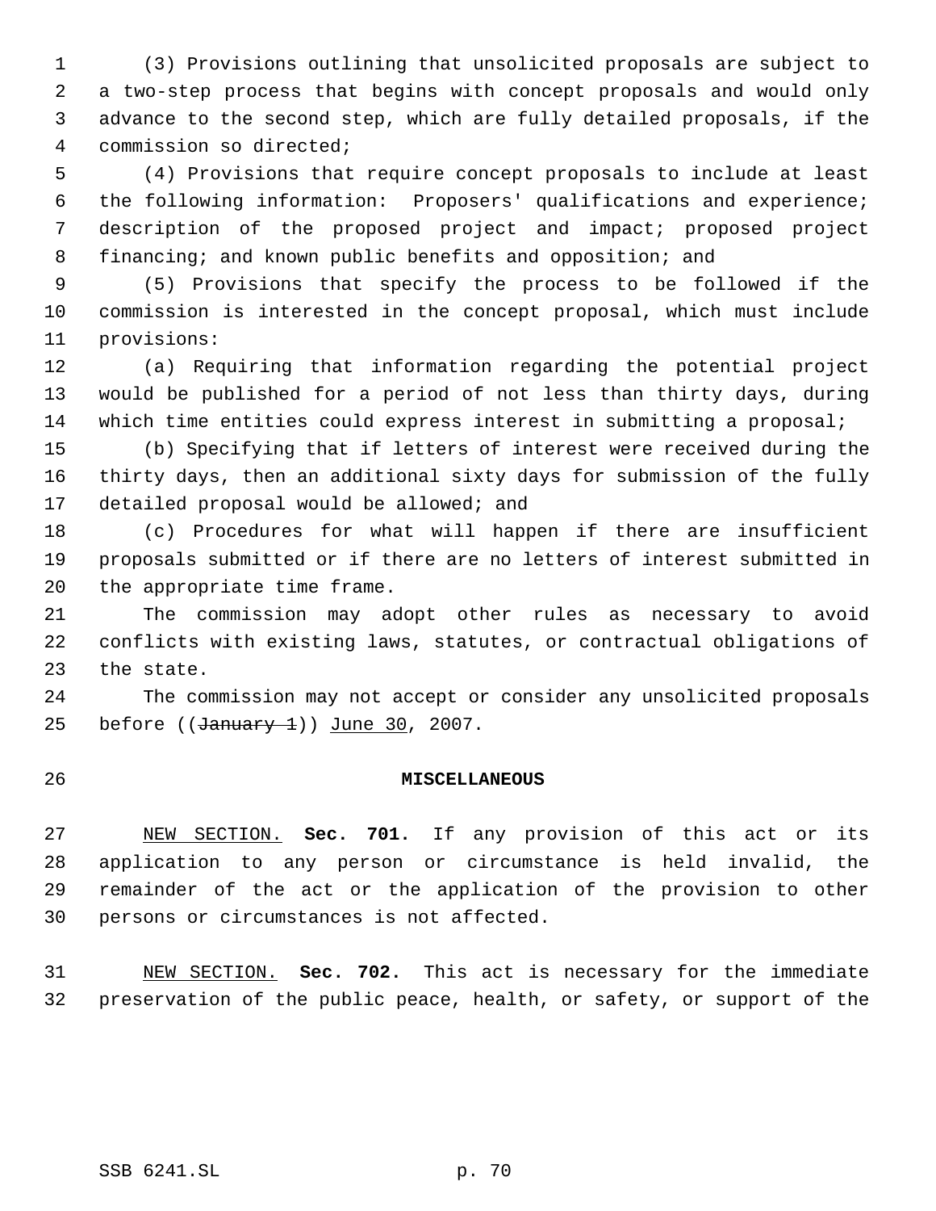(3) Provisions outlining that unsolicited proposals are subject to a two-step process that begins with concept proposals and would only advance to the second step, which are fully detailed proposals, if the commission so directed;

(4) Provisions that require concept proposals to include at least the following information: Proposers' qualifications and experience; description of the proposed project and impact; proposed project financing; and known public benefits and opposition; and

(5) Provisions that specify the process to be followed if the commission is interested in the concept proposal, which must include provisions:

(a) Requiring that information regarding the potential project would be published for a period of not less than thirty days, during which time entities could express interest in submitting a proposal;

(b) Specifying that if letters of interest were received during the thirty days, then an additional sixty days for submission of the fully detailed proposal would be allowed; and

(c) Procedures for what will happen if there are insufficient proposals submitted or if there are no letters of interest submitted in the appropriate time frame.

The commission may adopt other rules as necessary to avoid conflicts with existing laws, statutes, or contractual obligations of the state.

The commission may not accept or consider any unsolicited proposals before ((~~January 1~~)) <u>June 30</u>, 2007.

**MISCELLANEOUS**

<u>NEW SECTION.</u> **Sec. 701.** If any provision of this act or its application to any person or circumstance is held invalid, the remainder of the act or the application of the provision to other persons or circumstances is not affected.

<u>NEW SECTION.</u> **Sec. 702.** This act is necessary for the immediate preservation of the public peace, health, or safety, or support of the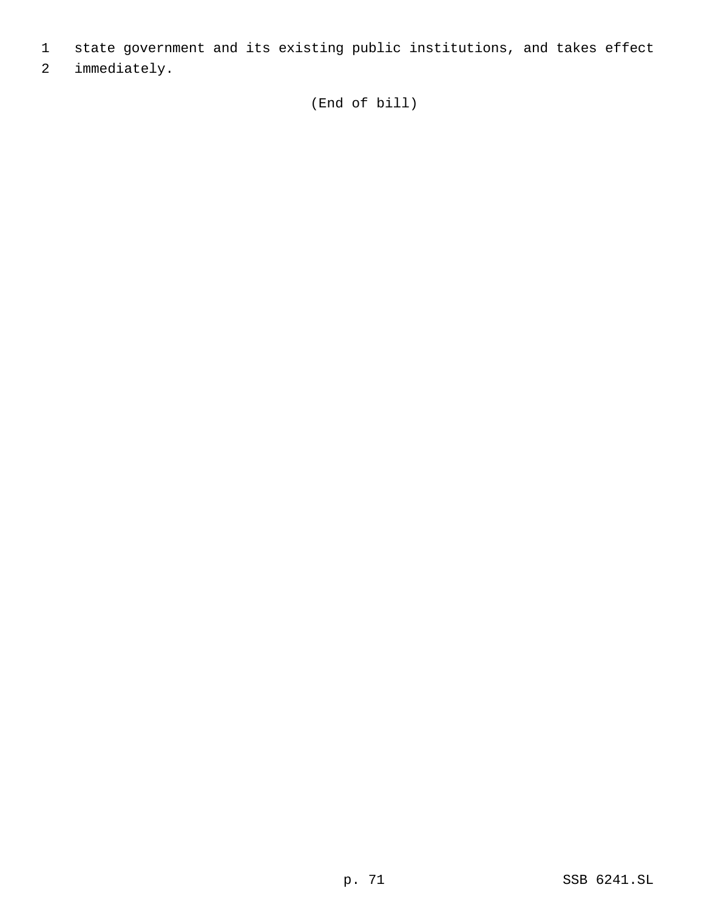state government and its existing public institutions, and takes effect immediately.

(End of bill)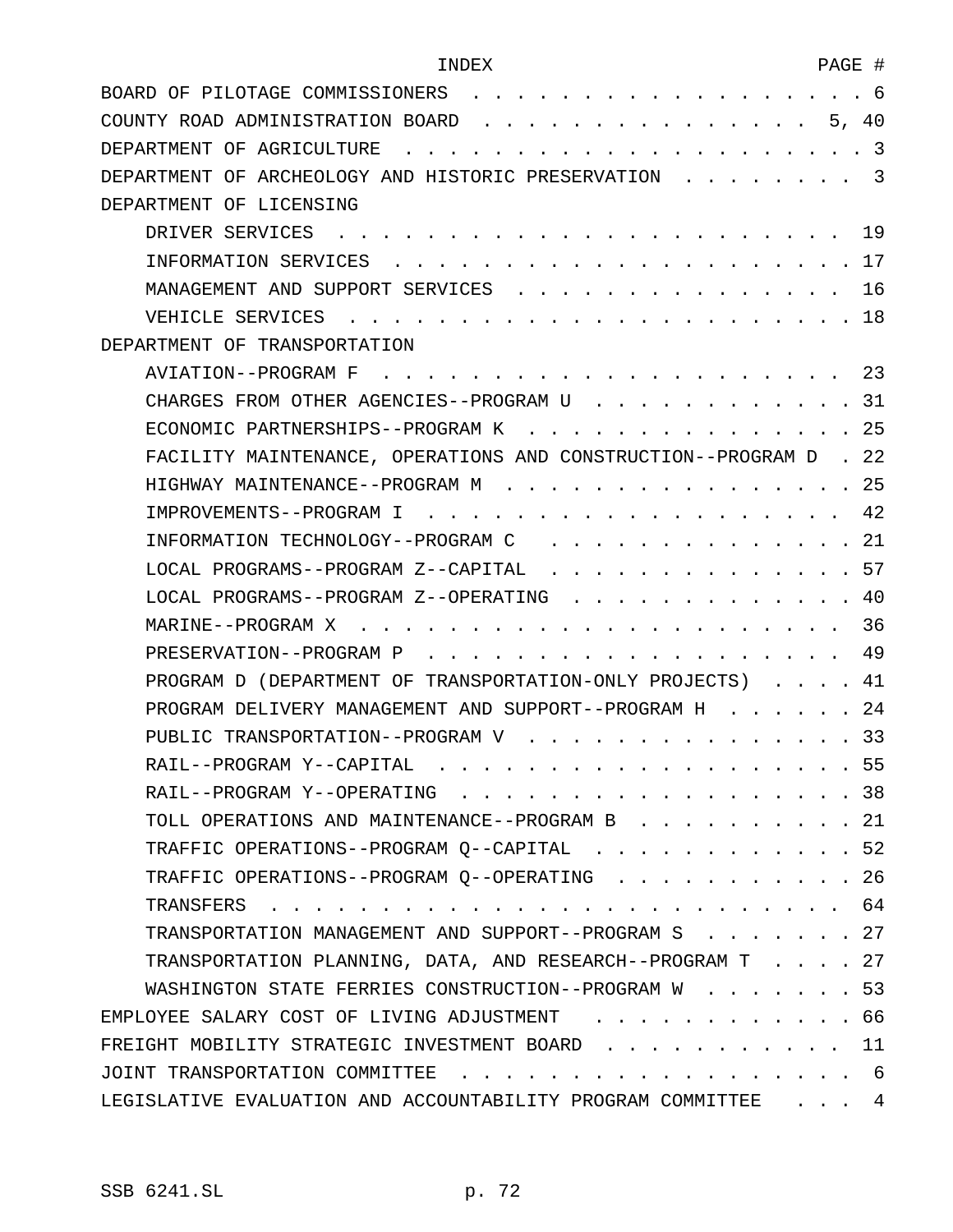| INDEX | PAGE # |
|---|---|
| BOARD OF PILOTAGE COMMISSIONERS | 6 |
| COUNTY ROAD ADMINISTRATION BOARD | 5, 40 |
| DEPARTMENT OF AGRICULTURE | 3 |
| DEPARTMENT OF ARCHEOLOGY AND HISTORIC PRESERVATION | 3 |
| DEPARTMENT OF LICENSING | |
| DRIVER SERVICES | 19 |
| INFORMATION SERVICES | 17 |
| MANAGEMENT AND SUPPORT SERVICES | 16 |
| VEHICLE SERVICES | 18 |
| DEPARTMENT OF TRANSPORTATION | |
| AVIATION--PROGRAM F | 23 |
| CHARGES FROM OTHER AGENCIES--PROGRAM U | 31 |
| ECONOMIC PARTNERSHIPS--PROGRAM K | 25 |
| FACILITY MAINTENANCE, OPERATIONS AND CONSTRUCTION--PROGRAM D | 22 |
| HIGHWAY MAINTENANCE--PROGRAM M | 25 |
| IMPROVEMENTS--PROGRAM I | 42 |
| INFORMATION TECHNOLOGY--PROGRAM C | 21 |
| LOCAL PROGRAMS--PROGRAM Z--CAPITAL | 57 |
| LOCAL PROGRAMS--PROGRAM Z--OPERATING | 40 |
| MARINE--PROGRAM X | 36 |
| PRESERVATION--PROGRAM P | 49 |
| PROGRAM D (DEPARTMENT OF TRANSPORTATION-ONLY PROJECTS) | 41 |
| PROGRAM DELIVERY MANAGEMENT AND SUPPORT--PROGRAM H | 24 |
| PUBLIC TRANSPORTATION--PROGRAM V | 33 |
| RAIL--PROGRAM Y--CAPITAL | 55 |
| RAIL--PROGRAM Y--OPERATING | 38 |
| TOLL OPERATIONS AND MAINTENANCE--PROGRAM B | 21 |
| TRAFFIC OPERATIONS--PROGRAM Q--CAPITAL | 52 |
| TRAFFIC OPERATIONS--PROGRAM Q--OPERATING | 26 |
| TRANSFERS | 64 |
| TRANSPORTATION MANAGEMENT AND SUPPORT--PROGRAM S | 27 |
| TRANSPORTATION PLANNING, DATA, AND RESEARCH--PROGRAM T | 27 |
| WASHINGTON STATE FERRIES CONSTRUCTION--PROGRAM W | 53 |
| EMPLOYEE SALARY COST OF LIVING ADJUSTMENT | 66 |
| FREIGHT MOBILITY STRATEGIC INVESTMENT BOARD | 11 |
| JOINT TRANSPORTATION COMMITTEE | 6 |
| LEGISLATIVE EVALUATION AND ACCOUNTABILITY PROGRAM COMMITTEE | 4 |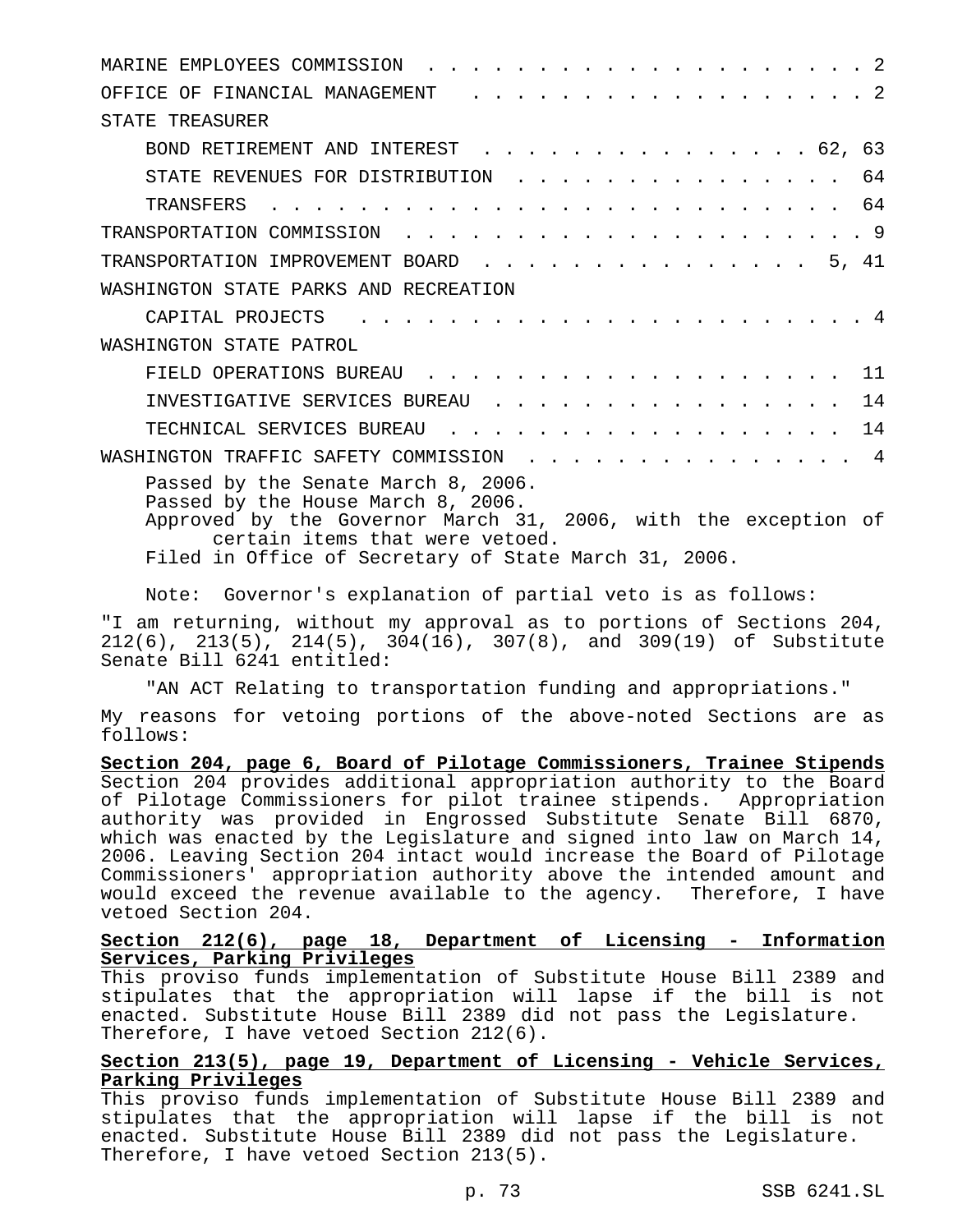MARINE EMPLOYEES COMMISSION . . . . . . . . . . . . . . . . . . . . . 2

OFFICE OF FINANCIAL MANAGEMENT . . . . . . . . . . . . . . . . . . . 2

STATE TREASURER

BOND RETIREMENT AND INTEREST . . . . . . . . . . . . . . . . 62, 63

STATE REVENUES FOR DISTRIBUTION . . . . . . . . . . . . . . . 64

TRANSFERS . . . . . . . . . . . . . . . . . . . . . . . . . . 64

TRANSPORTATION COMMISSION . . . . . . . . . . . . . . . . . . . . . . 9

TRANSPORTATION IMPROVEMENT BOARD . . . . . . . . . . . . . . . 5, 41

WASHINGTON STATE PARKS AND RECREATION

CAPITAL PROJECTS . . . . . . . . . . . . . . . . . . . . . . . 4

WASHINGTON STATE PATROL

FIELD OPERATIONS BUREAU . . . . . . . . . . . . . . . . . . . 11

INVESTIGATIVE SERVICES BUREAU . . . . . . . . . . . . . . . . 14

TECHNICAL SERVICES BUREAU . . . . . . . . . . . . . . . . . . 14

WASHINGTON TRAFFIC SAFETY COMMISSION . . . . . . . . . . . . . . . 4

Passed by the Senate March 8, 2006.
Passed by the House March 8, 2006.
Approved by the Governor March 31, 2006, with the exception of certain items that were vetoed.
Filed in Office of Secretary of State March 31, 2006.

Note: Governor's explanation of partial veto is as follows:

"I am returning, without my approval as to portions of Sections 204, 212(6), 213(5), 214(5), 304(16), 307(8), and 309(19) of Substitute Senate Bill 6241 entitled:

"AN ACT Relating to transportation funding and appropriations."

My reasons for vetoing portions of the above-noted Sections are as follows:

**Section 204, page 6, Board of Pilotage Commissioners, Trainee Stipends**
Section 204 provides additional appropriation authority to the Board of Pilotage Commissioners for pilot trainee stipends. Appropriation authority was provided in Engrossed Substitute Senate Bill 6870, which was enacted by the Legislature and signed into law on March 14, 2006. Leaving Section 204 intact would increase the Board of Pilotage Commissioners' appropriation authority above the intended amount and would exceed the revenue available to the agency. Therefore, I have vetoed Section 204.

**Section 212(6), page 18, Department of Licensing - Information Services, Parking Privileges**
This proviso funds implementation of Substitute House Bill 2389 and stipulates that the appropriation will lapse if the bill is not enacted. Substitute House Bill 2389 did not pass the Legislature. Therefore, I have vetoed Section 212(6).

**Section 213(5), page 19, Department of Licensing - Vehicle Services, Parking Privileges**
This proviso funds implementation of Substitute House Bill 2389 and stipulates that the appropriation will lapse if the bill is not enacted. Substitute House Bill 2389 did not pass the Legislature. Therefore, I have vetoed Section 213(5).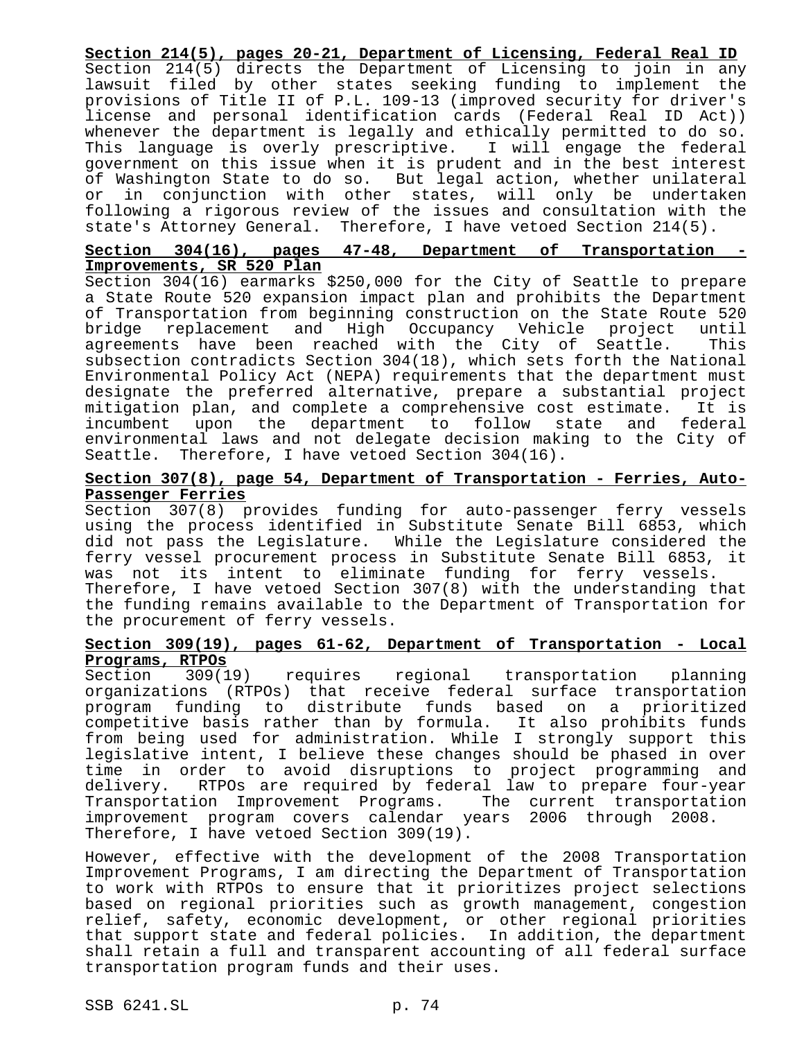**Section 214(5), pages 20-21, Department of Licensing, Federal Real ID**

Section 214(5) directs the Department of Licensing to join in any lawsuit filed by other states seeking funding to implement the provisions of Title II of P.L. 109-13 (improved security for driver's license and personal identification cards (Federal Real ID Act)) whenever the department is legally and ethically permitted to do so. This language is overly prescriptive. I will engage the federal government on this issue when it is prudent and in the best interest of Washington State to do so. But legal action, whether unilateral or in conjunction with other states, will only be undertaken following a rigorous review of the issues and consultation with the state's Attorney General. Therefore, I have vetoed Section 214(5).

**Section 304(16), pages 47-48, Department of Transportation - Improvements, SR 520 Plan**

Section 304(16) earmarks $250,000 for the City of Seattle to prepare a State Route 520 expansion impact plan and prohibits the Department of Transportation from beginning construction on the State Route 520 bridge replacement and High Occupancy Vehicle project until agreements have been reached with the City of Seattle. This subsection contradicts Section 304(18), which sets forth the National Environmental Policy Act (NEPA) requirements that the department must designate the preferred alternative, prepare a substantial project mitigation plan, and complete a comprehensive cost estimate. It is incumbent upon the department to follow state and federal environmental laws and not delegate decision making to the City of Seattle. Therefore, I have vetoed Section 304(16).

**Section 307(8), page 54, Department of Transportation - Ferries, Auto-Passenger Ferries**

Section 307(8) provides funding for auto-passenger ferry vessels using the process identified in Substitute Senate Bill 6853, which did not pass the Legislature. While the Legislature considered the ferry vessel procurement process in Substitute Senate Bill 6853, it was not its intent to eliminate funding for ferry vessels. Therefore, I have vetoed Section 307(8) with the understanding that the funding remains available to the Department of Transportation for the procurement of ferry vessels.

**Section 309(19), pages 61-62, Department of Transportation - Local Programs, RTPOs**

Section 309(19) requires regional transportation planning organizations (RTPOs) that receive federal surface transportation program funding to distribute funds based on a prioritized competitive basis rather than by formula. It also prohibits funds from being used for administration. While I strongly support this legislative intent, I believe these changes should be phased in over time in order to avoid disruptions to project programming and delivery. RTPOs are required by federal law to prepare four-year Transportation Improvement Programs. The current transportation improvement program covers calendar years 2006 through 2008. Therefore, I have vetoed Section 309(19).

However, effective with the development of the 2008 Transportation Improvement Programs, I am directing the Department of Transportation to work with RTPOs to ensure that it prioritizes project selections based on regional priorities such as growth management, congestion relief, safety, economic development, or other regional priorities that support state and federal policies. In addition, the department shall retain a full and transparent accounting of all federal surface transportation program funds and their uses.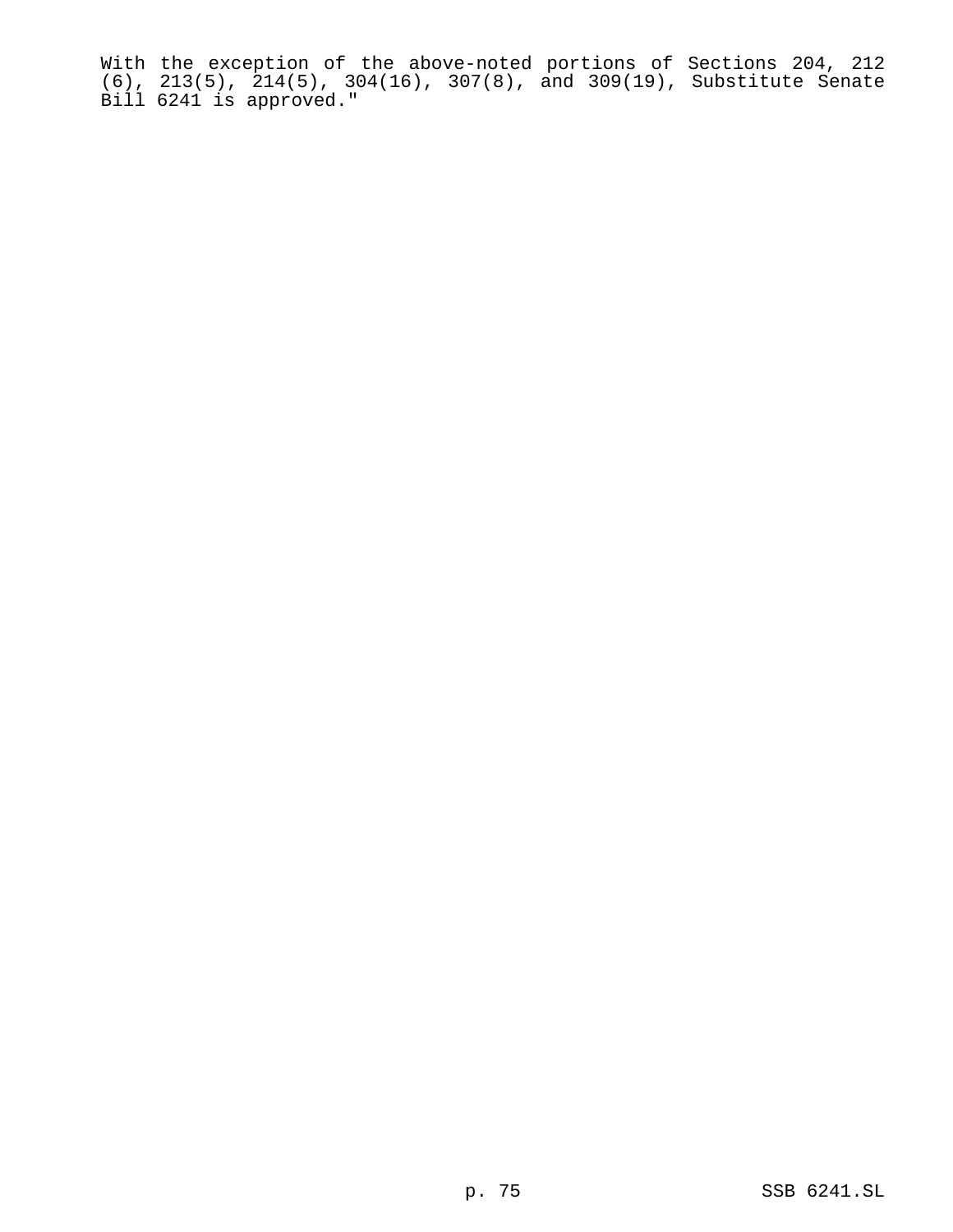With the exception of the above-noted portions of Sections 204, 212 (6), 213(5), 214(5), 304(16), 307(8), and 309(19), Substitute Senate Bill 6241 is approved."